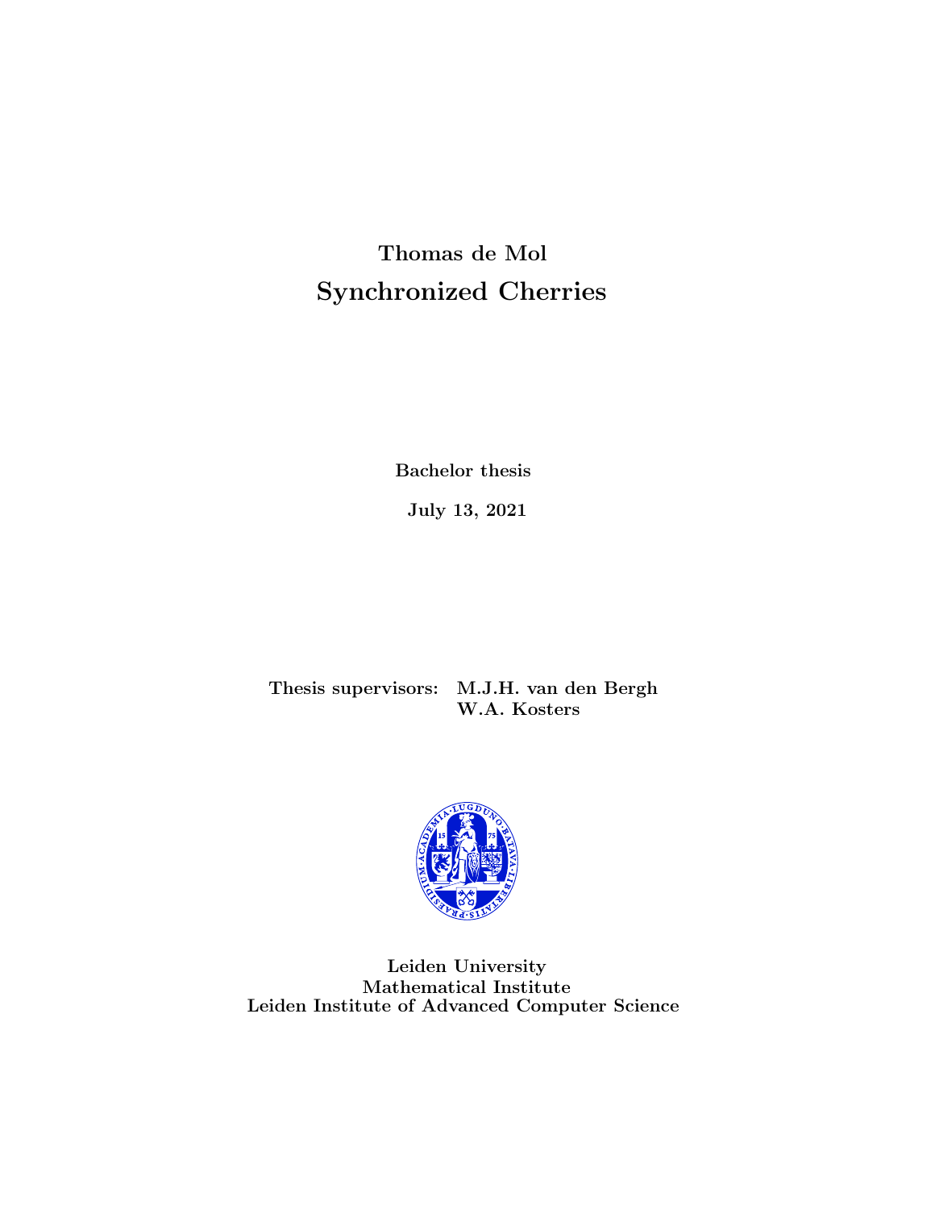**Thomas de Mol**

# Synchronized Cherries

**Bachelor thesis**

**July 13, 2021**

**Thesis supervisors:** **M.J.H. van den Bergh**
**W.A. Kosters**

**Leiden University**
**Mathematical Institute**
**Leiden Institute of Advanced Computer Science**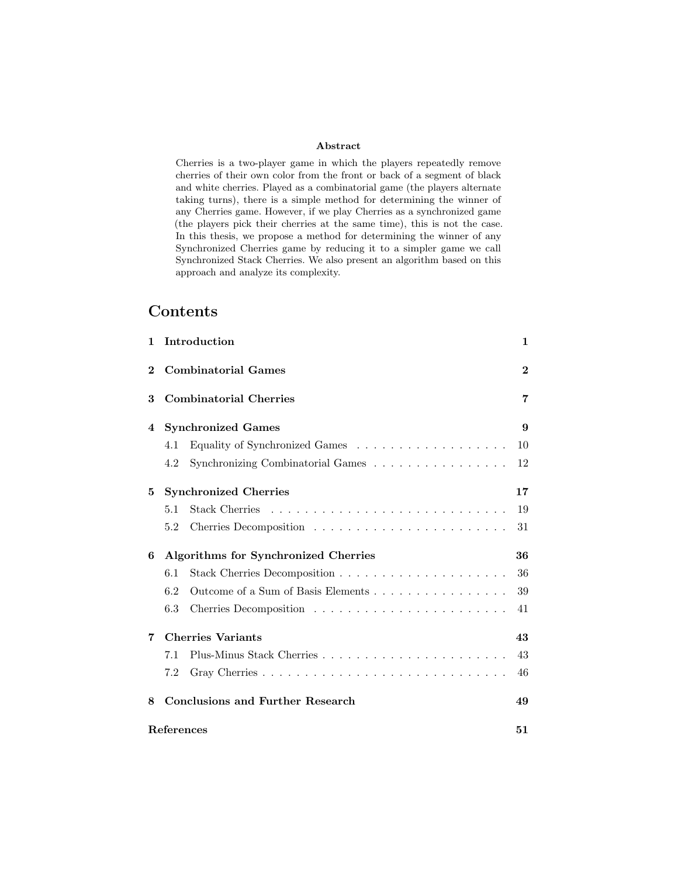**Abstract**

Cherries is a two-player game in which the players repeatedly remove cherries of their own color from the front or back of a segment of black and white cherries. Played as a combinatorial game (the players alternate taking turns), there is a simple method for determining the winner of any Cherries game. However, if we play Cherries as a synchronized game (the players pick their cherries at the same time), this is not the case. In this thesis, we propose a method for determining the winner of any Synchronized Cherries game by reducing it to a simpler game we call Synchronized Stack Cherries. We also present an algorithm based on this approach and analyze its complexity.

# Contents

| | | |
|---|---|---|
| **1** | **Introduction** | **1** |
| **2** | **Combinatorial Games** | **2** |
| **3** | **Combinatorial Cherries** | **7** |
| **4** | **Synchronized Games** | **9** |
| 4.1 | Equality of Synchronized Games | 10 |
| 4.2 | Synchronizing Combinatorial Games | 12 |
| **5** | **Synchronized Cherries** | **17** |
| 5.1 | Stack Cherries | 19 |
| 5.2 | Cherries Decomposition | 31 |
| **6** | **Algorithms for Synchronized Cherries** | **36** |
| 6.1 | Stack Cherries Decomposition | 36 |
| 6.2 | Outcome of a Sum of Basis Elements | 39 |
| 6.3 | Cherries Decomposition | 41 |
| **7** | **Cherries Variants** | **43** |
| 7.1 | Plus-Minus Stack Cherries | 43 |
| 7.2 | Gray Cherries | 46 |
| **8** | **Conclusions and Further Research** | **49** |
| | **References** | **51** |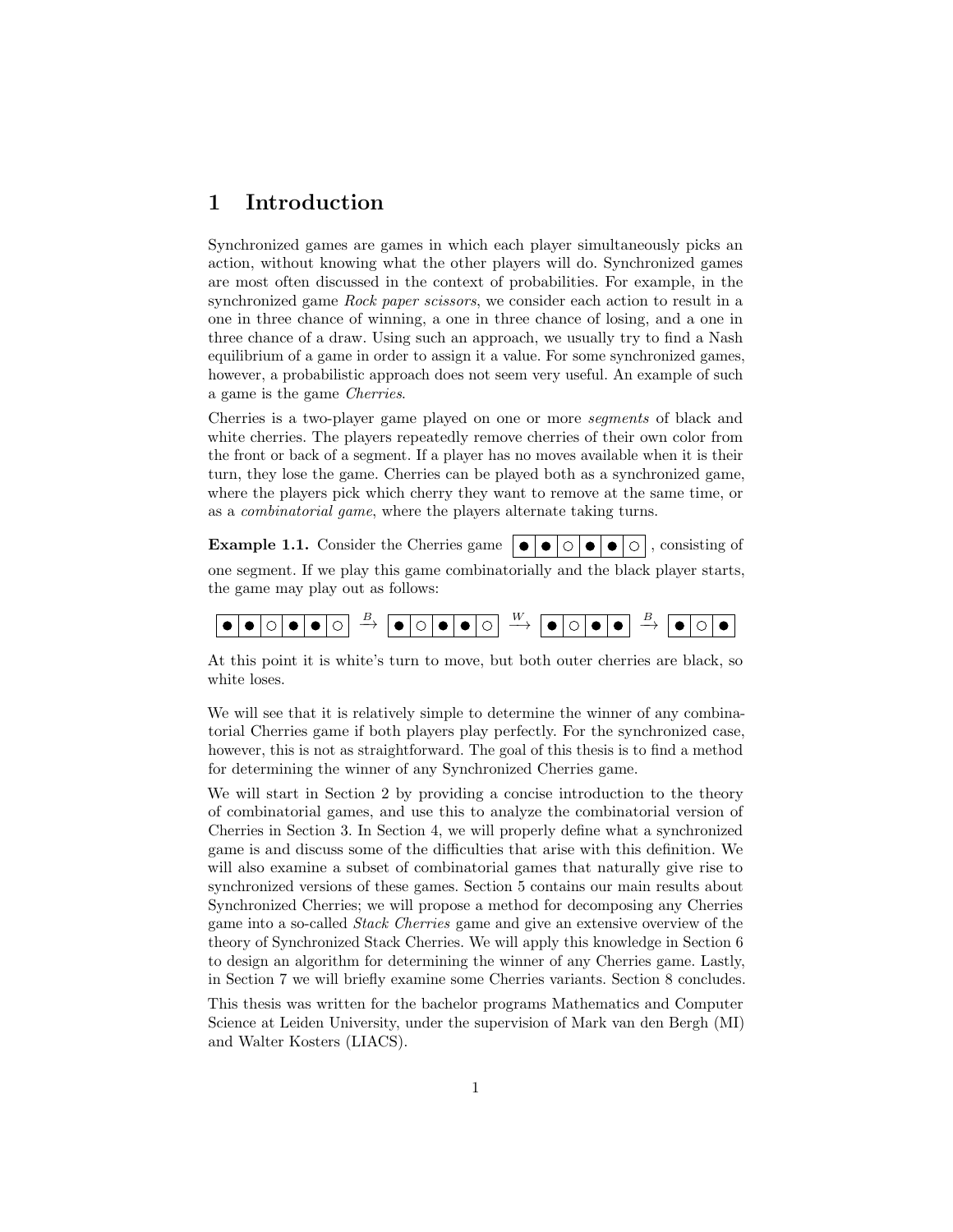# 1 Introduction

Synchronized games are games in which each player simultaneously picks an action, without knowing what the other players will do. Synchronized games are most often discussed in the context of probabilities. For example, in the synchronized game *Rock paper scissors*, we consider each action to result in a one in three chance of winning, a one in three chance of losing, and a one in three chance of a draw. Using such an approach, we usually try to find a Nash equilibrium of a game in order to assign it a value. For some synchronized games, however, a probabilistic approach does not seem very useful. An example of such a game is the game *Cherries*.

Cherries is a two-player game played on one or more *segments* of black and white cherries. The players repeatedly remove cherries of their own color from the front or back of a segment. If a player has no moves available when it is their turn, they lose the game. Cherries can be played both as a synchronized game, where the players pick which cherry they want to remove at the same time, or as a *combinatorial game*, where the players alternate taking turns.

**Example 1.1.** Consider the Cherries game | ● | ● | ○ | ● | ● | ○ |, consisting of one segment. If we play this game combinatorially and the black player starts, the game may play out as follows:

| ● | ● | ○ | ● | ● | ○ | $\xrightarrow{B}$ | ● | ○ | ● | ● | ○ | $\xrightarrow{W}$ | ● | ○ | ● | ● | $\xrightarrow{B}$ | ● | ○ | ● |

At this point it is white's turn to move, but both outer cherries are black, so white loses.

We will see that it is relatively simple to determine the winner of any combinatorial Cherries game if both players play perfectly. For the synchronized case, however, this is not as straightforward. The goal of this thesis is to find a method for determining the winner of any Synchronized Cherries game.

We will start in Section 2 by providing a concise introduction to the theory of combinatorial games, and use this to analyze the combinatorial version of Cherries in Section 3. In Section 4, we will properly define what a synchronized game is and discuss some of the difficulties that arise with this definition. We will also examine a subset of combinatorial games that naturally give rise to synchronized versions of these games. Section 5 contains our main results about Synchronized Cherries; we will propose a method for decomposing any Cherries game into a so-called *Stack Cherries* game and give an extensive overview of the theory of Synchronized Stack Cherries. We will apply this knowledge in Section 6 to design an algorithm for determining the winner of any Cherries game. Lastly, in Section 7 we will briefly examine some Cherries variants. Section 8 concludes.

This thesis was written for the bachelor programs Mathematics and Computer Science at Leiden University, under the supervision of Mark van den Bergh (MI) and Walter Kosters (LIACS).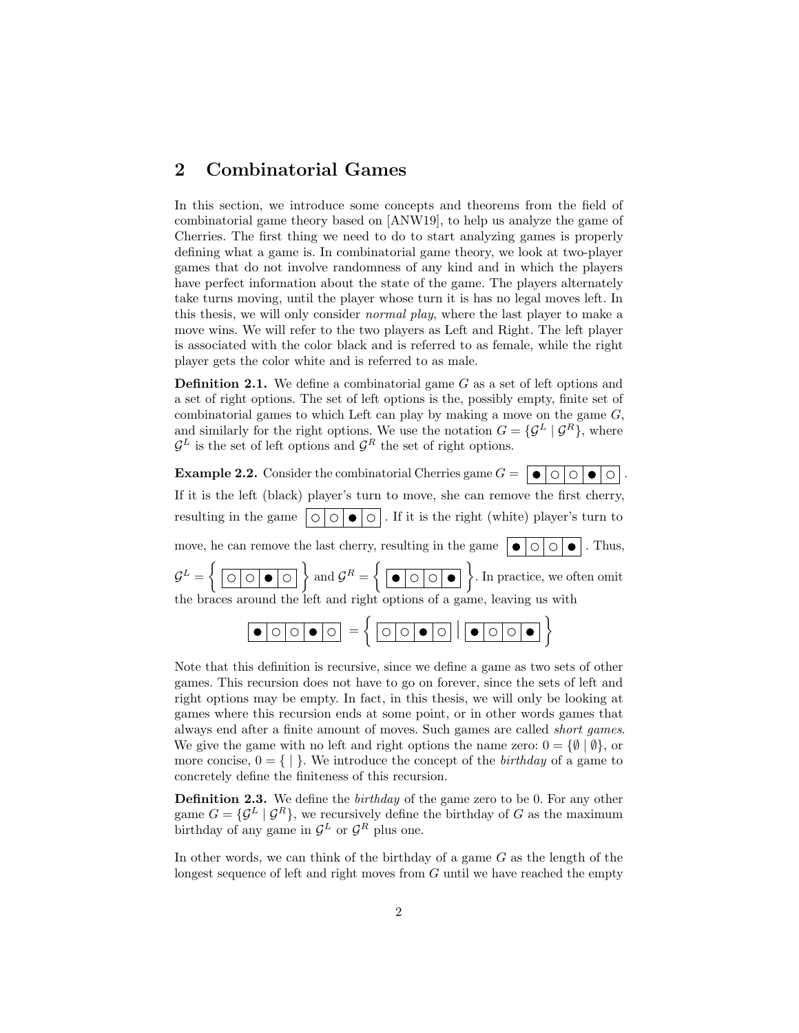## 2 Combinatorial Games

In this section, we introduce some concepts and theorems from the field of combinatorial game theory based on [ANW19], to help us analyze the game of Cherries. The first thing we need to do to start analyzing games is properly defining what a game is. In combinatorial game theory, we look at two-player games that do not involve randomness of any kind and in which the players have perfect information about the state of the game. The players alternately take turns moving, until the player whose turn it is has no legal moves left. In this thesis, we will only consider *normal play*, where the last player to make a move wins. We will refer to the two players as Left and Right. The left player is associated with the color black and is referred to as female, while the right player gets the color white and is referred to as male.

**Definition 2.1.** We define a combinatorial game $G$ as a set of left options and a set of right options. The set of left options is the, possibly empty, finite set of combinatorial games to which Left can play by making a move on the game $G$, and similarly for the right options. We use the notation $G = \{\mathcal{G}^L \mid \mathcal{G}^R\}$, where $\mathcal{G}^L$ is the set of left options and $\mathcal{G}^R$ the set of right options.

**Example 2.2.** Consider the combinatorial Cherries game $G =$ ●○○●○ . If it is the left (black) player's turn to move, she can remove the first cherry, resulting in the game ○○●○ . If it is the right (white) player's turn to move, he can remove the last cherry, resulting in the game ●○○● . Thus, $\mathcal{G}^L = \{$ ○○●○ $\}$ and $\mathcal{G}^R = \{$ ●○○● $\}$. In practice, we often omit the braces around the left and right options of a game, leaving us with

●○○●○ $= \{$ ○○●○ $\mid$ ●○○● $\}$

Note that this definition is recursive, since we define a game as two sets of other games. This recursion does not have to go on forever, since the sets of left and right options may be empty. In fact, in this thesis, we will only be looking at games where this recursion ends at some point, or in other words games that always end after a finite amount of moves. Such games are called *short games*. We give the game with no left and right options the name zero: $0 = \{\emptyset \mid \emptyset\}$, or more concise, $0 = \{\ \mid\ \}$. We introduce the concept of the *birthday* of a game to concretely define the finiteness of this recursion.

**Definition 2.3.** We define the *birthday* of the game zero to be 0. For any other game $G = \{\mathcal{G}^L \mid \mathcal{G}^R\}$, we recursively define the birthday of $G$ as the maximum birthday of any game in $\mathcal{G}^L$ or $\mathcal{G}^R$ plus one.

In other words, we can think of the birthday of a game $G$ as the length of the longest sequence of left and right moves from $G$ until we have reached the empty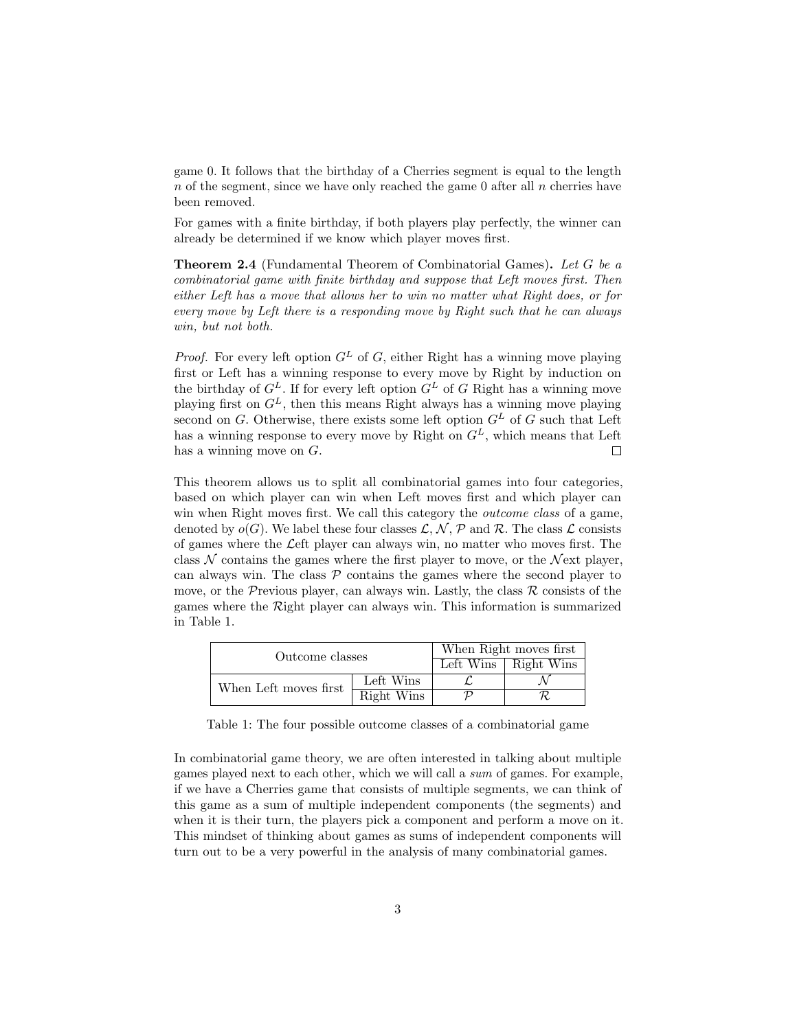game 0. It follows that the birthday of a Cherries segment is equal to the length $n$ of the segment, since we have only reached the game 0 after all $n$ cherries have been removed.

For games with a finite birthday, if both players play perfectly, the winner can already be determined if we know which player moves first.

**Theorem 2.4** (Fundamental Theorem of Combinatorial Games)**.** *Let $G$ be a combinatorial game with finite birthday and suppose that Left moves first. Then either Left has a move that allows her to win no matter what Right does, or for every move by Left there is a responding move by Right such that he can always win, but not both.*

*Proof.* For every left option $G^L$ of $G$, either Right has a winning move playing first or Left has a winning response to every move by Right by induction on the birthday of $G^L$. If for every left option $G^L$ of $G$ Right has a winning move playing first on $G^L$, then this means Right always has a winning move playing second on $G$. Otherwise, there exists some left option $G^L$ of $G$ such that Left has a winning response to every move by Right on $G^L$, which means that Left has a winning move on $G$. □

This theorem allows us to split all combinatorial games into four categories, based on which player can win when Left moves first and which player can win when Right moves first. We call this category the *outcome class* of a game, denoted by $o(G)$. We label these four classes $\mathcal{L}$, $\mathcal{N}$, $\mathcal{P}$ and $\mathcal{R}$. The class $\mathcal{L}$ consists of games where the $\mathcal{L}$eft player can always win, no matter who moves first. The class $\mathcal{N}$ contains the games where the first player to move, or the $\mathcal{N}$ext player, can always win. The class $\mathcal{P}$ contains the games where the second player to move, or the $\mathcal{P}$revious player, can always win. Lastly, the class $\mathcal{R}$ consists of the games where the $\mathcal{R}$ight player can always win. This information is summarized in Table 1.

| Outcome classes | | When Right moves first | |
|---|---|---|---|
| | | Left Wins | Right Wins |
| When Left moves first | Left Wins | $\mathcal{L}$ | $\mathcal{N}$ |
| | Right Wins | $\mathcal{P}$ | $\mathcal{R}$ |

Table 1: The four possible outcome classes of a combinatorial game

In combinatorial game theory, we are often interested in talking about multiple games played next to each other, which we will call a *sum* of games. For example, if we have a Cherries game that consists of multiple segments, we can think of this game as a sum of multiple independent components (the segments) and when it is their turn, the players pick a component and perform a move on it. This mindset of thinking about games as sums of independent components will turn out to be a very powerful in the analysis of many combinatorial games.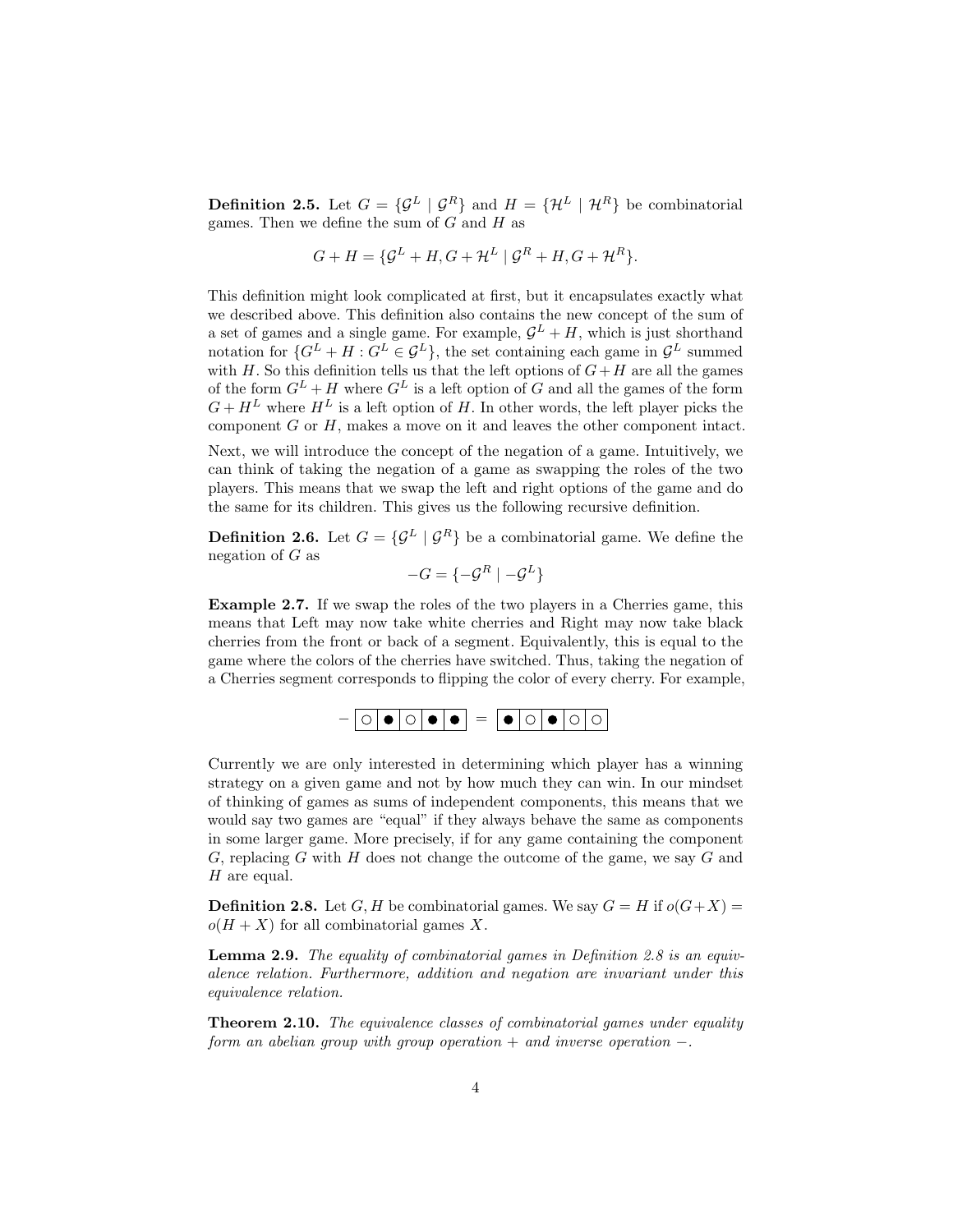**Definition 2.5.** Let $G = \{\mathcal{G}^L \mid \mathcal{G}^R\}$ and $H = \{\mathcal{H}^L \mid \mathcal{H}^R\}$ be combinatorial games. Then we define the sum of $G$ and $H$ as

$$G + H = \{\mathcal{G}^L + H, G + \mathcal{H}^L \mid \mathcal{G}^R + H, G + \mathcal{H}^R\}.$$

This definition might look complicated at first, but it encapsulates exactly what we described above. This definition also contains the new concept of the sum of a set of games and a single game. For example, $\mathcal{G}^L + H$, which is just shorthand notation for $\{G^L + H : G^L \in \mathcal{G}^L\}$, the set containing each game in $\mathcal{G}^L$ summed with $H$. So this definition tells us that the left options of $G+H$ are all the games of the form $G^L + H$ where $G^L$ is a left option of $G$ and all the games of the form $G + H^L$ where $H^L$ is a left option of $H$. In other words, the left player picks the component $G$ or $H$, makes a move on it and leaves the other component intact.

Next, we will introduce the concept of the negation of a game. Intuitively, we can think of taking the negation of a game as swapping the roles of the two players. This means that we swap the left and right options of the game and do the same for its children. This gives us the following recursive definition.

**Definition 2.6.** Let $G = \{\mathcal{G}^L \mid \mathcal{G}^R\}$ be a combinatorial game. We define the negation of $G$ as

$$-G = \{-\mathcal{G}^R \mid -\mathcal{G}^L\}$$

**Example 2.7.** If we swap the roles of the two players in a Cherries game, this means that Left may now take white cherries and Right may now take black cherries from the front or back of a segment. Equivalently, this is equal to the game where the colors of the cherries have switched. Thus, taking the negation of a Cherries segment corresponds to flipping the color of every cherry. For example,

$$- \boxed{\circ \mid \bullet \mid \circ \mid \bullet \mid \bullet} = \boxed{\bullet \mid \circ \mid \bullet \mid \circ \mid \circ}$$

Currently we are only interested in determining which player has a winning strategy on a given game and not by how much they can win. In our mindset of thinking of games as sums of independent components, this means that we would say two games are "equal" if they always behave the same as components in some larger game. More precisely, if for any game containing the component $G$, replacing $G$ with $H$ does not change the outcome of the game, we say $G$ and $H$ are equal.

**Definition 2.8.** Let $G, H$ be combinatorial games. We say $G = H$ if $o(G+X) = o(H+X)$ for all combinatorial games $X$.

**Lemma 2.9.** *The equality of combinatorial games in Definition 2.8 is an equivalence relation. Furthermore, addition and negation are invariant under this equivalence relation.*

**Theorem 2.10.** *The equivalence classes of combinatorial games under equality form an abelian group with group operation $+$ and inverse operation $-$.*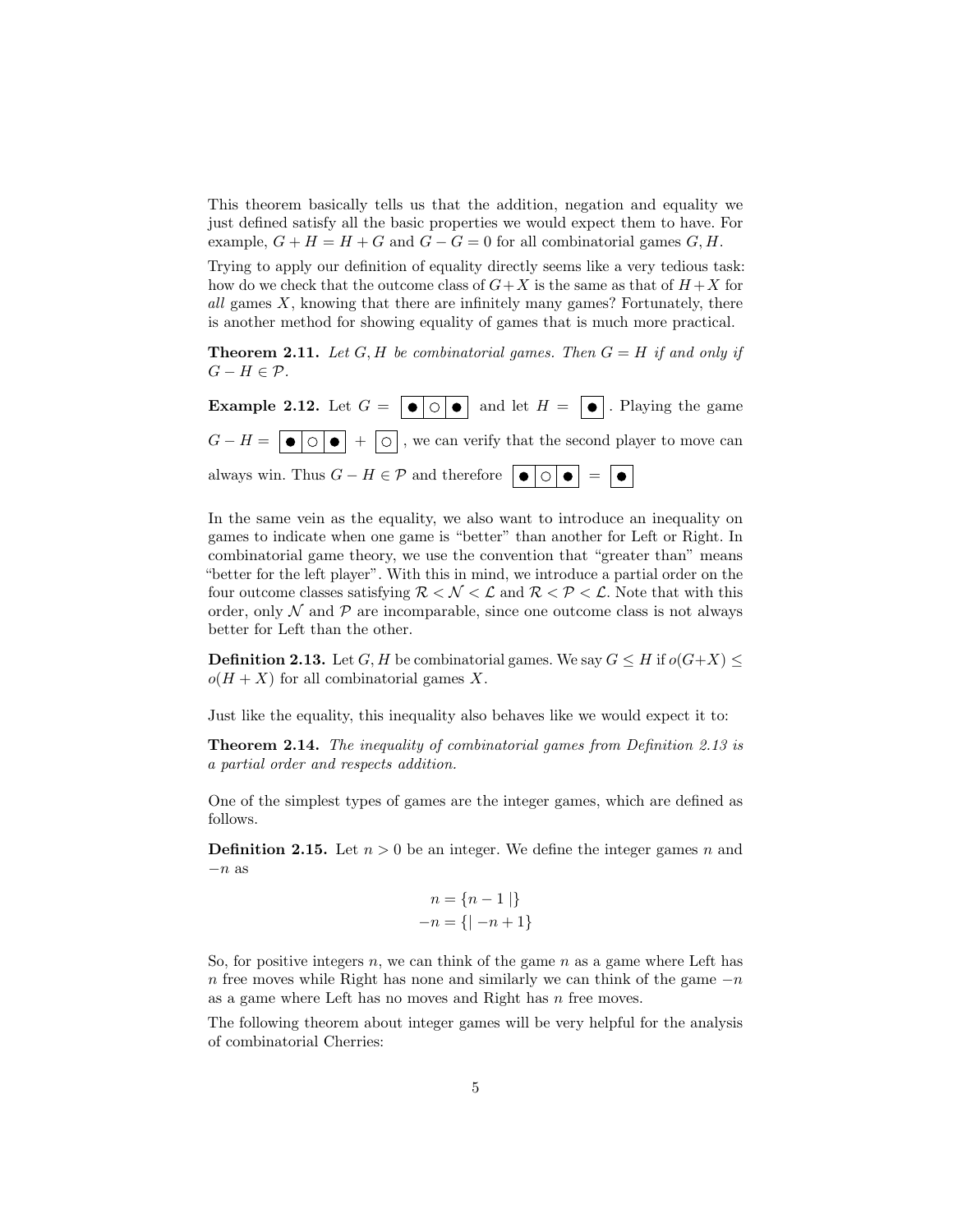This theorem basically tells us that the addition, negation and equality we just defined satisfy all the basic properties we would expect them to have. For example, $G + H = H + G$ and $G - G = 0$ for all combinatorial games $G, H$.

Trying to apply our definition of equality directly seems like a very tedious task: how do we check that the outcome class of $G+X$ is the same as that of $H+X$ for *all* games $X$, knowing that there are infinitely many games? Fortunately, there is another method for showing equality of games that is much more practical.

**Theorem 2.11.** *Let $G, H$ be combinatorial games. Then $G = H$ if and only if $G - H \in \mathcal{P}$.*

**Example 2.12.** Let $G =$ | ● | ○ | ● | and let $H =$ | ● |. Playing the game $G - H =$ | ● | ○ | ● | + | ○ |, we can verify that the second player to move can always win. Thus $G - H \in \mathcal{P}$ and therefore | ● | ○ | ● | = | ● |

In the same vein as the equality, we also want to introduce an inequality on games to indicate when one game is "better" than another for Left or Right. In combinatorial game theory, we use the convention that "greater than" means "better for the left player". With this in mind, we introduce a partial order on the four outcome classes satisfying $\mathcal{R} < \mathcal{N} < \mathcal{L}$ and $\mathcal{R} < \mathcal{P} < \mathcal{L}$. Note that with this order, only $\mathcal{N}$ and $\mathcal{P}$ are incomparable, since one outcome class is not always better for Left than the other.

**Definition 2.13.** Let $G, H$ be combinatorial games. We say $G \leq H$ if $o(G+X) \leq o(H + X)$ for all combinatorial games $X$.

Just like the equality, this inequality also behaves like we would expect it to:

**Theorem 2.14.** *The inequality of combinatorial games from Definition 2.13 is a partial order and respects addition.*

One of the simplest types of games are the integer games, which are defined as follows.

**Definition 2.15.** Let $n > 0$ be an integer. We define the integer games $n$ and $-n$ as

$$n = \{n - 1 \mid\}$$
$$-n = \{\mid -n + 1\}$$

So, for positive integers $n$, we can think of the game $n$ as a game where Left has $n$ free moves while Right has none and similarly we can think of the game $-n$ as a game where Left has no moves and Right has $n$ free moves.

The following theorem about integer games will be very helpful for the analysis of combinatorial Cherries: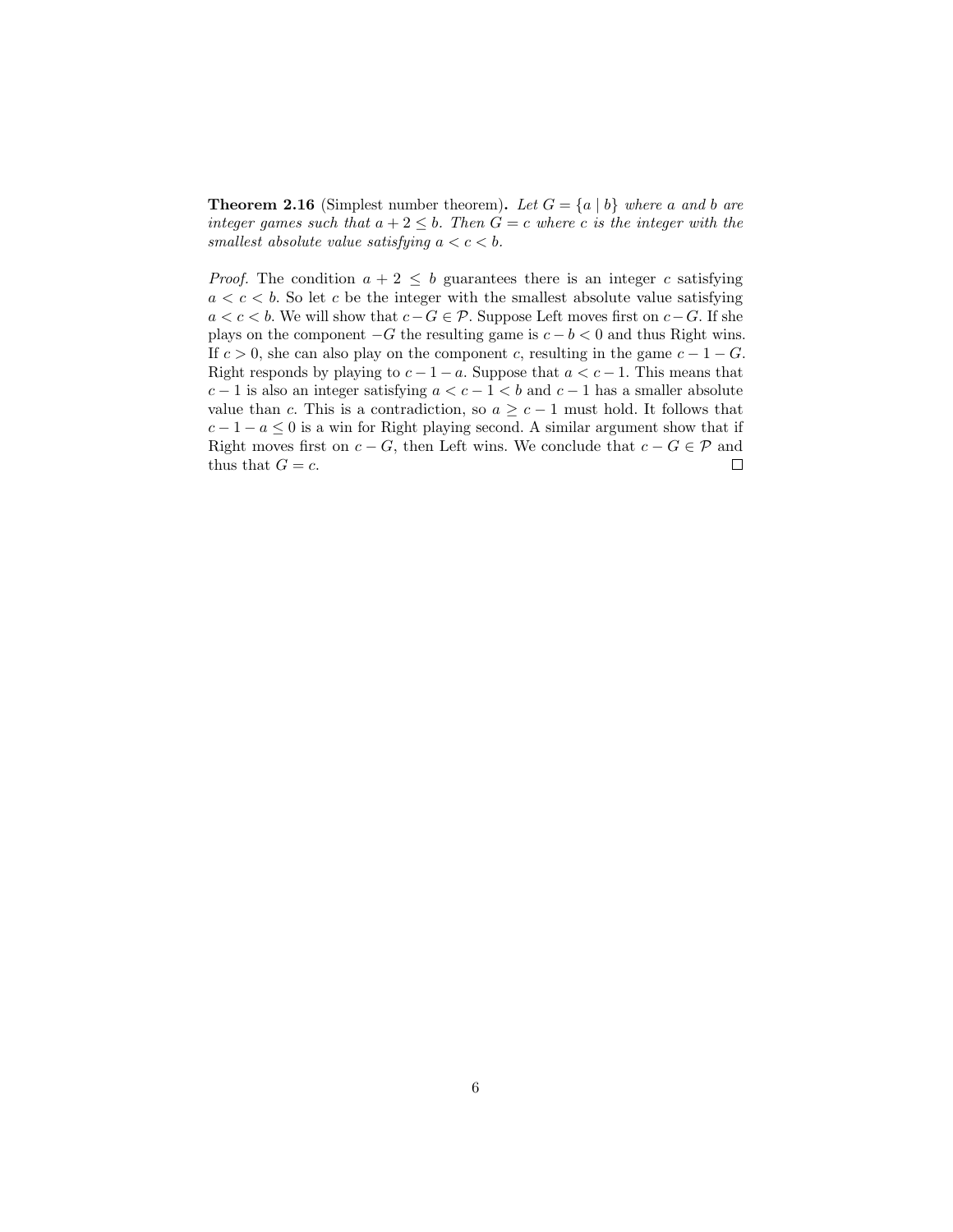**Theorem 2.16** (Simplest number theorem)**.** *Let $G = \{a \mid b\}$ where $a$ and $b$ are integer games such that $a + 2 \leq b$. Then $G = c$ where $c$ is the integer with the smallest absolute value satisfying $a < c < b$.*

*Proof.* The condition $a + 2 \leq b$ guarantees there is an integer $c$ satisfying $a < c < b$. So let $c$ be the integer with the smallest absolute value satisfying $a < c < b$. We will show that $c - G \in \mathcal{P}$. Suppose Left moves first on $c - G$. If she plays on the component $-G$ the resulting game is $c - b < 0$ and thus Right wins. If $c > 0$, she can also play on the component $c$, resulting in the game $c - 1 - G$. Right responds by playing to $c - 1 - a$. Suppose that $a < c - 1$. This means that $c - 1$ is also an integer satisfying $a < c - 1 < b$ and $c - 1$ has a smaller absolute value than $c$. This is a contradiction, so $a \geq c - 1$ must hold. It follows that $c - 1 - a \leq 0$ is a win for Right playing second. A similar argument show that if Right moves first on $c - G$, then Left wins. We conclude that $c - G \in \mathcal{P}$ and thus that $G = c$. □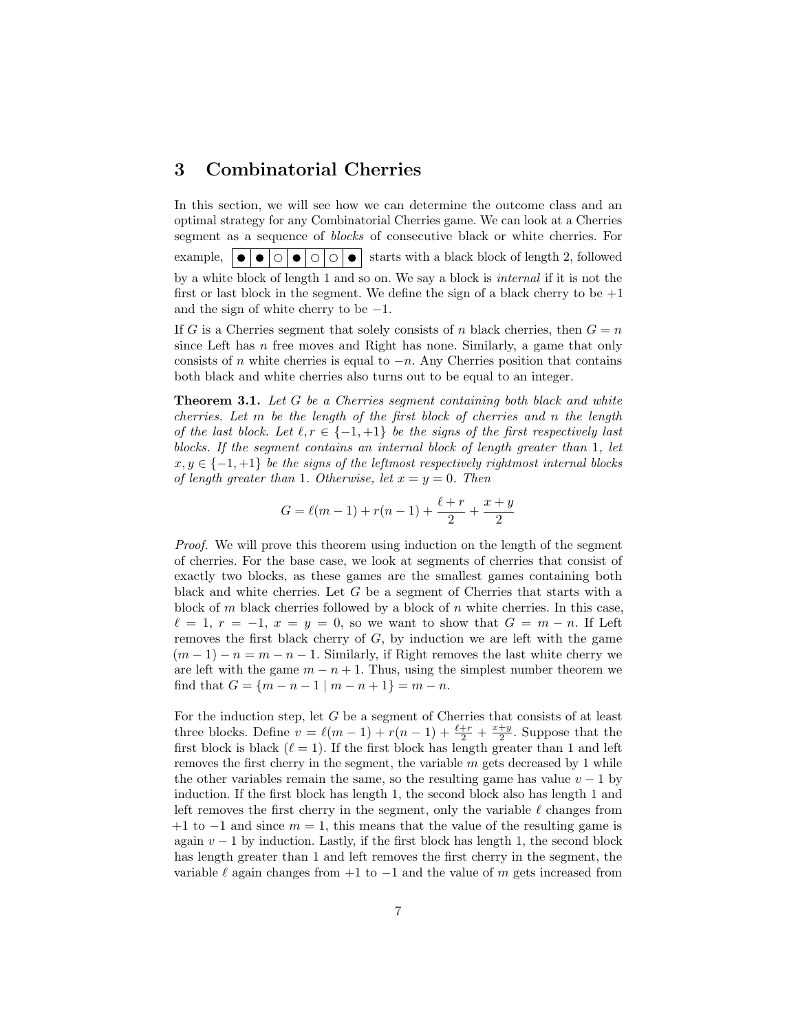## 3 Combinatorial Cherries

In this section, we will see how we can determine the outcome class and an optimal strategy for any Combinatorial Cherries game. We can look at a Cherries segment as a sequence of *blocks* of consecutive black or white cherries. For example, | ● | ● | ○ | ● | ○ | ○ | ● | starts with a black block of length 2, followed by a white block of length 1 and so on. We say a block is *internal* if it is not the first or last block in the segment. We define the sign of a black cherry to be $+1$ and the sign of white cherry to be $-1$.

If $G$ is a Cherries segment that solely consists of $n$ black cherries, then $G = n$ since Left has $n$ free moves and Right has none. Similarly, a game that only consists of $n$ white cherries is equal to $-n$. Any Cherries position that contains both black and white cherries also turns out to be equal to an integer.

**Theorem 3.1.** *Let $G$ be a Cherries segment containing both black and white cherries. Let $m$ be the length of the first block of cherries and $n$ the length of the last block. Let $\ell, r \in \{-1, +1\}$ be the signs of the first respectively last blocks. If the segment contains an internal block of length greater than 1, let $x, y \in \{-1, +1\}$ be the signs of the leftmost respectively rightmost internal blocks of length greater than 1. Otherwise, let $x = y = 0$. Then*

$$G = \ell(m-1) + r(n-1) + \frac{\ell + r}{2} + \frac{x+y}{2}$$

*Proof.* We will prove this theorem using induction on the length of the segment of cherries. For the base case, we look at segments of cherries that consist of exactly two blocks, as these games are the smallest games containing both black and white cherries. Let $G$ be a segment of Cherries that starts with a block of $m$ black cherries followed by a block of $n$ white cherries. In this case, $\ell = 1$, $r = -1$, $x = y = 0$, so we want to show that $G = m - n$. If Left removes the first black cherry of $G$, by induction we are left with the game $(m-1) - n = m - n - 1$. Similarly, if Right removes the last white cherry we are left with the game $m - n + 1$. Thus, using the simplest number theorem we find that $G = \{m - n - 1 \mid m - n + 1\} = m - n$.

For the induction step, let $G$ be a segment of Cherries that consists of at least three blocks. Define $v = \ell(m-1) + r(n-1) + \frac{\ell+r}{2} + \frac{x+y}{2}$. Suppose that the first block is black ($\ell = 1$). If the first block has length greater than 1 and left removes the first cherry in the segment, the variable $m$ gets decreased by 1 while the other variables remain the same, so the resulting game has value $v - 1$ by induction. If the first block has length 1, the second block also has length 1 and left removes the first cherry in the segment, only the variable $\ell$ changes from $+1$ to $-1$ and since $m = 1$, this means that the value of the resulting game is again $v - 1$ by induction. Lastly, if the first block has length 1, the second block has length greater than 1 and left removes the first cherry in the segment, the variable $\ell$ again changes from $+1$ to $-1$ and the value of $m$ gets increased from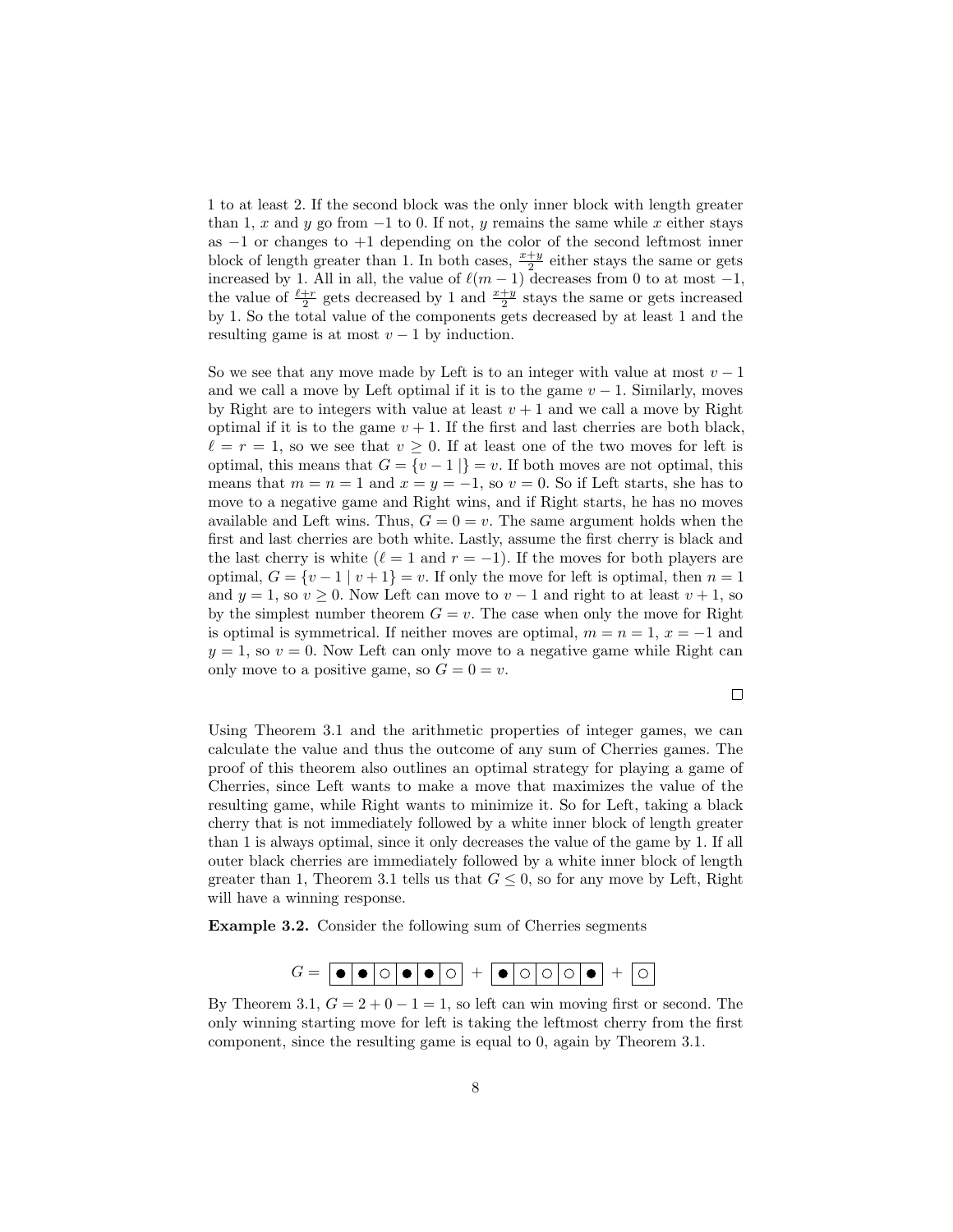1 to at least 2. If the second block was the only inner block with length greater than 1, $x$ and $y$ go from $-1$ to 0. If not, $y$ remains the same while $x$ either stays as $-1$ or changes to $+1$ depending on the color of the second leftmost inner block of length greater than 1. In both cases, $\frac{x+y}{2}$ either stays the same or gets increased by 1. All in all, the value of $\ell(m-1)$ decreases from 0 to at most $-1$, the value of $\frac{\ell+r}{2}$ gets decreased by 1 and $\frac{x+y}{2}$ stays the same or gets increased by 1. So the total value of the components gets decreased by at least 1 and the resulting game is at most $v-1$ by induction.

So we see that any move made by Left is to an integer with value at most $v-1$ and we call a move by Left optimal if it is to the game $v-1$. Similarly, moves by Right are to integers with value at least $v+1$ and we call a move by Right optimal if it is to the game $v+1$. If the first and last cherries are both black, $\ell = r = 1$, so we see that $v \geq 0$. At least one of the two moves for left is optimal, this means that $G = \{v-1 \mid \} = v$. If both moves are not optimal, this means that $m = n = 1$ and $x = y = -1$, so $v = 0$. So if Left starts, she has to move to a negative game and Right wins, and if Right starts, he has no moves available and Left wins. Thus, $G = 0 = v$. The same argument holds when the first and last cherries are both white. Lastly, assume the first cherry is black and the last cherry is white ($\ell = 1$ and $r = -1$). If the moves for both players are optimal, $G = \{v-1 \mid v+1\} = v$. If only the move for left is optimal, then $n = 1$ and $y = 1$, so $v \geq 0$. Now Left can move to $v-1$ and right to at least $v+1$, so by the simplest number theorem $G = v$. The case when only the move for Right is optimal is symmetrical. If neither moves are optimal, $m = n = 1$, $x = -1$ and $y = 1$, so $v = 0$. Now Left can only move to a negative game while Right can only move to a positive game, so $G = 0 = v$.

□

Using Theorem 3.1 and the arithmetic properties of integer games, we can calculate the value and thus the outcome of any sum of Cherries games. The proof of this theorem also outlines an optimal strategy for playing a game of Cherries, since Left wants to make a move that maximizes the value of the resulting game, while Right wants to minimize it. So for Left, taking a black cherry that is not immediately followed by a white inner block of length greater than 1 is always optimal, since it only decreases the value of the game by 1. If all outer black cherries are immediately followed by a white inner block of length greater than 1, Theorem 3.1 tells us that $G \leq 0$, so for any move by Left, Right will have a winning response.

**Example 3.2.** Consider the following sum of Cherries segments

$$G = \boxed{\bullet\mid\bullet\mid\circ\mid\bullet\mid\bullet\mid\circ} + \boxed{\bullet\mid\circ\mid\circ\mid\circ\mid\bullet} + \boxed{\circ}$$

By Theorem 3.1, $G = 2 + 0 - 1 = 1$, so left can win moving first or second. The only winning starting move for left is taking the leftmost cherry from the first component, since the resulting game is equal to 0, again by Theorem 3.1.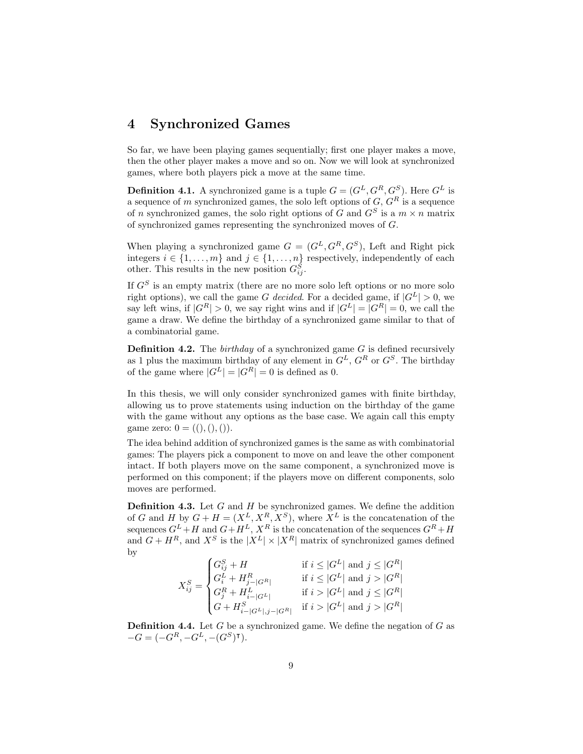## 4 Synchronized Games

So far, we have been playing games sequentially; first one player makes a move, then the other player makes a move and so on. Now we will look at synchronized games, where both players pick a move at the same time.

**Definition 4.1.** A synchronized game is a tuple $G = (G^L, G^R, G^S)$. Here $G^L$ is a sequence of $m$ synchronized games, the solo left options of $G$, $G^R$ is a sequence of $n$ synchronized games, the solo right options of $G$ and $G^S$ is a $m \times n$ matrix of synchronized games representing the synchronized moves of $G$.

When playing a synchronized game $G = (G^L, G^R, G^S)$, Left and Right pick integers $i \in \{1, \dots, m\}$ and $j \in \{1, \dots, n\}$ respectively, independently of each other. This results in the new position $G^S_{ij}$.

If $G^S$ is an empty matrix (there are no more solo left options or no more solo right options), we call the game $G$ *decided*. For a decided game, if $|G^L| > 0$, we say left wins, if $|G^R| > 0$, we say right wins and if $|G^L| = |G^R| = 0$, we call the game a draw. We define the birthday of a synchronized game similar to that of a combinatorial game.

**Definition 4.2.** The *birthday* of a synchronized game $G$ is defined recursively as 1 plus the maximum birthday of any element in $G^L$, $G^R$ or $G^S$. The birthday of the game where $|G^L| = |G^R| = 0$ is defined as 0.

In this thesis, we will only consider synchronized games with finite birthday, allowing us to prove statements using induction on the birthday of the game with the game without any options as the base case. We again call this empty game zero: $0 = ((), (), ())$.

The idea behind addition of synchronized games is the same as with combinatorial games: The players pick a component to move on and leave the other component intact. If both players move on the same component, a synchronized move is performed on this component; if the players move on different components, solo moves are performed.

**Definition 4.3.** Let $G$ and $H$ be synchronized games. We define the addition of $G$ and $H$ by $G + H = (X^L, X^R, X^S)$, where $X^L$ is the concatenation of the sequences $G^L + H$ and $G + H^L$, $X^R$ is the concatenation of the sequences $G^R + H$ and $G + H^R$, and $X^S$ is the $|X^L| \times |X^R|$ matrix of synchronized games defined by

$$X^S_{ij} = \begin{cases} G^S_{ij} + H & \text{if } i \leq |G^L| \text{ and } j \leq |G^R| \\ G^L_i + H^R_{j-|G^R|} & \text{if } i \leq |G^L| \text{ and } j > |G^R| \\ G^R_j + H^L_{i-|G^L|} & \text{if } i > |G^L| \text{ and } j \leq |G^R| \\ G + H^S_{i-|G^L|, j-|G^R|} & \text{if } i > |G^L| \text{ and } j > |G^R| \end{cases}$$

**Definition 4.4.** Let $G$ be a synchronized game. We define the negation of $G$ as $-G = (-G^R, -G^L, -(G^S)^\intercal)$.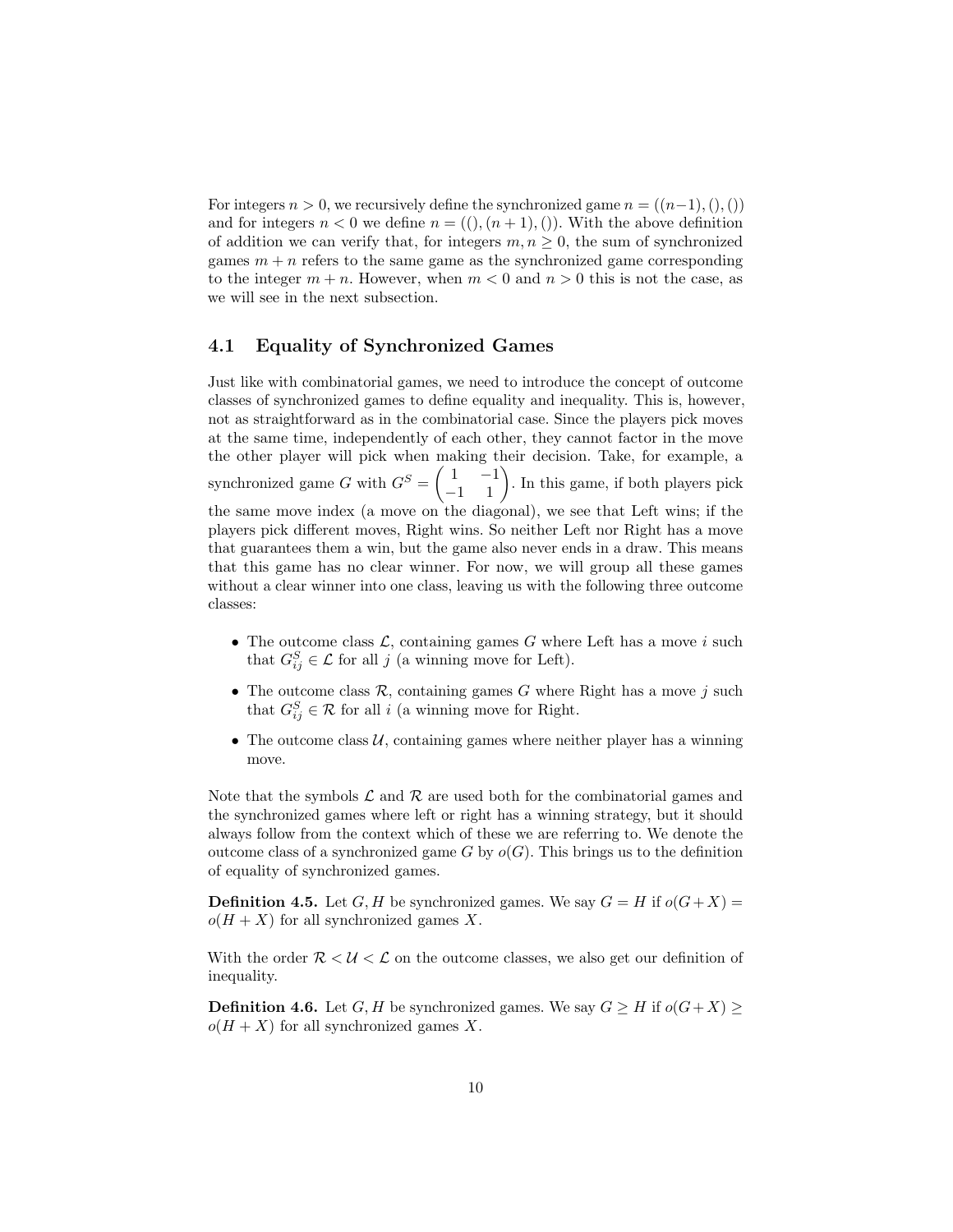For integers $n > 0$, we recursively define the synchronized game $n = ((n-1), (), ())$ and for integers $n < 0$ we define $n = ((), (n+1), ())$. With the above definition of addition we can verify that, for integers $m, n \geq 0$, the sum of synchronized games $m + n$ refers to the same game as the synchronized game corresponding to the integer $m + n$. However, when $m < 0$ and $n > 0$ this is not the case, as we will see in the next subsection.

## 4.1 Equality of Synchronized Games

Just like with combinatorial games, we need to introduce the concept of outcome classes of synchronized games to define equality and inequality. This is, however, not as straightforward as in the combinatorial case. Since the players pick moves at the same time, independently of each other, they cannot factor in the move the other player will pick when making their decision. Take, for example, a synchronized game $G$ with $G^S = \begin{pmatrix} 1 & -1 \\ -1 & 1 \end{pmatrix}$. In this game, if both players pick the same move index (a move on the diagonal), we see that Left wins; if the players pick different moves, Right wins. So neither Left nor Right has a move that guarantees them a win, but the game also never ends in a draw. This means that this game has no clear winner. For now, we will group all these games without a clear winner into one class, leaving us with the following three outcome classes:

- The outcome class $\mathcal{L}$, containing games $G$ where Left has a move $i$ such that $G^S_{ij} \in \mathcal{L}$ for all $j$ (a winning move for Left).
- The outcome class $\mathcal{R}$, containing games $G$ where Right has a move $j$ such that $G^S_{ij} \in \mathcal{R}$ for all $i$ (a winning move for Right.
- The outcome class $\mathcal{U}$, containing games where neither player has a winning move.

Note that the symbols $\mathcal{L}$ and $\mathcal{R}$ are used both for the combinatorial games and the synchronized games where left or right has a winning strategy, but it should always follow from the context which of these we are referring to. We denote the outcome class of a synchronized game $G$ by $o(G)$. This brings us to the definition of equality of synchronized games.

**Definition 4.5.** Let $G, H$ be synchronized games. We say $G = H$ if $o(G+X) = o(H+X)$ for all synchronized games $X$.

With the order $\mathcal{R} < \mathcal{U} < \mathcal{L}$ on the outcome classes, we also get our definition of inequality.

**Definition 4.6.** Let $G, H$ be synchronized games. We say $G \geq H$ if $o(G+X) \geq o(H+X)$ for all synchronized games $X$.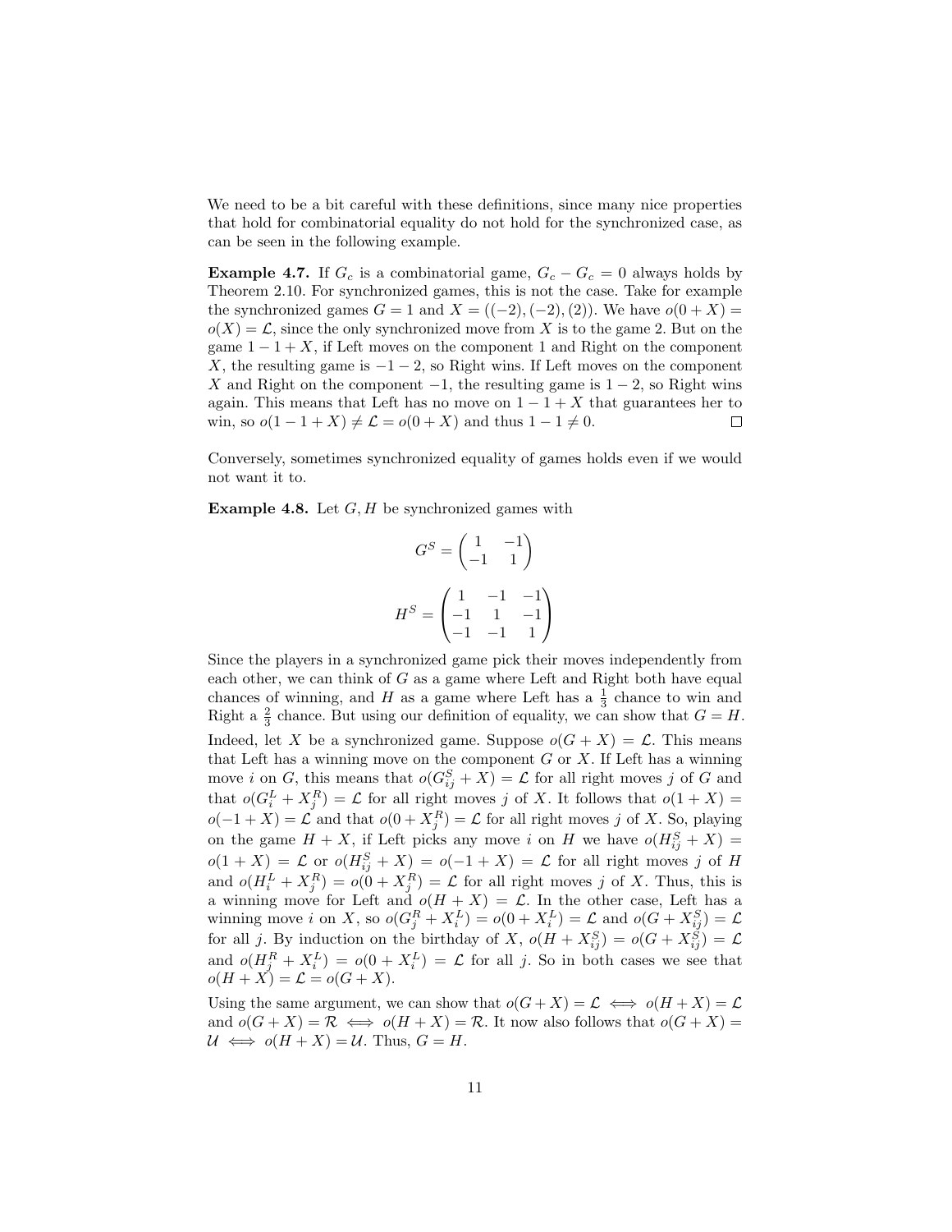We need to be a bit careful with these definitions, since many nice properties that hold for combinatorial equality do not hold for the synchronized case, as can be seen in the following example.

**Example 4.7.** If $G_c$ is a combinatorial game, $G_c - G_c = 0$ always holds by Theorem 2.10. For synchronized games, this is not the case. Take for example the synchronized games $G = 1$ and $X = ((-2), (-2), (2))$. We have $o(0 + X) = o(X) = \mathcal{L}$, since the only synchronized move from $X$ is to the game 2. But on the game $1 - 1 + X$, if Left moves on the component 1 and Right on the component $X$, the resulting game is $-1 - 2$, so Right wins. If Left moves on the component $X$ and Right on the component $-1$, the resulting game is $1 - 2$, so Right wins again. This means that Left has no move on $1 - 1 + X$ that guarantees her to win, so $o(1 - 1 + X) \neq \mathcal{L} = o(0 + X)$ and thus $1 - 1 \neq 0$. $\square$

Conversely, sometimes synchronized equality of games holds even if we would not want it to.

**Example 4.8.** Let $G, H$ be synchronized games with

$$G^S = \begin{pmatrix} 1 & -1 \\ -1 & 1 \end{pmatrix}$$

$$H^S = \begin{pmatrix} 1 & -1 & -1 \\ -1 & 1 & -1 \\ -1 & -1 & 1 \end{pmatrix}$$

Since the players in a synchronized game pick their moves independently from each other, we can think of $G$ as a game where Left and Right both have equal chances of winning, and $H$ as a game where Left has a $\frac{1}{3}$ chance to win and Right a $\frac{2}{3}$ chance. But using our definition of equality, we can show that $G = H$. Indeed, let $X$ be a synchronized game. Suppose $o(G + X) = \mathcal{L}$. This means that Left has a winning move on the component $G$ or $X$. If Left has a winning move $i$ on $G$, this means that $o(G^S_{ij} + X) = \mathcal{L}$ for all right moves $j$ of $G$ and that $o(G^L_i + X^R_j) = \mathcal{L}$ for all right moves $j$ of $X$. It follows that $o(1 + X) = o(-1 + X) = \mathcal{L}$ and that $o(0 + X^R_j) = \mathcal{L}$ for all right moves $j$ of $X$. So, playing on the game $H + X$, if Left picks any move $i$ on $H$ we have $o(H^S_{ij} + X) = o(1 + X) = \mathcal{L}$ or $o(H^S_{ij} + X) = o(-1 + X) = \mathcal{L}$ for all right moves $j$ of $H$ and $o(H^L_i + X^R_j) = o(0 + X^R_j) = \mathcal{L}$ for all right moves $j$ of $X$. Thus, this is a winning move for Left and $o(H + X) = \mathcal{L}$. In the other case, Left has a winning move $i$ on $X$, so $o(G^R_j + X^L_i) = o(0 + X^L_i) = \mathcal{L}$ and $o(G + X^S_{ij}) = \mathcal{L}$ for all $j$. By induction on the birthday of $X$, $o(H + X^S_{ij}) = o(G + X^S_{ij}) = \mathcal{L}$ and $o(H^R_j + X^L_i) = o(0 + X^L_i) = \mathcal{L}$ for all $j$. So in both cases we see that $o(H + X) = \mathcal{L} = o(G + X)$.

Using the same argument, we can show that $o(G + X) = \mathcal{L} \iff o(H + X) = \mathcal{L}$ and $o(G + X) = \mathcal{R} \iff o(H + X) = \mathcal{R}$. It now also follows that $o(G + X) = \mathcal{U} \iff o(H + X) = \mathcal{U}$. Thus, $G = H$.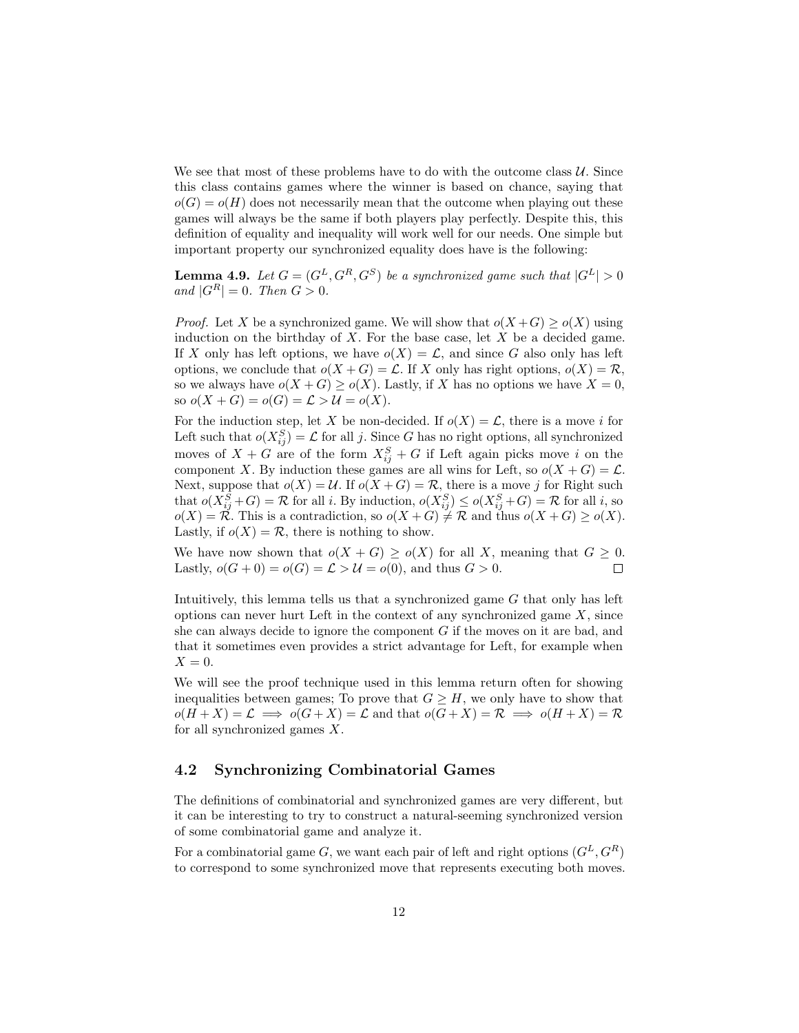We see that most of these problems have to do with the outcome class $\mathcal{U}$. Since this class contains games where the winner is based on chance, saying that $o(G) = o(H)$ does not necessarily mean that the outcome when playing out these games will always be the same if both players play perfectly. Despite this, this definition of equality and inequality will work well for our needs. One simple but important property our synchronized equality does have is the following:

**Lemma 4.9.** *Let $G = (G^L, G^R, G^S)$ be a synchronized game such that $|G^L| > 0$ and $|G^R| = 0$. Then $G > 0$.*

*Proof.* Let $X$ be a synchronized game. We will show that $o(X+G) \geq o(X)$ using induction on the birthday of $X$. For the base case, let $X$ be a decided game. If $X$ only has left options, we have $o(X) = \mathcal{L}$, and since $G$ also only has left options, we conclude that $o(X+G) = \mathcal{L}$. If $X$ only has right options, $o(X) = \mathcal{R}$, so we always have $o(X+G) \geq o(X)$. Lastly, if $X$ has no options we have $X = 0$, so $o(X+G) = o(G) = \mathcal{L} > \mathcal{U} = o(X)$.

For the induction step, let $X$ be non-decided. If $o(X) = \mathcal{L}$, there is a move $i$ for Left such that $o(X^S_{ij}) = \mathcal{L}$ for all $j$. Since $G$ has no right options, all synchronized moves of $X + G$ are of the form $X^S_{ij} + G$ if Left again picks move $i$ on the component $X$. By induction these games are all wins for Left, so $o(X+G) = \mathcal{L}$. Next, suppose that $o(X) = \mathcal{U}$. If $o(X+G) = \mathcal{R}$, there is a move $j$ for Right such that $o(X^S_{ij}+G) = \mathcal{R}$ for all $i$. By induction, $o(X^S_{ij}) \leq o(X^S_{ij}+G) = \mathcal{R}$ for all $i$, so $o(X) = \mathcal{R}$. This is a contradiction, so $o(X+G) \neq \mathcal{R}$ and thus $o(X+G) \geq o(X)$. Lastly, if $o(X) = \mathcal{R}$, there is nothing to show.

We have now shown that $o(X+G) \geq o(X)$ for all $X$, meaning that $G \geq 0$. Lastly, $o(G+0) = o(G) = \mathcal{L} > \mathcal{U} = o(0)$, and thus $G > 0$. □

Intuitively, this lemma tells us that a synchronized game $G$ that only has left options can never hurt Left in the context of any synchronized game $X$, since she can always decide to ignore the component $G$ if the moves on it are bad, and that it sometimes even provides a strict advantage for Left, for example when $X = 0$.

We will see the proof technique used in this lemma return often for showing inequalities between games; To prove that $G \geq H$, we only have to show that $o(H+X) = \mathcal{L} \implies o(G+X) = \mathcal{L}$ and that $o(G+X) = \mathcal{R} \implies o(H+X) = \mathcal{R}$ for all synchronized games $X$.

## 4.2 Synchronizing Combinatorial Games

The definitions of combinatorial and synchronized games are very different, but it can be interesting to try to construct a natural-seeming synchronized version of some combinatorial game and analyze it.

For a combinatorial game $G$, we want each pair of left and right options $(G^L, G^R)$ to correspond to some synchronized move that represents executing both moves.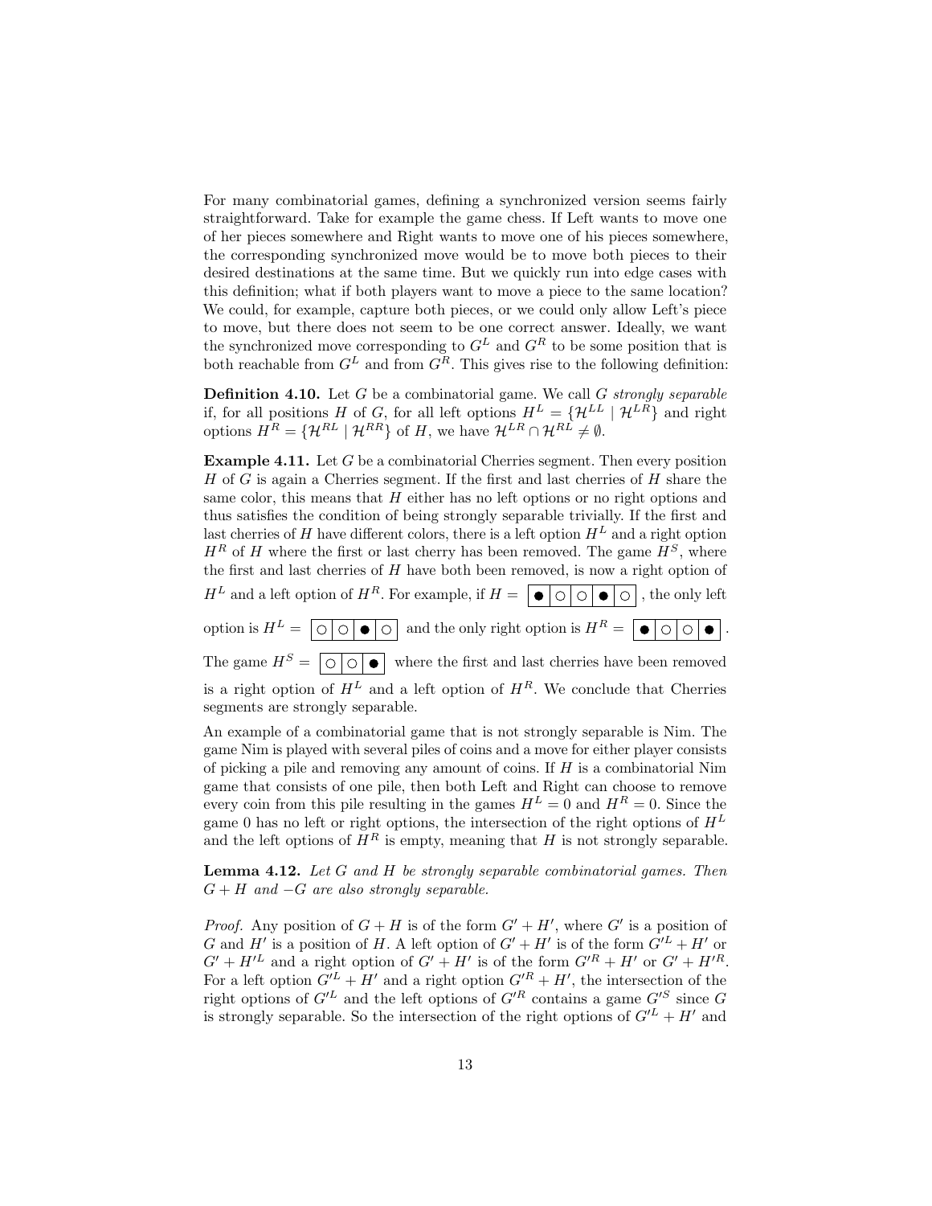For many combinatorial games, defining a synchronized version seems fairly straightforward. Take for example the game chess. If Left wants to move one of her pieces somewhere and Right wants to move one of his pieces somewhere, the corresponding synchronized move would be to move both pieces to their desired destinations at the same time. But we quickly run into edge cases with this definition; what if both players want to move a piece to the same location? We could, for example, capture both pieces, or we could only allow Left's piece to move, but there does not seem to be one correct answer. Ideally, we want the synchronized move corresponding to $G^L$ and $G^R$ to be some position that is both reachable from $G^L$ and from $G^R$. This gives rise to the following definition:

**Definition 4.10.** Let $G$ be a combinatorial game. We call $G$ *strongly separable* if, for all positions $H$ of $G$, for all left options $H^L = \{\mathcal{H}^{LL} \mid \mathcal{H}^{LR}\}$ and right options $H^R = \{\mathcal{H}^{RL} \mid \mathcal{H}^{RR}\}$ of $H$, we have $\mathcal{H}^{LR} \cap \mathcal{H}^{RL} \neq \emptyset$.

**Example 4.11.** Let $G$ be a combinatorial Cherries segment. Then every position $H$ of $G$ is again a Cherries segment. If the first and last cherries of $H$ share the same color, this means that $H$ either has no left options or no right options and thus satisfies the condition of being strongly separable trivially. If the first and last cherries of $H$ have different colors, there is a left option $H^L$ and a right option $H^R$ of $H$ where the first or last cherry has been removed. The game $H^S$, where the first and last cherries of $H$ have both been removed, is now a right option of $H^L$ and a left option of $H^R$. For example, if $H =$ ● | ○ | ○ | ● | ○ , the only left option is $H^L =$ ○ | ○ | ● | ○ and the only right option is $H^R =$ ● | ○ | ○ | ● . The game $H^S =$ ○ | ○ | ● where the first and last cherries have been removed is a right option of $H^L$ and a left option of $H^R$. We conclude that Cherries segments are strongly separable.

An example of a combinatorial game that is not strongly separable is Nim. The game Nim is played with several piles of coins and a move for either player consists of picking a pile and removing any amount of coins. If $H$ is a combinatorial Nim game that consists of one pile, then both Left and Right can choose to remove every coin from this pile resulting in the games $H^L = 0$ and $H^R = 0$. Since the game 0 has no left or right options, the intersection of the right options of $H^L$ and the left options of $H^R$ is empty, meaning that $H$ is not strongly separable.

**Lemma 4.12.** *Let $G$ and $H$ be strongly separable combinatorial games. Then $G + H$ and $-G$ are also strongly separable.*

*Proof.* Any position of $G + H$ is of the form $G' + H'$, where $G'$ is a position of $G$ and $H'$ is a position of $H$. A left option of $G' + H'$ is of the form $G'^L + H'$ or $G' + H'^L$ and a right option of $G' + H'$ is of the form $G'^R + H'$ or $G' + H'^R$. For a left option $G'^L + H'$ and a right option $G'^R + H'$, the intersection of the right options of $G'^L$ and the left options of $G'^R$ contains a game $G'^S$ since $G$ is strongly separable. So the intersection of the right options of $G'^L + H'$ and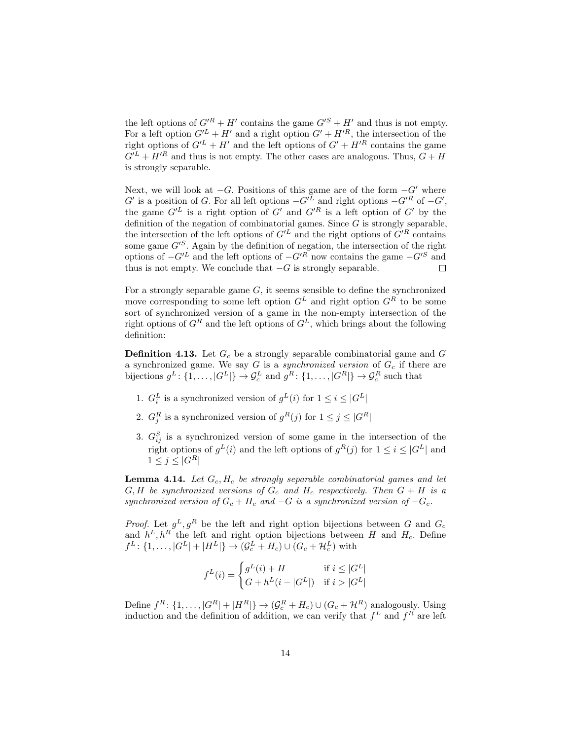the left options of $G'^R + H'$ contains the game $G'^S + H'$ and thus is not empty. For a left option $G'^L + H'$ and a right option $G' + H'^R$, the intersection of the right options of $G'^L + H'$ and the left options of $G' + H'^R$ contains the game $G'^L + H'^R$ and thus is not empty. The other cases are analogous. Thus, $G + H$ is strongly separable.

Next, we will look at $-G$. Positions of this game are of the form $-G'$ where $G'$ is a position of $G$. For all left options $-G'^L$ and right options $-G'^R$ of $-G'$, the game $G'^L$ is a right option of $G'$ and $G'^R$ is a left option of $G'$ by the definition of the negation of combinatorial games. Since $G$ is strongly separable, the intersection of the left options of $G'^L$ and the right options of $G'^R$ contains some game $G'^S$. Again by the definition of negation, the intersection of the right options of $-G'^L$ and the left options of $-G'^R$ now contains the game $-G'^S$ and thus is not empty. We conclude that $-G$ is strongly separable. $\square$

For a strongly separable game $G$, it seems sensible to define the synchronized move corresponding to some left option $G^L$ and right option $G^R$ to be some sort of synchronized version of a game in the non-empty intersection of the right options of $G^R$ and the left options of $G^L$, which brings about the following definition:

**Definition 4.13.** Let $G_c$ be a strongly separable combinatorial game and $G$ a synchronized game. We say $G$ is a *synchronized version* of $G_c$ if there are bijections $g^L \colon \{1, \ldots, |G^L|\} \to \mathcal{G}_c^L$ and $g^R \colon \{1, \ldots, |G^R|\} \to \mathcal{G}_c^R$ such that

1. $G_i^L$ is a synchronized version of $g^L(i)$ for $1 \leq i \leq |G^L|$
2. $G_j^R$ is a synchronized version of $g^R(j)$ for $1 \leq j \leq |G^R|$
3. $G_{ij}^S$ is a synchronized version of some game in the intersection of the right options of $g^L(i)$ and the left options of $g^R(j)$ for $1 \leq i \leq |G^L|$ and $1 \leq j \leq |G^R|$

**Lemma 4.14.** *Let $G_c, H_c$ be strongly separable combinatorial games and let $G, H$ be synchronized versions of $G_c$ and $H_c$ respectively. Then $G + H$ is a synchronized version of $G_c + H_c$ and $-G$ is a synchronized version of $-G_c$.*

*Proof.* Let $g^L, g^R$ be the left and right option bijections between $G$ and $G_c$ and $h^L, h^R$ the left and right option bijections between $H$ and $H_c$. Define $f^L \colon \{1, \ldots, |G^L| + |H^L|\} \to (\mathcal{G}_c^L + H_c) \cup (G_c + \mathcal{H}_c^L)$ with

$$f^L(i) = \begin{cases} g^L(i) + H & \text{if } i \leq |G^L| \\ G + h^L(i - |G^L|) & \text{if } i > |G^L| \end{cases}$$

Define $f^R \colon \{1, \ldots, |G^R| + |H^R|\} \to (\mathcal{G}_c^R + H_c) \cup (G_c + \mathcal{H}^R)$ analogously. Using induction and the definition of addition, we can verify that $f^L$ and $f^R$ are left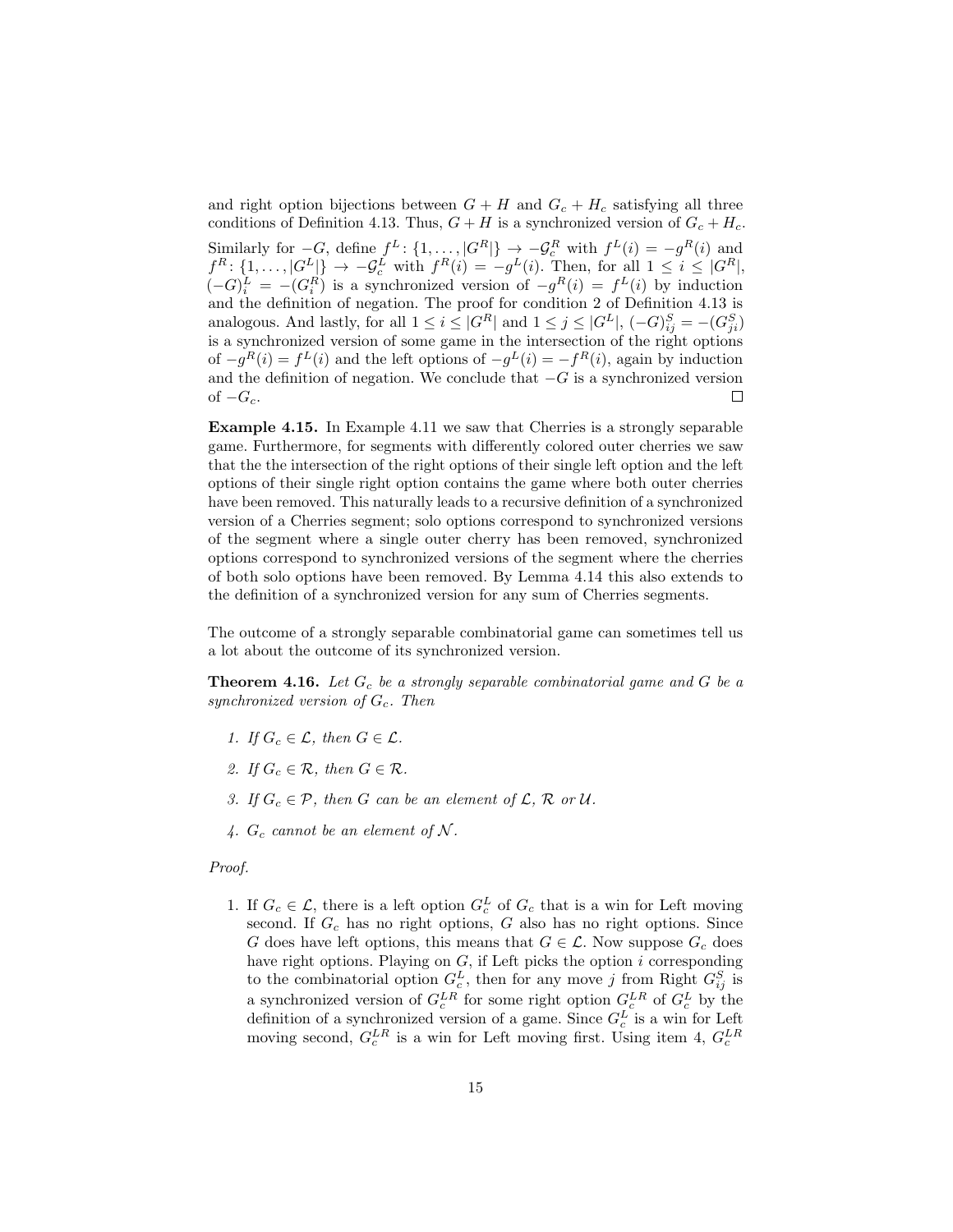and right option bijections between $G + H$ and $G_c + H_c$ satisfying all three conditions of Definition 4.13. Thus, $G + H$ is a synchronized version of $G_c + H_c$.

Similarly for $-G$, define $f^L : \{1, \ldots, |G^R|\} \to -\mathcal{G}_c^R$ with $f^L(i) = -g^R(i)$ and $f^R : \{1, \ldots, |G^L|\} \to -\mathcal{G}_c^L$ with $f^R(i) = -g^L(i)$. Then, for all $1 \leq i \leq |G^R|$, $(-G)_i^L = -(G_i^R)$ is a synchronized version of $-g^R(i) = f^L(i)$ by induction and the definition of negation. The proof for condition 2 of Definition 4.13 is analogous. And lastly, for all $1 \leq i \leq |G^R|$ and $1 \leq j \leq |G^L|$, $(-G)_{ij}^S = -(G_{ji}^S)$ is a synchronized version of some game in the intersection of the right options of $-g^R(i) = f^L(i)$ and the left options of $-g^L(i) = -f^R(i)$, again by induction and the definition of negation. We conclude that $-G$ is a synchronized version of $-G_c$. □

**Example 4.15.** In Example 4.11 we saw that Cherries is a strongly separable game. Furthermore, for segments with differently colored outer cherries we saw that the the intersection of the right options of their single left option and the left options of their single right option contains the game where both outer cherries have been removed. This naturally leads to a recursive definition of a synchronized version of a Cherries segment; solo options correspond to synchronized versions of the segment where a single outer cherry has been removed, synchronized options correspond to synchronized versions of the segment where the cherries of both solo options have been removed. By Lemma 4.14 this also extends to the definition of a synchronized version for any sum of Cherries segments.

The outcome of a strongly separable combinatorial game can sometimes tell us a lot about the outcome of its synchronized version.

**Theorem 4.16.** *Let $G_c$ be a strongly separable combinatorial game and $G$ be a synchronized version of $G_c$. Then*

1. *If $G_c \in \mathcal{L}$, then $G \in \mathcal{L}$.*
2. *If $G_c \in \mathcal{R}$, then $G \in \mathcal{R}$.*
3. *If $G_c \in \mathcal{P}$, then $G$ can be an element of $\mathcal{L}$, $\mathcal{R}$ or $\mathcal{U}$.*
4. *$G_c$ cannot be an element of $\mathcal{N}$.*

*Proof.*

1. If $G_c \in \mathcal{L}$, there is a left option $G_c^L$ of $G_c$ that is a win for Left moving second. If $G_c$ has no right options, $G$ also has no right options. Since $G$ does have left options, this means that $G \in \mathcal{L}$. Now suppose $G_c$ does have right options. Playing on $G$, if Left picks the option $i$ corresponding to the combinatorial option $G_c^L$, then for any move $j$ from Right $G_{ij}^S$ is a synchronized version of $G_c^{LR}$ for some right option $G_c^{LR}$ of $G_c^L$ by the definition of a synchronized version of a game. Since $G_c^L$ is a win for Left moving second, $G_c^{LR}$ is a win for Left moving first. Using item 4, $G_c^{LR}$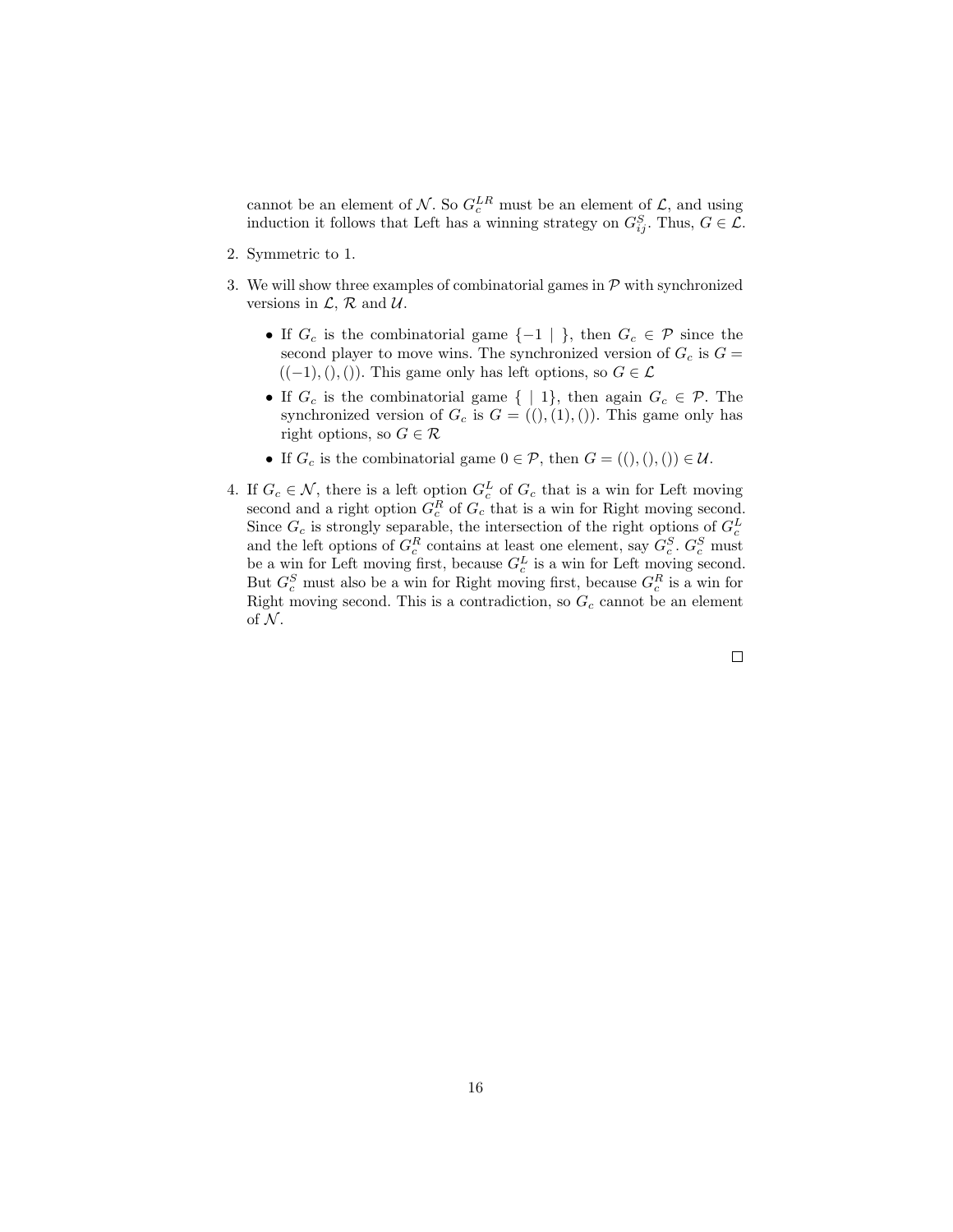cannot be an element of $\mathcal{N}$. So $G_c^{LR}$ must be an element of $\mathcal{L}$, and using induction it follows that Left has a winning strategy on $G_{ij}^S$. Thus, $G \in \mathcal{L}$.

2. Symmetric to 1.

3. We will show three examples of combinatorial games in $\mathcal{P}$ with synchronized versions in $\mathcal{L}$, $\mathcal{R}$ and $\mathcal{U}$.

   - If $G_c$ is the combinatorial game $\{-1 \mid \}$, then $G_c \in \mathcal{P}$ since the second player to move wins. The synchronized version of $G_c$ is $G = ((-1), (), ())$. This game only has left options, so $G \in \mathcal{L}$
   - If $G_c$ is the combinatorial game $\{ \mid 1\}$, then again $G_c \in \mathcal{P}$. The synchronized version of $G_c$ is $G = ((), (1), ())$. This game only has right options, so $G \in \mathcal{R}$
   - If $G_c$ is the combinatorial game $0 \in \mathcal{P}$, then $G = ((), (), ()) \in \mathcal{U}$.

4. If $G_c \in \mathcal{N}$, there is a left option $G_c^L$ of $G_c$ that is a win for Left moving second and a right option $G_c^R$ of $G_c$ that is a win for Right moving second. Since $G_c$ is strongly separable, the intersection of the right options of $G_c^L$ and the left options of $G_c^R$ contains at least one element, say $G_c^S$. $G_c^S$ must be a win for Left moving first, because $G_c^L$ is a win for Left moving second. But $G_c^S$ must also be a win for Right moving first, because $G_c^R$ is a win for Right moving second. This is a contradiction, so $G_c$ cannot be an element of $\mathcal{N}$.

□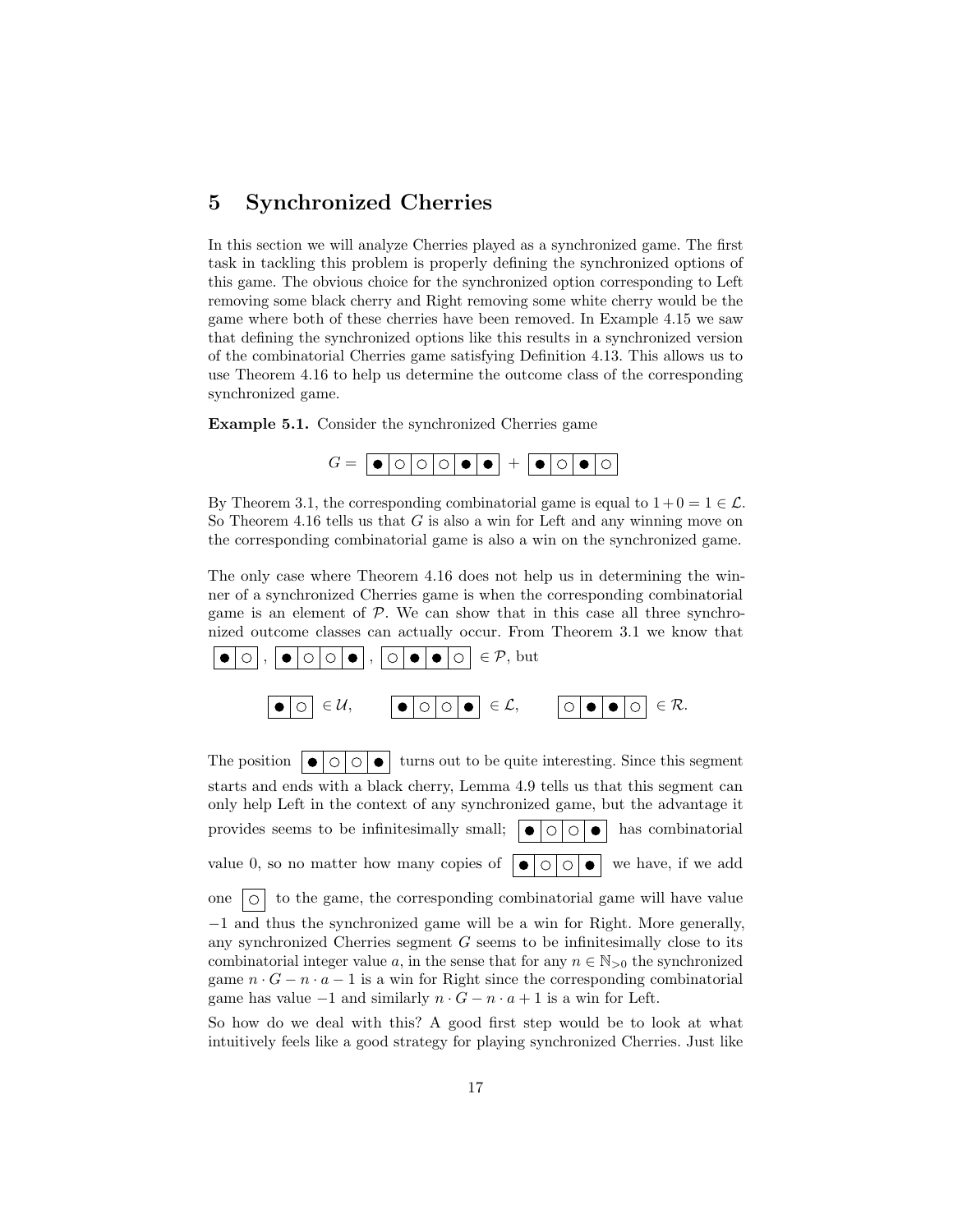## 5 Synchronized Cherries

In this section we will analyze Cherries played as a synchronized game. The first task in tackling this problem is properly defining the synchronized options of this game. The obvious choice for the synchronized option corresponding to Left removing some black cherry and Right removing some white cherry would be the game where both of these cherries have been removed. In Example 4.15 we saw that defining the synchronized options like this results in a synchronized version of the combinatorial Cherries game satisfying Definition 4.13. This allows us to use Theorem 4.16 to help us determine the outcome class of the corresponding synchronized game.

**Example 5.1.** Consider the synchronized Cherries game

$$G = \boxed{\bullet \mid \circ \mid \circ \mid \circ \mid \bullet \mid \bullet} + \boxed{\bullet \mid \circ \mid \bullet \mid \circ}$$

By Theorem 3.1, the corresponding combinatorial game is equal to $1 + 0 = 1 \in \mathcal{L}$. So Theorem 4.16 tells us that $G$ is also a win for Left and any winning move on the corresponding combinatorial game is also a win on the synchronized game.

The only case where Theorem 4.16 does not help us in determining the winner of a synchronized Cherries game is when the corresponding combinatorial game is an element of $\mathcal{P}$. We can show that in this case all three synchronized outcome classes can actually occur. From Theorem 3.1 we know that $\boxed{\bullet \mid \circ}$, $\boxed{\bullet \mid \circ \mid \circ \mid \bullet}$, $\boxed{\circ \mid \bullet \mid \bullet \mid \circ} \in \mathcal{P}$, but

$$\boxed{\bullet \mid \circ} \in \mathcal{U}, \qquad \boxed{\bullet \mid \circ \mid \circ \mid \bullet} \in \mathcal{L}, \qquad \boxed{\circ \mid \bullet \mid \bullet \mid \circ} \in \mathcal{R}.$$

The position $\boxed{\bullet \mid \circ \mid \circ \mid \bullet}$ turns out to be quite interesting. Since this segment starts and ends with a black cherry, Lemma 4.9 tells us that this segment can only help Left in the context of any synchronized game, but the advantage it provides seems to be infinitesimally small; $\boxed{\bullet \mid \circ \mid \circ \mid \bullet}$ has combinatorial value 0, so no matter how many copies of $\boxed{\bullet \mid \circ \mid \circ \mid \bullet}$ we have, if we add one $\boxed{\circ}$ to the game, the corresponding combinatorial game will have value $-1$ and thus the synchronized game will be a win for Right. More generally, any synchronized Cherries segment $G$ seems to be infinitesimally close to its combinatorial integer value $a$, in the sense that for any $n \in \mathbb{N}_{>0}$ the synchronized game $n \cdot G - n \cdot a - 1$ is a win for Right since the corresponding combinatorial game has value $-1$ and similarly $n \cdot G - n \cdot a + 1$ is a win for Left.

So how do we deal with this? A good first step would be to look at what intuitively feels like a good strategy for playing synchronized Cherries. Just like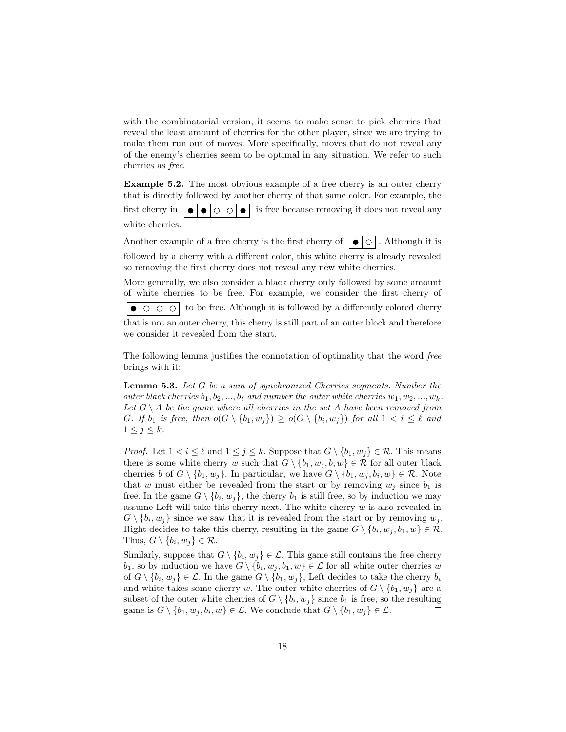with the combinatorial version, it seems to make sense to pick cherries that reveal the least amount of cherries for the other player, since we are trying to make them run out of moves. More specifically, moves that do not reveal any of the enemy's cherries seem to be optimal in any situation. We refer to such cherries as *free*.

**Example 5.2.** The most obvious example of a free cherry is an outer cherry that is directly followed by another cherry of that same color. For example, the first cherry in | ● | ● | ○ | ○ | ● | is free because removing it does not reveal any white cherries.

Another example of a free cherry is the first cherry of | ● | ○ |. Although it is followed by a cherry with a different color, this white cherry is already revealed so removing the first cherry does not reveal any new white cherries.

More generally, we also consider a black cherry only followed by some amount of white cherries to be free. For example, we consider the first cherry of | ● | ○ | ○ | ○ | to be free. Although it is followed by a differently colored cherry that is not an outer cherry, this cherry is still part of an outer block and therefore we consider it revealed from the start.

The following lemma justifies the connotation of optimality that the word *free* brings with it:

**Lemma 5.3.** *Let $G$ be a sum of synchronized Cherries segments. Number the outer black cherries $b_1, b_2, ..., b_\ell$ and number the outer white cherries $w_1, w_2, ..., w_k$. Let $G \setminus A$ be the game where all cherries in the set $A$ have been removed from $G$. If $b_1$ is free, then $o(G \setminus \{b_1, w_j\}) \geq o(G \setminus \{b_i, w_j\})$ for all $1 < i \leq \ell$ and $1 \leq j \leq k$.*

*Proof.* Let $1 < i \leq \ell$ and $1 \leq j \leq k$. Suppose that $G \setminus \{b_1, w_j\} \in \mathcal{R}$. This means there is some white cherry $w$ such that $G \setminus \{b_1, w_j, b, w\} \in \mathcal{R}$ for all outer black cherries $b$ of $G \setminus \{b_1, w_j\}$. In particular, we have $G \setminus \{b_1, w_j, b_i, w\} \in \mathcal{R}$. Note that $w$ must either be revealed from the start or by removing $w_j$ since $b_1$ is free. In the game $G \setminus \{b_i, w_j\}$, the cherry $b_1$ is still free, so by induction we may assume Left will take this cherry next. The white cherry $w$ is also revealed in $G \setminus \{b_i, w_j\}$ since we saw that it is revealed from the start or by removing $w_j$. Right decides to take this cherry, resulting in the game $G \setminus \{b_i, w_j, b_1, w\} \in \mathcal{R}$. Thus, $G \setminus \{b_i, w_j\} \in \mathcal{R}$.

Similarly, suppose that $G \setminus \{b_i, w_j\} \in \mathcal{L}$. This game still contains the free cherry $b_1$, so by induction we have $G \setminus \{b_i, w_j, b_1, w\} \in \mathcal{L}$ for all white outer cherries $w$ of $G \setminus \{b_i, w_j\} \in \mathcal{L}$. In the game $G \setminus \{b_1, w_j\}$, Left decides to take the cherry $b_i$ and white takes some cherry $w$. The outer white cherries of $G \setminus \{b_1, w_j\}$ are a subset of the outer white cherries of $G \setminus \{b_i, w_j\}$ since $b_1$ is free, so the resulting game is $G \setminus \{b_1, w_j, b_i, w\} \in \mathcal{L}$. We conclude that $G \setminus \{b_1, w_j\} \in \mathcal{L}$. □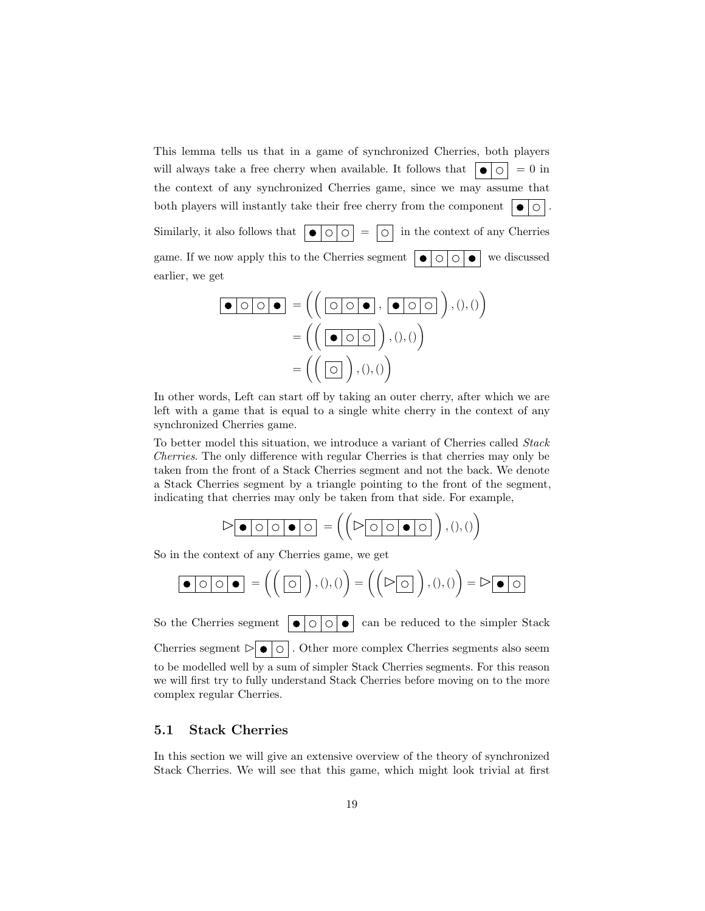This lemma tells us that in a game of synchronized Cherries, both players will always take a free cherry when available. It follows that $\boxed{\bullet \mid \circ} = 0$ in the context of any synchronized Cherries game, since we may assume that both players will instantly take their free cherry from the component $\boxed{\bullet \mid \circ}$.

Similarly, it also follows that $\boxed{\bullet \mid \circ \mid \circ} = \boxed{\circ}$ in the context of any Cherries game. If we now apply this to the Cherries segment $\boxed{\bullet \mid \circ \mid \circ \mid \bullet}$ we discussed earlier, we get

$$\begin{aligned}
\boxed{\bullet \mid \circ \mid \circ \mid \bullet} &= \left( \left( \boxed{\circ \mid \circ \mid \bullet}\, ,\ \boxed{\bullet \mid \circ \mid \circ} \right), (), () \right) \\
&= \left( \left( \boxed{\bullet \mid \circ \mid \circ} \right), (), () \right) \\
&= \left( \left( \boxed{\circ} \right), (), () \right)
\end{aligned}$$

In other words, Left can start off by taking an outer cherry, after which we are left with a game that is equal to a single white cherry in the context of any synchronized Cherries game.

To better model this situation, we introduce a variant of Cherries called *Stack Cherries*. The only difference with regular Cherries is that cherries may only be taken from the front of a Stack Cherries segment and not the back. We denote a Stack Cherries segment by a triangle pointing to the front of the segment, indicating that cherries may only be taken from that side. For example,

$$\triangleright\boxed{\bullet \mid \circ \mid \circ \mid \bullet \mid \circ} = \left( \left( \triangleright\boxed{\circ \mid \circ \mid \bullet \mid \circ} \right), (), () \right)$$

So in the context of any Cherries game, we get

$$\boxed{\bullet \mid \circ \mid \circ \mid \bullet} = \left( \left( \boxed{\circ} \right), (), () \right) = \left( \left( \triangleright\boxed{\circ} \right), (), () \right) = \triangleright\boxed{\bullet \mid \circ}$$

So the Cherries segment $\boxed{\bullet \mid \circ \mid \circ \mid \bullet}$ can be reduced to the simpler Stack Cherries segment $\triangleright\boxed{\bullet \mid \circ}$. Other more complex Cherries segments also seem to be modelled well by a sum of simpler Stack Cherries segments. For this reason we will first try to fully understand Stack Cherries before moving on to the more complex regular Cherries.

## 5.1 Stack Cherries

In this section we will give an extensive overview of the theory of synchronized Stack Cherries. We will see that this game, which might look trivial at first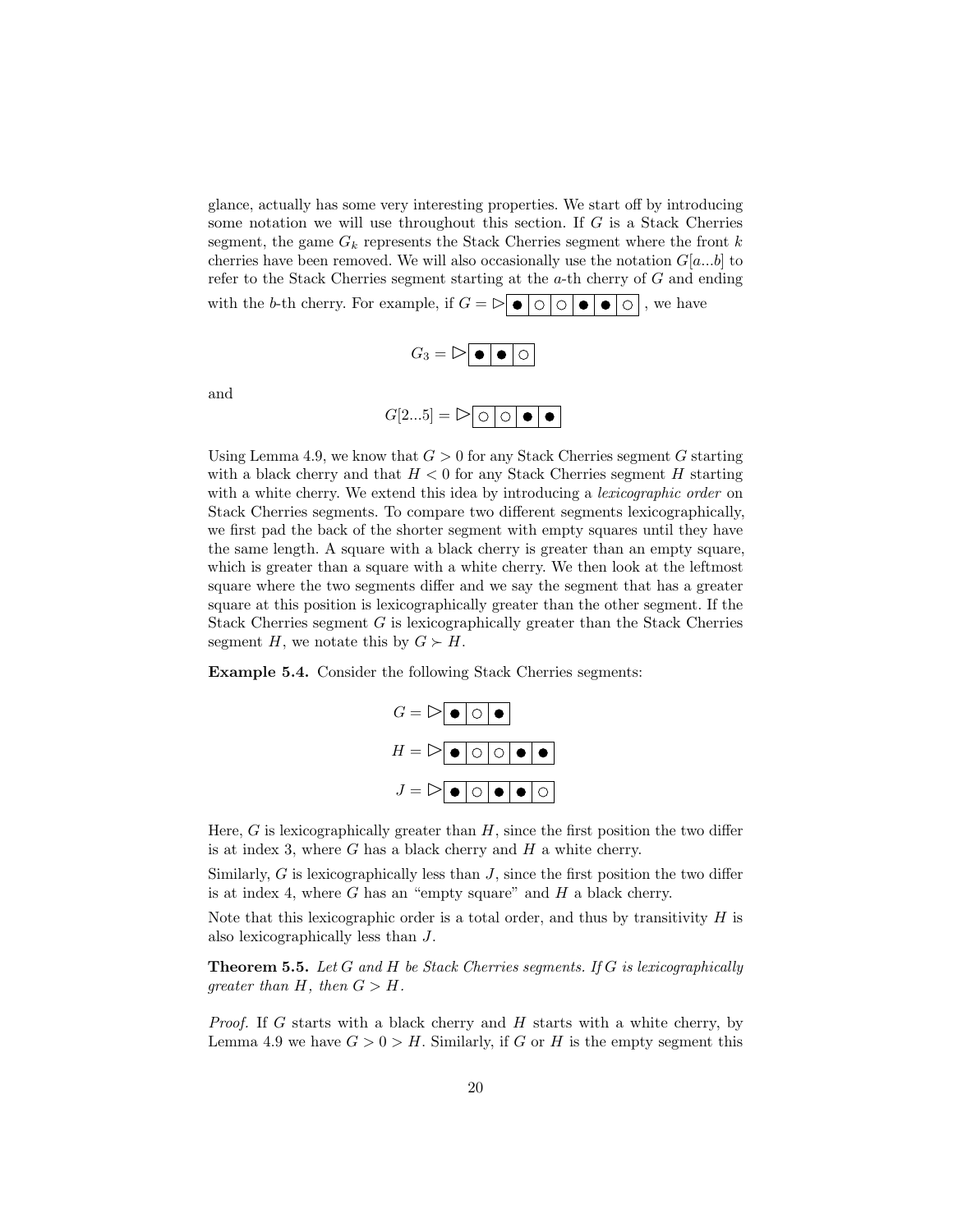glance, actually has some very interesting properties. We start off by introducing some notation we will use throughout this section. If $G$ is a Stack Cherries segment, the game $G_k$ represents the Stack Cherries segment where the front $k$ cherries have been removed. We will also occasionally use the notation $G[a...b]$ to refer to the Stack Cherries segment starting at the $a$-th cherry of $G$ and ending with the $b$-th cherry. For example, if $G = \triangleright\boxed{\bullet \mid \circ \mid \circ \mid \bullet \mid \bullet \mid \circ}$, we have

$$G_3 = \triangleright\boxed{\bullet \mid \bullet \mid \circ}$$

and

$$G[2...5] = \triangleright\boxed{\circ \mid \circ \mid \bullet \mid \bullet}$$

Using Lemma 4.9, we know that $G > 0$ for any Stack Cherries segment $G$ starting with a black cherry and that $H < 0$ for any Stack Cherries segment $H$ starting with a white cherry. We extend this idea by introducing a *lexicographic order* on Stack Cherries segments. To compare two different segments lexicographically, we first pad the back of the shorter segment with empty squares until they have the same length. A square with a black cherry is greater than an empty square, which is greater than a square with a white cherry. We then look at the leftmost square where the two segments differ and we say the segment that has a greater square at this position is lexicographically greater than the other segment. If the Stack Cherries segment $G$ is lexicographically greater than the Stack Cherries segment $H$, we notate this by $G \succ H$.

**Example 5.4.** Consider the following Stack Cherries segments:

$$G = \triangleright\boxed{\bullet \mid \circ \mid \bullet}$$

$$H = \triangleright\boxed{\bullet \mid \circ \mid \circ \mid \bullet \mid \bullet}$$

$$J = \triangleright\boxed{\bullet \mid \circ \mid \bullet \mid \bullet \mid \circ}$$

Here, $G$ is lexicographically greater than $H$, since the first position the two differ is at index 3, where $G$ has a black cherry and $H$ a white cherry.

Similarly, $G$ is lexicographically less than $J$, since the first position the two differ is at index 4, where $G$ has an "empty square" and $H$ a black cherry.

Note that this lexicographic order is a total order, and thus by transitivity $H$ is also lexicographically less than $J$.

**Theorem 5.5.** *Let $G$ and $H$ be Stack Cherries segments. If $G$ is lexicographically greater than $H$, then $G > H$.*

*Proof.* If $G$ starts with a black cherry and $H$ starts with a white cherry, by Lemma 4.9 we have $G > 0 > H$. Similarly, if $G$ or $H$ is the empty segment this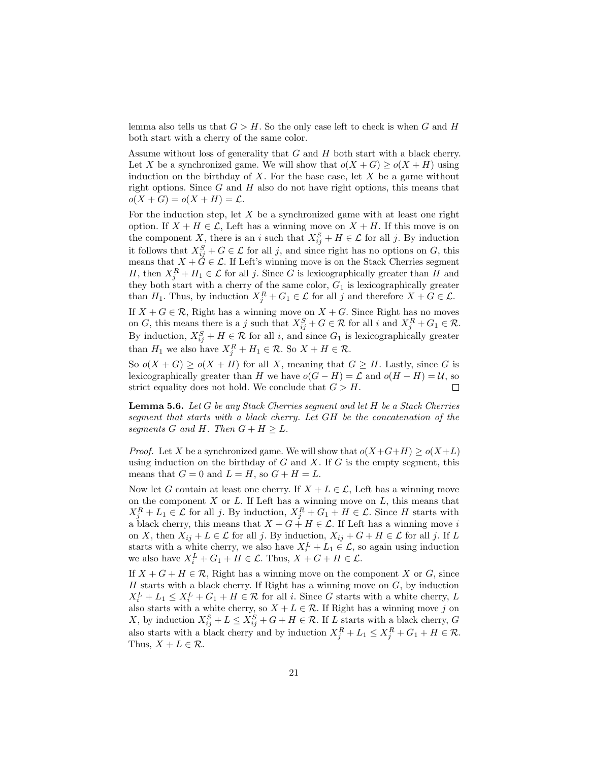lemma also tells us that $G > H$. So the only case left to check is when $G$ and $H$ both start with a cherry of the same color.

Assume without loss of generality that $G$ and $H$ both start with a black cherry. Let $X$ be a synchronized game. We will show that $o(X + G) \geq o(X + H)$ using induction on the birthday of $X$. For the base case, let $X$ be a game without right options. Since $G$ and $H$ also do not have right options, this means that $o(X + G) = o(X + H) = \mathcal{L}$.

For the induction step, let $X$ be a synchronized game with at least one right option. If $X + H \in \mathcal{L}$, Left has a winning move on $X + H$. If this move is on the component $X$, there is an $i$ such that $X^S_{ij} + H \in \mathcal{L}$ for all $j$. By induction it follows that $X^S_{ij} + G \in \mathcal{L}$ for all $j$, and since right has no options on $G$, this means that $X + G \in \mathcal{L}$. If Left's winning move is on the Stack Cherries segment $H$, then $X^R_j + H_1 \in \mathcal{L}$ for all $j$. Since $G$ is lexicographically greater than $H$ and they both start with a cherry of the same color, $G_1$ is lexicographically greater than $H_1$. Thus, by induction $X^R_j + G_1 \in \mathcal{L}$ for all $j$ and therefore $X + G \in \mathcal{L}$.

If $X + G \in \mathcal{R}$, Right has a winning move on $X + G$. Since Right has no moves on $G$, this means there is a $j$ such that $X^S_{ij} + G \in \mathcal{R}$ for all $i$ and $X^R_j + G_1 \in \mathcal{R}$. By induction, $X^S_{ij} + H \in \mathcal{R}$ for all $i$, and since $G_1$ is lexicographically greater than $H_1$ we also have $X^R_j + H_1 \in \mathcal{R}$. So $X + H \in \mathcal{R}$.

So $o(X + G) \geq o(X + H)$ for all $X$, meaning that $G \geq H$. Lastly, since $G$ is lexicographically greater than $H$ we have $o(G - H) = \mathcal{L}$ and $o(H - H) = \mathcal{U}$, so strict equality does not hold. We conclude that $G > H$. □

**Lemma 5.6.** *Let $G$ be any Stack Cherries segment and let $H$ be a Stack Cherries segment that starts with a black cherry. Let $GH$ be the concatenation of the segments $G$ and $H$. Then $G + H \geq L$.*

*Proof.* Let $X$ be a synchronized game. We will show that $o(X+G+H) \geq o(X+L)$ using induction on the birthday of $G$ and $X$. If $G$ is the empty segment, this means that $G = 0$ and $L = H$, so $G + H = L$.

Now let $G$ contain at least one cherry. If $X + L \in \mathcal{L}$, Left has a winning move on the component $X$ or $L$. If Left has a winning move on $L$, this means that $X^R_j + L_1 \in \mathcal{L}$ for all $j$. By induction, $X^R_j + G_1 + H \in \mathcal{L}$. Since $H$ starts with a black cherry, this means that $X + G + H \in \mathcal{L}$. If Left has a winning move $i$ on $X$, then $X_{ij} + L \in \mathcal{L}$ for all $j$. By induction, $X_{ij} + G + H \in \mathcal{L}$ for all $j$. If $L$ starts with a white cherry, we also have $X^L_i + L_1 \in \mathcal{L}$, so again using induction we also have $X^L_i + G_1 + H \in \mathcal{L}$. Thus, $X + G + H \in \mathcal{L}$.

If $X + G + H \in \mathcal{R}$, Right has a winning move on the component $X$ or $G$, since $H$ starts with a black cherry. If Right has a winning move on $G$, by induction $X^L_i + L_1 \leq X^L_i + G_1 + H \in \mathcal{R}$ for all $i$. Since $G$ starts with a white cherry, $L$ also starts with a white cherry, so $X + L \in \mathcal{R}$. If Right has a winning move $j$ on $X$, by induction $X^S_{ij} + L \leq X^S_{ij} + G + H \in \mathcal{R}$. If $L$ starts with a black cherry, $G$ also starts with a black cherry and by induction $X^R_j + L_1 \leq X^R_j + G_1 + H \in \mathcal{R}$. Thus, $X + L \in \mathcal{R}$.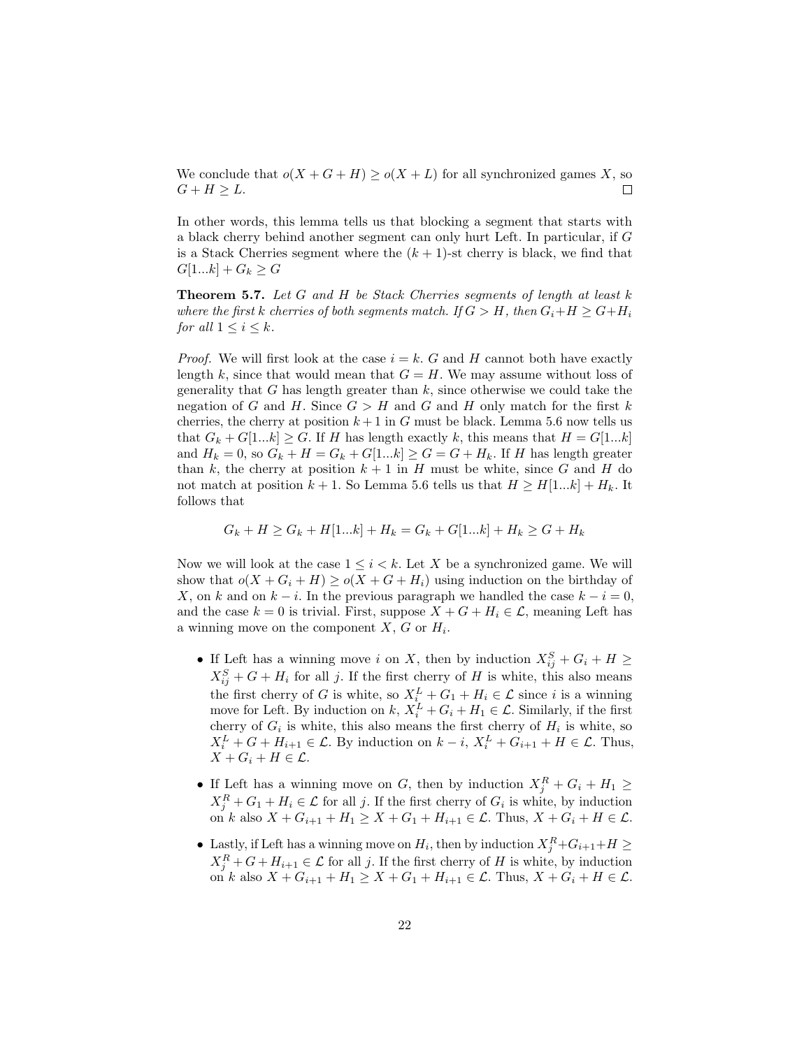We conclude that $o(X + G + H) \geq o(X + L)$ for all synchronized games $X$, so $G + H \geq L$. □

In other words, this lemma tells us that blocking a segment that starts with a black cherry behind another segment can only hurt Left. In particular, if $G$ is a Stack Cherries segment where the $(k+1)$-st cherry is black, we find that $G[1...k] + G_k \geq G$

**Theorem 5.7.** *Let $G$ and $H$ be Stack Cherries segments of length at least $k$ where the first $k$ cherries of both segments match. If $G > H$, then $G_i + H \geq G + H_i$ for all $1 \leq i \leq k$.*

*Proof.* We will first look at the case $i = k$. $G$ and $H$ cannot both have exactly length $k$, since that would mean that $G = H$. We may assume without loss of generality that $G$ has length greater than $k$, since otherwise we could take the negation of $G$ and $H$. Since $G > H$ and $G$ and $H$ only match for the first $k$ cherries, the cherry at position $k+1$ in $G$ must be black. Lemma 5.6 now tells us that $G_k + G[1...k] \geq G$. If $H$ has length exactly $k$, this means that $H = G[1...k]$ and $H_k = 0$, so $G_k + H = G_k + G[1...k] \geq G = G + H_k$. If $H$ has length greater than $k$, the cherry at position $k+1$ in $H$ must be white, since $G$ and $H$ do not match at position $k+1$. So Lemma 5.6 tells us that $H \geq H[1...k] + H_k$. It follows that

$$G_k + H \geq G_k + H[1...k] + H_k = G_k + G[1...k] + H_k \geq G + H_k$$

Now we will look at the case $1 \leq i < k$. Let $X$ be a synchronized game. We will show that $o(X + G_i + H) \geq o(X + G + H_i)$ using induction on the birthday of $X$, on $k$ and on $k - i$. In the previous paragraph we handled the case $k - i = 0$, and the case $k = 0$ is trivial. First, suppose $X + G + H_i \in \mathcal{L}$, meaning Left has a winning move on the component $X$, $G$ or $H_i$.

- If Left has a winning move $i$ on $X$, then by induction $X^S_{ij} + G_i + H \geq X^S_{ij} + G + H_i$ for all $j$. If the first cherry of $H$ is white, this also means the first cherry of $G$ is white, so $X^L_i + G_1 + H_i \in \mathcal{L}$ since $i$ is a winning move for Left. By induction on $k$, $X^L_i + G_i + H_1 \in \mathcal{L}$. Similarly, if the first cherry of $G_i$ is white, this also means the first cherry of $H_i$ is white, so $X^L_i + G + H_{i+1} \in \mathcal{L}$. By induction on $k - i$, $X^L_i + G_{i+1} + H \in \mathcal{L}$. Thus, $X + G_i + H \in \mathcal{L}$.
- If Left has a winning move on $G$, then by induction $X^R_j + G_i + H_1 \geq X^R_j + G_1 + H_i \in \mathcal{L}$ for all $j$. If the first cherry of $G_i$ is white, by induction on $k$ also $X + G_{i+1} + H_1 \geq X + G_1 + H_{i+1} \in \mathcal{L}$. Thus, $X + G_i + H \in \mathcal{L}$.
- Lastly, if Left has a winning move on $H_i$, then by induction $X^R_j + G_{i+1} + H \geq X^R_j + G + H_{i+1} \in \mathcal{L}$ for all $j$. If the first cherry of $H$ is white, by induction on $k$ also $X + G_{i+1} + H_1 \geq X + G_1 + H_{i+1} \in \mathcal{L}$. Thus, $X + G_i + H \in \mathcal{L}$.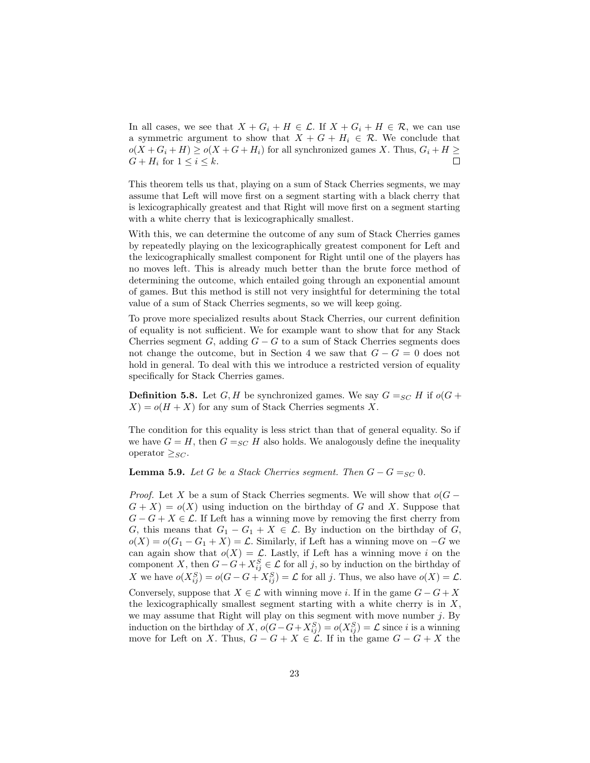In all cases, we see that $X + G_i + H \in \mathcal{L}$. If $X + G_i + H \in \mathcal{R}$, we can use a symmetric argument to show that $X + G + H_i \in \mathcal{R}$. We conclude that $o(X + G_i + H) \geq o(X + G + H_i)$ for all synchronized games $X$. Thus, $G_i + H \geq G + H_i$ for $1 \leq i \leq k$. □

This theorem tells us that, playing on a sum of Stack Cherries segments, we may assume that Left will move first on a segment starting with a black cherry that is lexicographically greatest and that Right will move first on a segment starting with a white cherry that is lexicographically smallest.

With this, we can determine the outcome of any sum of Stack Cherries games by repeatedly playing on the lexicographically greatest component for Left and the lexicographically smallest component for Right until one of the players has no moves left. This is already much better than the brute force method of determining the outcome, which entailed going through an exponential amount of games. But this method is still not very insightful for determining the total value of a sum of Stack Cherries segments, so we will keep going.

To prove more specialized results about Stack Cherries, our current definition of equality is not sufficient. We for example want to show that for any Stack Cherries segment $G$, adding $G - G$ to a sum of Stack Cherries segments does not change the outcome, but in Section 4 we saw that $G - G = 0$ does not hold in general. To deal with this we introduce a restricted version of equality specifically for Stack Cherries games.

**Definition 5.8.** Let $G, H$ be synchronized games. We say $G =_{SC} H$ if $o(G + X) = o(H + X)$ for any sum of Stack Cherries segments $X$.

The condition for this equality is less strict than that of general equality. So if we have $G = H$, then $G =_{SC} H$ also holds. We analogously define the inequality operator $\geq_{SC}$.

**Lemma 5.9.** *Let $G$ be a Stack Cherries segment. Then $G - G =_{SC} 0$.*

*Proof.* Let $X$ be a sum of Stack Cherries segments. We will show that $o(G - G + X) = o(X)$ using induction on the birthday of $G$ and $X$. Suppose that $G - G + X \in \mathcal{L}$. If Left has a winning move by removing the first cherry from $G$, this means that $G_1 - G_1 + X \in \mathcal{L}$. By induction on the birthday of $G$, $o(X) = o(G_1 - G_1 + X) = \mathcal{L}$. Similarly, if Left has a winning move on $-G$ we can again show that $o(X) = \mathcal{L}$. Lastly, if Left has a winning move $i$ on the component $X$, then $G - G + X^S_{ij} \in \mathcal{L}$ for all $j$, so by induction on the birthday of $X$ we have $o(X^S_{ij}) = o(G - G + X^S_{ij}) = \mathcal{L}$ for all $j$. Thus, we also have $o(X) = \mathcal{L}$.

Conversely, suppose that $X \in \mathcal{L}$ with winning move $i$. If in the game $G - G + X$ the lexicographically smallest segment starting with a white cherry is in $X$, we may assume that Right will play on this segment with move number $j$. By induction on the birthday of $X$, $o(G - G + X^S_{ij}) = o(X^S_{ij}) = \mathcal{L}$ since $i$ is a winning move for Left on $X$. Thus, $G - G + X \in \mathcal{L}$. If in the game $G - G + X$ the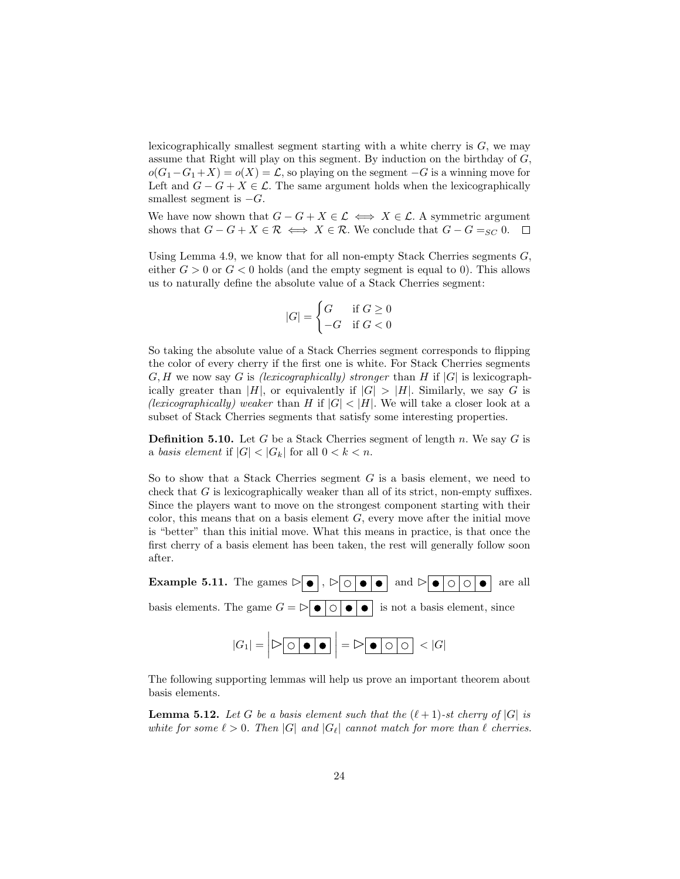lexicographically smallest segment starting with a white cherry is $G$, we may assume that Right will play on this segment. By induction on the birthday of $G$, $o(G_1 - G_1 + X) = o(X) = \mathcal{L}$, so playing on the segment $-G$ is a winning move for Left and $G - G + X \in \mathcal{L}$. The same argument holds when the lexicographically smallest segment is $-G$.

We have now shown that $G - G + X \in \mathcal{L} \iff X \in \mathcal{L}$. A symmetric argument shows that $G - G + X \in \mathcal{R} \iff X \in \mathcal{R}$. We conclude that $G - G =_{SC} 0$. $\square$

Using Lemma 4.9, we know that for all non-empty Stack Cherries segments $G$, either $G > 0$ or $G < 0$ holds (and the empty segment is equal to 0). This allows us to naturally define the absolute value of a Stack Cherries segment:

$$|G| = \begin{cases} G & \text{if } G \geq 0 \\ -G & \text{if } G < 0 \end{cases}$$

So taking the absolute value of a Stack Cherries segment corresponds to flipping the color of every cherry if the first one is white. For Stack Cherries segments $G, H$ we now say $G$ is *(lexicographically) stronger* than $H$ if $|G|$ is lexicographically greater than $|H|$, or equivalently if $|G| > |H|$. Similarly, we say $G$ is *(lexicographically) weaker* than $H$ if $|G| < |H|$. We will take a closer look at a subset of Stack Cherries segments that satisfy some interesting properties.

**Definition 5.10.** Let $G$ be a Stack Cherries segment of length $n$. We say $G$ is a *basis element* if $|G| < |G_k|$ for all $0 < k < n$.

So to show that a Stack Cherries segment $G$ is a basis element, we need to check that $G$ is lexicographically weaker than all of its strict, non-empty suffixes. Since the players want to move on the strongest component starting with their color, this means that on a basis element $G$, every move after the initial move is "better" than this initial move. What this means in practice, is that once the first cherry of a basis element has been taken, the rest will generally follow soon after.

**Example 5.11.** The games ▷[●], ▷[○|●|●] and ▷[●|○|○|●] are all basis elements. The game $G =$ ▷[●|○|●|●] is not a basis element, since

$$|G_1| = \left| \triangleright[○|●|●] \right| = \triangleright[●|○|○] < |G|$$

The following supporting lemmas will help us prove an important theorem about basis elements.

**Lemma 5.12.** *Let $G$ be a basis element such that the $(\ell+1)$-st cherry of $|G|$ is white for some $\ell > 0$. Then $|G|$ and $|G_\ell|$ cannot match for more than $\ell$ cherries.*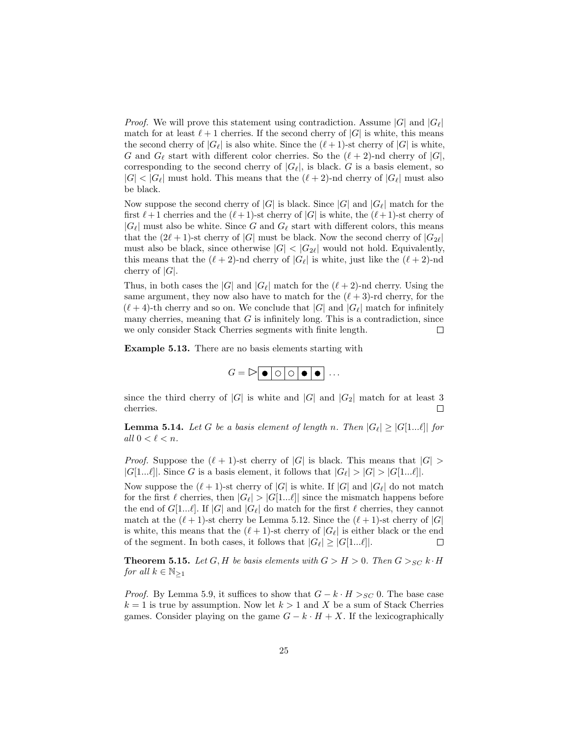*Proof.* We will prove this statement using contradiction. Assume $|G|$ and $|G_\ell|$ match for at least $\ell+1$ cherries. If the second cherry of $|G|$ is white, this means the second cherry of $|G_\ell|$ is also white. Since the $(\ell+1)$-st cherry of $|G|$ is white, $G$ and $G_\ell$ start with different color cherries. So the $(\ell+2)$-nd cherry of $|G|$, corresponding to the second cherry of $|G_\ell|$, is black. $G$ is a basis element, so $|G| < |G_\ell|$ must hold. This means that the $(\ell+2)$-nd cherry of $|G_\ell|$ must also be black.

Now suppose the second cherry of $|G|$ is black. Since $|G|$ and $|G_\ell|$ match for the first $\ell+1$ cherries and the $(\ell+1)$-st cherry of $|G|$ is white, the $(\ell+1)$-st cherry of $|G_\ell|$ must also be white. Since $G$ and $G_\ell$ start with different colors, this means that the $(2\ell+1)$-st cherry of $|G|$ must be black. Now the second cherry of $|G_{2\ell}|$ must also be black, since otherwise $|G| < |G_{2\ell}|$ would not hold. Equivalently, this means that the $(\ell+2)$-nd cherry of $|G_\ell|$ is white, just like the $(\ell+2)$-nd cherry of $|G|$.

Thus, in both cases the $|G|$ and $|G_\ell|$ match for the $(\ell+2)$-nd cherry. Using the same argument, they now also have to match for the $(\ell+3)$-rd cherry, for the $(\ell+4)$-th cherry and so on. We conclude that $|G|$ and $|G_\ell|$ match for infinitely many cherries, meaning that $G$ is infinitely long. This is a contradiction, since we only consider Stack Cherries segments with finite length. ☐

**Example 5.13.** There are no basis elements starting with

$$G = \triangleright \boxed{\bullet \mid \circ \mid \circ \mid \bullet \mid \bullet} \; \ldots$$

since the third cherry of $|G|$ is white and $|G|$ and $|G_2|$ match for at least 3 cherries. ☐

**Lemma 5.14.** *Let $G$ be a basis element of length $n$. Then $|G_\ell| \geq |G[1...\ell]|$ for all $0 < \ell < n$.*

*Proof.* Suppose the $(\ell+1)$-st cherry of $|G|$ is black. This means that $|G| > |G[1...\ell]|$. Since $G$ is a basis element, it follows that $|G_\ell| > |G| > |G[1...\ell]|$.

Now suppose the $(\ell+1)$-st cherry of $|G|$ is white. If $|G|$ and $|G_\ell|$ do not match for the first $\ell$ cherries, then $|G_\ell| > |G[1...\ell]|$ since the mismatch happens before the end of $G[1...\ell]$. If $|G|$ and $|G_\ell|$ do match for the first $\ell$ cherries, they cannot match at the $(\ell+1)$-st cherry be Lemma 5.12. Since the $(\ell+1)$-st cherry of $|G|$ is white, this means that the $(\ell+1)$-st cherry of $|G_\ell|$ is either black or the end of the segment. In both cases, it follows that $|G_\ell| \geq |G[1...\ell]|$. ☐

**Theorem 5.15.** *Let $G, H$ be basis elements with $G > H > 0$. Then $G >_{SC} k \cdot H$ for all $k \in \mathbb{N}_{\geq 1}$*

*Proof.* By Lemma 5.9, it suffices to show that $G - k \cdot H >_{SC} 0$. The base case $k = 1$ is true by assumption. Now let $k > 1$ and $X$ be a sum of Stack Cherries games. Consider playing on the game $G - k \cdot H + X$. If the lexicographically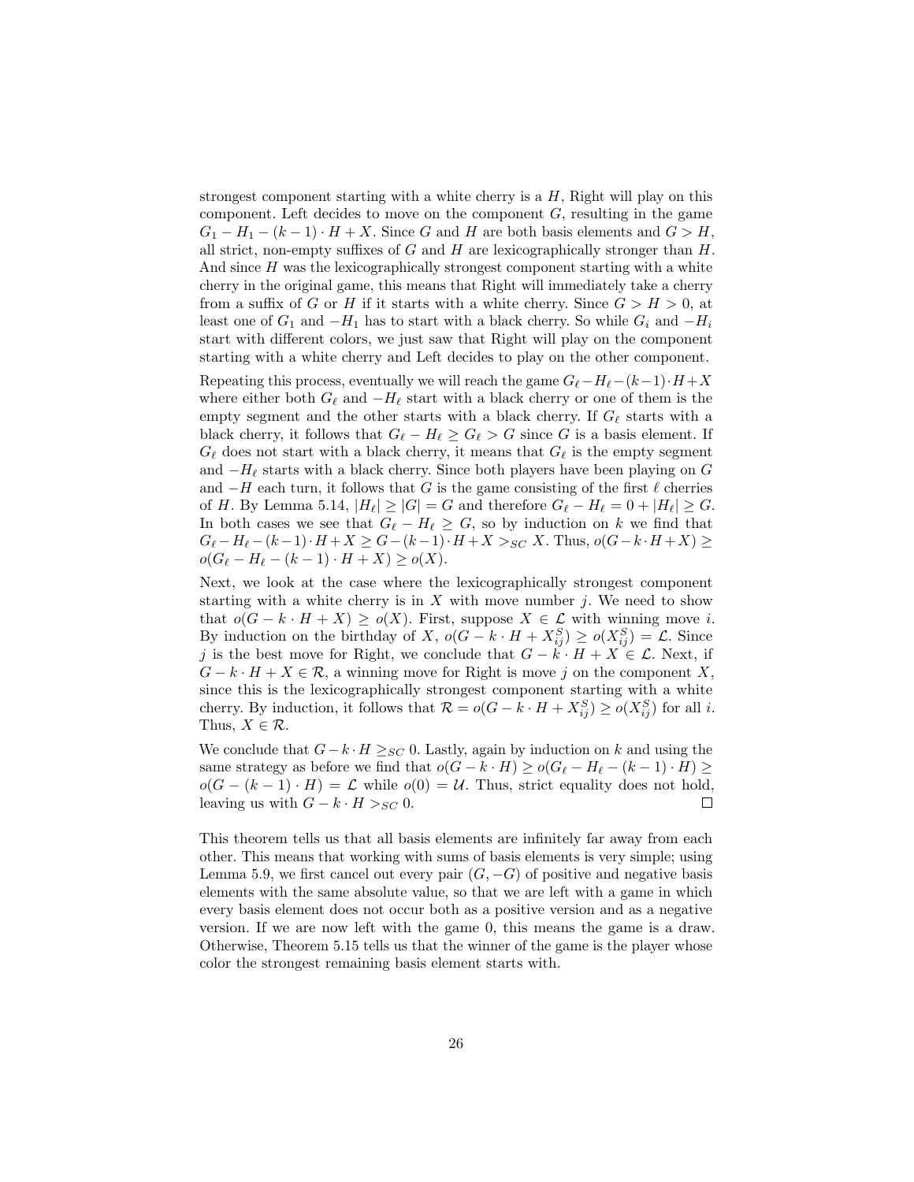strongest component starting with a white cherry is a $H$, Right will play on this component. Left decides to move on the component $G$, resulting in the game $G_1 - H_1 - (k-1) \cdot H + X$. Since $G$ and $H$ are both basis elements and $G > H$, all strict, non-empty suffixes of $G$ and $H$ are lexicographically stronger than $H$. And since $H$ was the lexicographically strongest component starting with a white cherry in the original game, this means that Right will immediately take a cherry from a suffix of $G$ or $H$ if it starts with a white cherry. Since $G > H > 0$, at least one of $G_1$ and $-H_1$ has to start with a black cherry. So while $G_i$ and $-H_i$ start with different colors, we just saw that Right will play on the component starting with a white cherry and Left decides to play on the other component.

Repeating this process, eventually we will reach the game $G_\ell - H_\ell - (k-1) \cdot H + X$ where either both $G_\ell$ and $-H_\ell$ start with a black cherry or one of them is the empty segment and the other starts with a black cherry. If $G_\ell$ starts with a black cherry, it follows that $G_\ell - H_\ell \geq G_\ell > G$ since $G$ is a basis element. If $G_\ell$ does not start with a black cherry, it means that $G_\ell$ is the empty segment and $-H_\ell$ starts with a black cherry. Since both players have been playing on $G$ and $-H$ each turn, it follows that $G$ is the game consisting of the first $\ell$ cherries of $H$. By Lemma 5.14, $|H_\ell| \geq |G| = G$ and therefore $G_\ell - H_\ell = 0 + |H_\ell| \geq G$. In both cases we see that $G_\ell - H_\ell \geq G$, so by induction on $k$ we find that $G_\ell - H_\ell - (k-1) \cdot H + X \geq G - (k-1) \cdot H + X >_{SC} X$. Thus, $o(G - k \cdot H + X) \geq o(G_\ell - H_\ell - (k-1) \cdot H + X) \geq o(X)$.

Next, we look at the case where the lexicographically strongest component starting with a white cherry is in $X$ with move number $j$. We need to show that $o(G - k \cdot H + X) \geq o(X)$. First, suppose $X \in \mathcal{L}$ with winning move $i$. By induction on the birthday of $X$, $o(G - k \cdot H + X^S_{ij}) \geq o(X^S_{ij}) = \mathcal{L}$. Since $j$ is the best move for Right, we conclude that $G - k \cdot H + X \in \mathcal{L}$. Next, if $G - k \cdot H + X \in \mathcal{R}$, a winning move for Right is move $j$ on the component $X$, since this is the lexicographically strongest component starting with a white cherry. By induction, it follows that $\mathcal{R} = o(G - k \cdot H + X^S_{ij}) \geq o(X^S_{ij})$ for all $i$. Thus, $X \in \mathcal{R}$.

We conclude that $G - k \cdot H \geq_{SC} 0$. Lastly, again by induction on $k$ and using the same strategy as before we find that $o(G - k \cdot H) \geq o(G_\ell - H_\ell - (k-1) \cdot H) \geq o(G - (k-1) \cdot H) = \mathcal{L}$ while $o(0) = \mathcal{U}$. Thus, strict equality does not hold, leaving us with $G - k \cdot H >_{SC} 0$. $\square$

This theorem tells us that all basis elements are infinitely far away from each other. This means that working with sums of basis elements is very simple; using Lemma 5.9, we first cancel out every pair $(G, -G)$ of positive and negative basis elements with the same absolute value, so that we are left with a game in which every basis element does not occur both as a positive version and as a negative version. If we are now left with the game 0, this means the game is a draw. Otherwise, Theorem 5.15 tells us that the winner of the game is the player whose color the strongest remaining basis element starts with.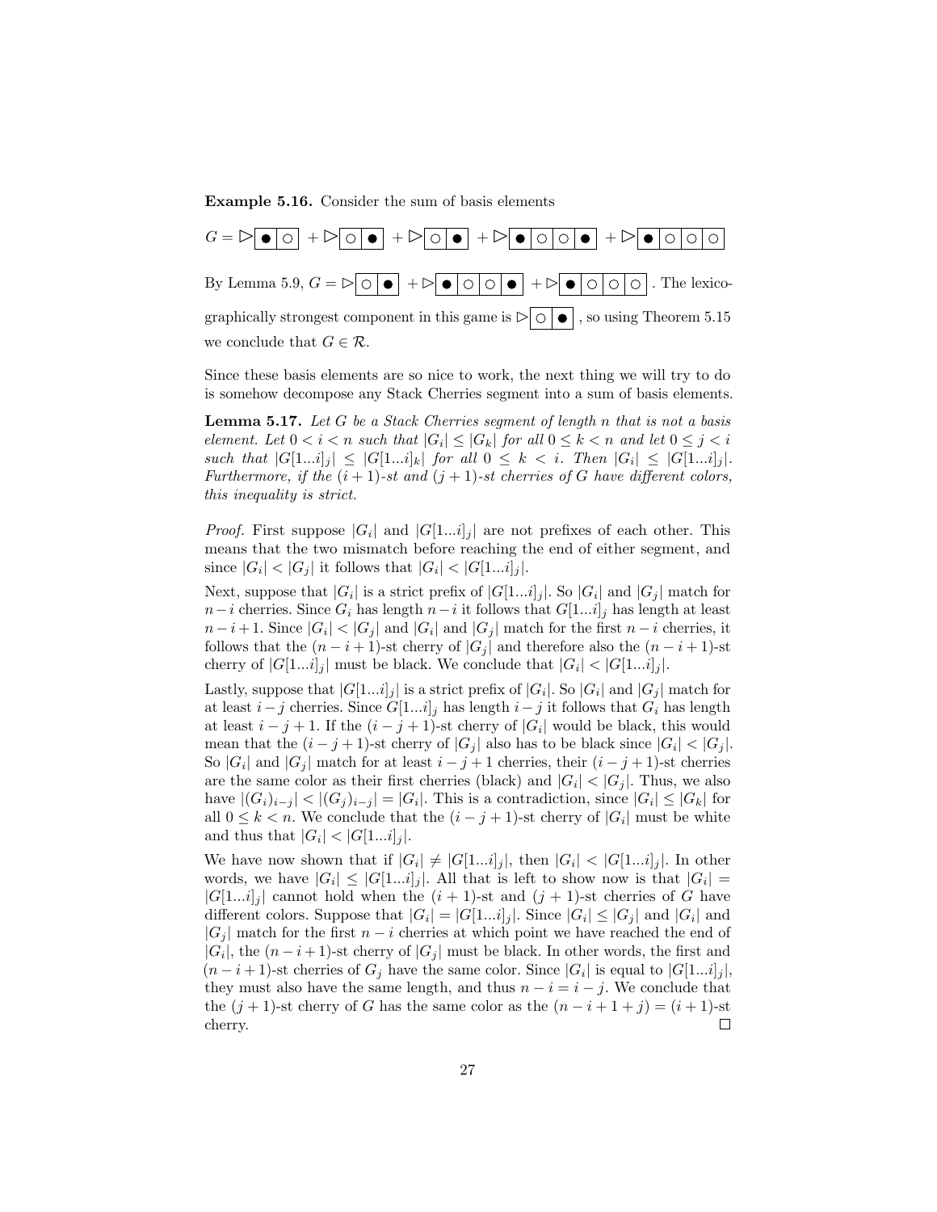**Example 5.16.** Consider the sum of basis elements

$G = \triangleright\boxed{\bullet \mid \circ} + \triangleright\boxed{\circ \mid \bullet} + \triangleright\boxed{\circ \mid \bullet} + \triangleright\boxed{\bullet \mid \circ \mid \circ \mid \bullet} + \triangleright\boxed{\bullet \mid \circ \mid \circ \mid \circ}$

By Lemma 5.9, $G = \triangleright\boxed{\circ \mid \bullet} + \triangleright\boxed{\bullet \mid \circ \mid \circ \mid \bullet} + \triangleright\boxed{\bullet \mid \circ \mid \circ \mid \circ}$. The lexicographically strongest component in this game is $\triangleright\boxed{\circ \mid \bullet}$, so using Theorem 5.15 we conclude that $G \in \mathcal{R}$.

Since these basis elements are so nice to work, the next thing we will try to do is somehow decompose any Stack Cherries segment into a sum of basis elements.

**Lemma 5.17.** *Let $G$ be a Stack Cherries segment of length $n$ that is not a basis element. Let $0 < i < n$ such that $|G_i| \leq |G_k|$ for all $0 \leq k < n$ and let $0 \leq j < i$ such that $|G[1...i]_j| \leq |G[1...i]_k|$ for all $0 \leq k < i$. Then $|G_i| \leq |G[1...i]_j|$. Furthermore, if the $(i+1)$-st and $(j+1)$-st cherries of $G$ have different colors, this inequality is strict.*

*Proof.* First suppose $|G_i|$ and $|G[1...i]_j|$ are not prefixes of each other. This means that the two mismatch before reaching the end of either segment, and since $|G_i| < |G_j|$ it follows that $|G_i| < |G[1...i]_j|$.

Next, suppose that $|G_i|$ is a strict prefix of $|G[1...i]_j|$. So $|G_i|$ and $|G_j|$ match for $n-i$ cherries. Since $G_i$ has length $n-i$ it follows that $G[1...i]_j$ has length at least $n-i+1$. Since $|G_i| < |G_j|$ and $|G_i|$ and $|G_j|$ match for the first $n-i$ cherries, it follows that the $(n-i+1)$-st cherry of $|G_j|$ and therefore also the $(n-i+1)$-st cherry of $|G[1...i]_j|$ must be black. We conclude that $|G_i| < |G[1...i]_j|$.

Lastly, suppose that $|G[1...i]_j|$ is a strict prefix of $|G_i|$. So $|G_i|$ and $|G_j|$ match for at least $i-j$ cherries. Since $G[1...i]_j$ has length $i-j$ it follows that $G_i$ has length at least $i-j+1$. If the $(i-j+1)$-st cherry of $|G_i|$ would be black, this would mean that the $(i-j+1)$-st cherry of $|G_j|$ also has to be black since $|G_i| < |G_j|$. So $|G_i|$ and $|G_j|$ match for at least $i-j+1$ cherries, their $(i-j+1)$-st cherries are the same color as their first cherries (black) and $|G_i| < |G_j|$. Thus, we also have $|(G_i)_{i-j}| < |(G_j)_{i-j}| = |G_i|$. This is a contradiction, since $|G_i| \leq |G_k|$ for all $0 \leq k < n$. We conclude that the $(i-j+1)$-st cherry of $|G_i|$ must be white and thus that $|G_i| < |G[1...i]_j|$.

We have now shown that if $|G_i| \neq |G[1...i]_j|$, then $|G_i| < |G[1...i]_j|$. In other words, we have $|G_i| \leq |G[1...i]_j|$. All that is left to show now is that $|G_i| = |G[1...i]_j|$ cannot hold when the $(i+1)$-st and $(j+1)$-st cherries of $G$ have different colors. Suppose that $|G_i| = |G[1...i]_j|$. Since $|G_i| \leq |G_j|$ and $|G_i|$ and $|G_j|$ match for the first $n-i$ cherries at which point we have reached the end of $|G_i|$, the $(n-i+1)$-st cherry of $|G_j|$ must be black. In other words, the first and $(n-i+1)$-st cherries of $G_j$ have the same color. Since $|G_i|$ is equal to $|G[1...i]_j|$, they must also have the same length, and thus $n-i = i-j$. We conclude that the $(j+1)$-st cherry of $G$ has the same color as the $(n-i+1+j) = (i+1)$-st cherry. $\square$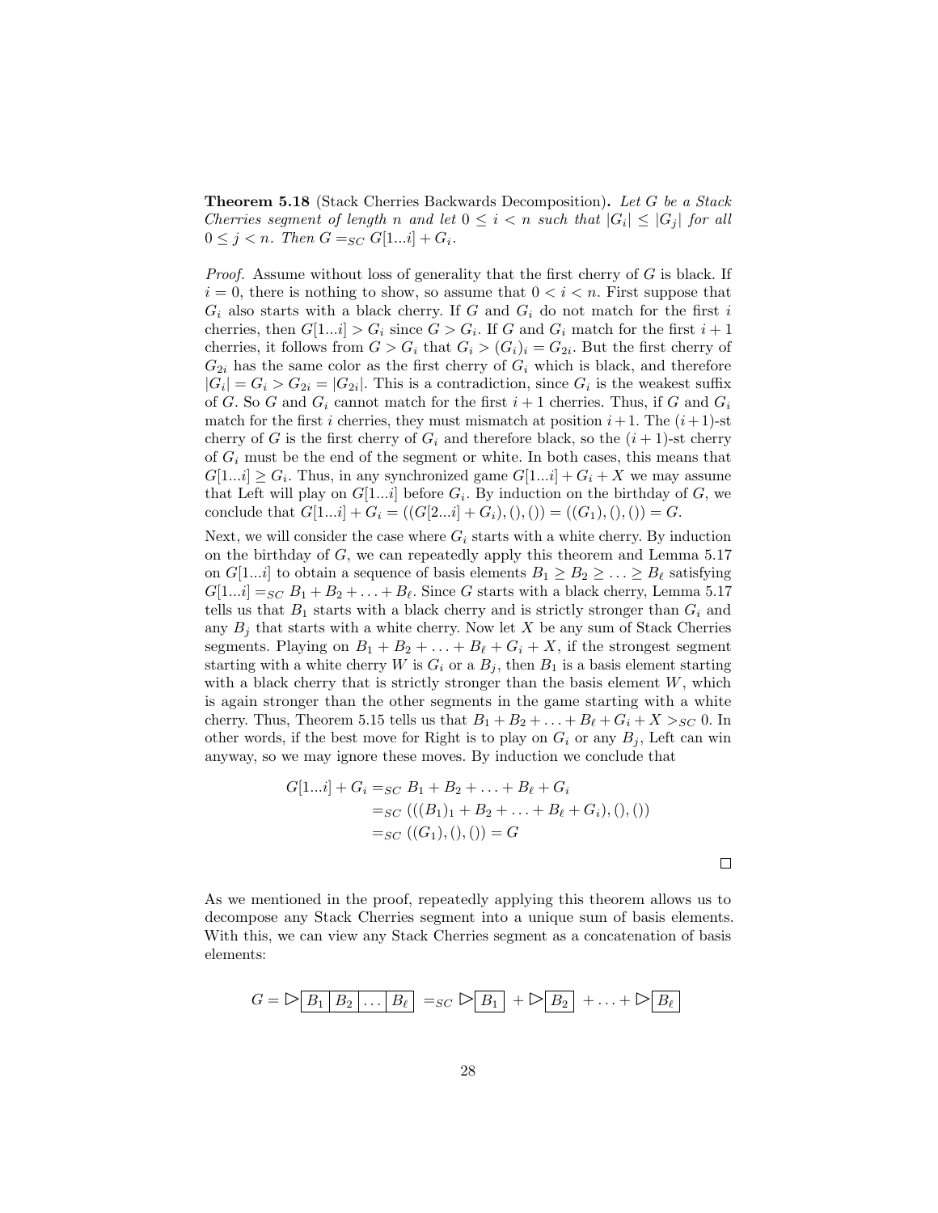**Theorem 5.18** (Stack Cherries Backwards Decomposition)**.** *Let $G$ be a Stack Cherries segment of length $n$ and let $0 \leq i < n$ such that $|G_i| \leq |G_j|$ for all $0 \leq j < n$. Then $G =_{SC} G[1...i] + G_i$.*

*Proof.* Assume without loss of generality that the first cherry of $G$ is black. If $i = 0$, there is nothing to show, so assume that $0 < i < n$. First suppose that $G_i$ also starts with a black cherry. If $G$ and $G_i$ do not match for the first $i$ cherries, then $G[1...i] > G_i$ since $G > G_i$. If $G$ and $G_i$ match for the first $i+1$ cherries, it follows from $G > G_i$ that $G_i > (G_i)_i = G_{2i}$. But the first cherry of $G_{2i}$ has the same color as the first cherry of $G_i$ which is black, and therefore $|G_i| = G_i > G_{2i} = |G_{2i}|$. This is a contradiction, since $G_i$ is the weakest suffix of $G$. So $G$ and $G_i$ cannot match for the first $i+1$ cherries. Thus, if $G$ and $G_i$ match for the first $i$ cherries, they must mismatch at position $i+1$. The $(i+1)$-st cherry of $G$ is the first cherry of $G_i$ and therefore black, so the $(i+1)$-st cherry of $G_i$ must be the end of the segment or white. In both cases, this means that $G[1...i] \geq G_i$. Thus, in any synchronized game $G[1...i] + G_i + X$ we may assume that Left will play on $G[1...i]$ before $G_i$. By induction on the birthday of $G$, we conclude that $G[1...i] + G_i = ((G[2...i] + G_i), (), ()) = ((G_1), (), ()) = G$.

Next, we will consider the case where $G_i$ starts with a white cherry. By induction on the birthday of $G$, we can repeatedly apply this theorem and Lemma 5.17 on $G[1...i]$ to obtain a sequence of basis elements $B_1 \geq B_2 \geq \ldots \geq B_\ell$ satisfying $G[1...i] =_{SC} B_1 + B_2 + \ldots + B_\ell$. Since $G$ starts with a black cherry, Lemma 5.17 tells us that $B_1$ starts with a black cherry and is strictly stronger than $G_i$ and any $B_j$ that starts with a white cherry. Now let $X$ be any sum of Stack Cherries segments. Playing on $B_1 + B_2 + \ldots + B_\ell + G_i + X$, if the strongest segment starting with a white cherry $W$ is $G_i$ or a $B_j$, then $B_1$ is a basis element starting with a black cherry that is strictly stronger than the basis element $W$, which is again stronger than the other segments in the game starting with a white cherry. Thus, Theorem 5.15 tells us that $B_1 + B_2 + \ldots + B_\ell + G_i + X >_{SC} 0$. In other words, if the best move for Right is to play on $G_i$ or any $B_j$, Left can win anyway, so we may ignore these moves. By induction we conclude that

$$\begin{aligned}
G[1...i] + G_i &=_{SC} B_1 + B_2 + \ldots + B_\ell + G_i \\
&=_{SC} (((B_1)_1 + B_2 + \ldots + B_\ell + G_i), (), ()) \\
&=_{SC} ((G_1), (), ()) = G
\end{aligned}$$

□

As we mentioned in the proof, repeatedly applying this theorem allows us to decompose any Stack Cherries segment into a unique sum of basis elements. With this, we can view any Stack Cherries segment as a concatenation of basis elements:

$$G = \triangleright \boxed{B_1 \mid B_2 \mid \ldots \mid B_\ell} =_{SC} \triangleright \boxed{B_1} + \triangleright \boxed{B_2} + \ldots + \triangleright \boxed{B_\ell}$$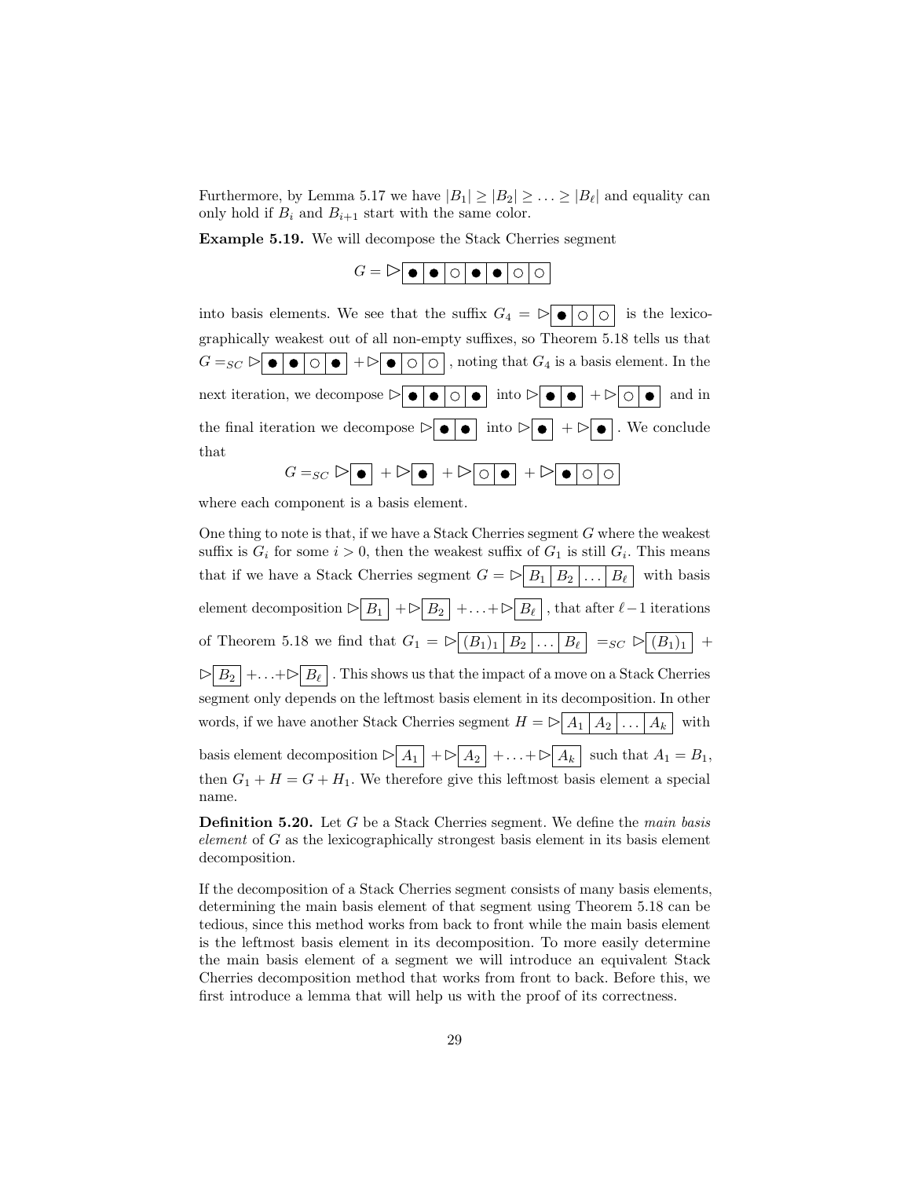Furthermore, by Lemma 5.17 we have $|B_1| \geq |B_2| \geq \ldots \geq |B_\ell|$ and equality can only hold if $B_i$ and $B_{i+1}$ start with the same color.

**Example 5.19.** We will decompose the Stack Cherries segment

$$G = \triangleright\boxed{\bullet\,|\,\bullet\,|\,\circ\,|\,\bullet\,|\,\bullet\,|\,\circ\,|\,\circ}$$

into basis elements. We see that the suffix $G_4 = \triangleright\boxed{\bullet\,|\,\circ\,|\,\circ}$ is the lexicographically weakest out of all non-empty suffixes, so Theorem 5.18 tells us that $G =_{SC} \triangleright\boxed{\bullet\,|\,\bullet\,|\,\circ\,|\,\bullet} + \triangleright\boxed{\bullet\,|\,\circ\,|\,\circ}$, noting that $G_4$ is a basis element. In the next iteration, we decompose $\triangleright\boxed{\bullet\,|\,\bullet\,|\,\circ\,|\,\bullet}$ into $\triangleright\boxed{\bullet\,|\,\bullet} + \triangleright\boxed{\circ\,|\,\bullet}$ and in the final iteration we decompose $\triangleright\boxed{\bullet\,|\,\bullet}$ into $\triangleright\boxed{\bullet} + \triangleright\boxed{\bullet}$. We conclude that

$$G =_{SC} \triangleright\boxed{\bullet} + \triangleright\boxed{\bullet} + \triangleright\boxed{\circ\,|\,\bullet} + \triangleright\boxed{\bullet\,|\,\circ\,|\,\circ}$$

where each component is a basis element.

One thing to note is that, if we have a Stack Cherries segment $G$ where the weakest suffix is $G_i$ for some $i > 0$, then the weakest suffix of $G_1$ is still $G_i$. This means that if we have a Stack Cherries segment $G = \triangleright\boxed{B_1\,|\,B_2\,|\,\ldots\,|\,B_\ell}$ with basis element decomposition $\triangleright\boxed{B_1} + \triangleright\boxed{B_2} + \ldots + \triangleright\boxed{B_\ell}$, that after $\ell - 1$ iterations of Theorem 5.18 we find that $G_1 = \triangleright\boxed{(B_1)_1\,|\,B_2\,|\,\ldots\,|\,B_\ell} =_{SC} \triangleright\boxed{(B_1)_1} + \triangleright\boxed{B_2} + \ldots + \triangleright\boxed{B_\ell}$. This shows us that the impact of a move on a Stack Cherries segment only depends on the leftmost basis element in its decomposition. In other words, if we have another Stack Cherries segment $H = \triangleright\boxed{A_1\,|\,A_2\,|\,\ldots\,|\,A_k}$ with basis element decomposition $\triangleright\boxed{A_1} + \triangleright\boxed{A_2} + \ldots + \triangleright\boxed{A_k}$ such that $A_1 = B_1$, then $G_1 + H = G + H_1$. We therefore give this leftmost basis element a special name.

**Definition 5.20.** Let $G$ be a Stack Cherries segment. We define the *main basis element* of $G$ as the lexicographically strongest basis element in its basis element decomposition.

If the decomposition of a Stack Cherries segment consists of many basis elements, determining the main basis element of that segment using Theorem 5.18 can be tedious, since this method works from back to front while the main basis element is the leftmost basis element in its decomposition. To more easily determine the main basis element of a segment we will introduce an equivalent Stack Cherries decomposition method that works from front to back. Before this, we first introduce a lemma that will help us with the proof of its correctness.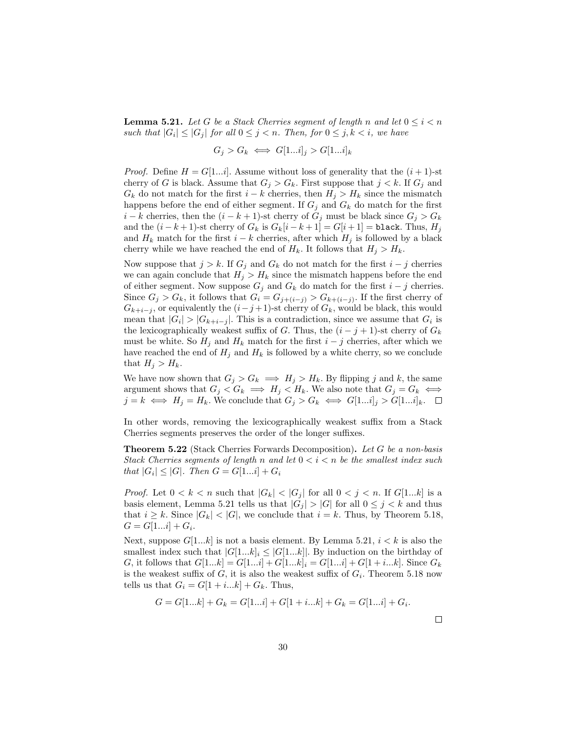**Lemma 5.21.** *Let $G$ be a Stack Cherries segment of length $n$ and let $0 \leq i < n$ such that $|G_i| \leq |G_j|$ for all $0 \leq j < n$. Then, for $0 \leq j, k < i$, we have*

$$G_j > G_k \iff G[1...i]_j > G[1...i]_k$$

*Proof.* Define $H = G[1...i]$. Assume without loss of generality that the $(i+1)$-st cherry of $G$ is black. Assume that $G_j > G_k$. First suppose that $j < k$. If $G_j$ and $G_k$ do not match for the first $i - k$ cherries, then $H_j > H_k$ since the mismatch happens before the end of either segment. If $G_j$ and $G_k$ do match for the first $i - k$ cherries, then the $(i - k + 1)$-st cherry of $G_j$ must be black since $G_j > G_k$ and the $(i-k+1)$-st cherry of $G_k$ is $G_k[i-k+1] = G[i+1] = \texttt{black}$. Thus, $H_j$ and $H_k$ match for the first $i - k$ cherries, after which $H_j$ is followed by a black cherry while we have reached the end of $H_k$. It follows that $H_j > H_k$.

Now suppose that $j > k$. If $G_j$ and $G_k$ do not match for the first $i - j$ cherries we can again conclude that $H_j > H_k$ since the mismatch happens before the end of either segment. Now suppose $G_j$ and $G_k$ do match for the first $i - j$ cherries. Since $G_j > G_k$, it follows that $G_i = G_{j+(i-j)} > G_{k+(i-j)}$. If the first cherry of $G_{k+i-j}$, or equivalently the $(i-j+1)$-st cherry of $G_k$, would be black, this would mean that $|G_i| > |G_{k+i-j}|$. This is a contradiction, since we assume that $G_i$ is the lexicographically weakest suffix of $G$. Thus, the $(i - j + 1)$-st cherry of $G_k$ must be white. So $H_j$ and $H_k$ match for the first $i - j$ cherries, after which we have reached the end of $H_j$ and $H_k$ is followed by a white cherry, so we conclude that $H_j > H_k$.

We have now shown that $G_j > G_k \implies H_j > H_k$. By flipping $j$ and $k$, the same argument shows that $G_j < G_k \implies H_j < H_k$. We also note that $G_j = G_k \iff j = k \iff H_j = H_k$. We conclude that $G_j > G_k \iff G[1...i]_j > G[1...i]_k$. $\square$

In other words, removing the lexicographically weakest suffix from a Stack Cherries segments preserves the order of the longer suffixes.

**Theorem 5.22** (Stack Cherries Forwards Decomposition)**.** *Let $G$ be a non-basis Stack Cherries segments of length $n$ and let $0 < i < n$ be the smallest index such that $|G_i| \leq |G|$. Then $G = G[1...i] + G_i$*

*Proof.* Let $0 < k < n$ such that $|G_k| < |G_j|$ for all $0 < j < n$. If $G[1...k]$ is a basis element, Lemma 5.21 tells us that $|G_j| > |G|$ for all $0 \leq j < k$ and thus that $i \geq k$. Since $|G_k| < |G|$, we conclude that $i = k$. Thus, by Theorem 5.18, $G = G[1...i] + G_i$.

Next, suppose $G[1...k]$ is not a basis element. By Lemma 5.21, $i < k$ is also the smallest index such that $|G[1...k]_i \leq |G[1...k]|$. By induction on the birthday of $G$, it follows that $G[1...k] = G[1...i] + G[1...k]_i = G[1...i] + G[1 + i...k]$. Since $G_k$ is the weakest suffix of $G$, it is also the weakest suffix of $G_i$. Theorem 5.18 now tells us that $G_i = G[1 + i...k] + G_k$. Thus,

$$G = G[1...k] + G_k = G[1...i] + G[1 + i...k] + G_k = G[1...i] + G_i.$$

$\square$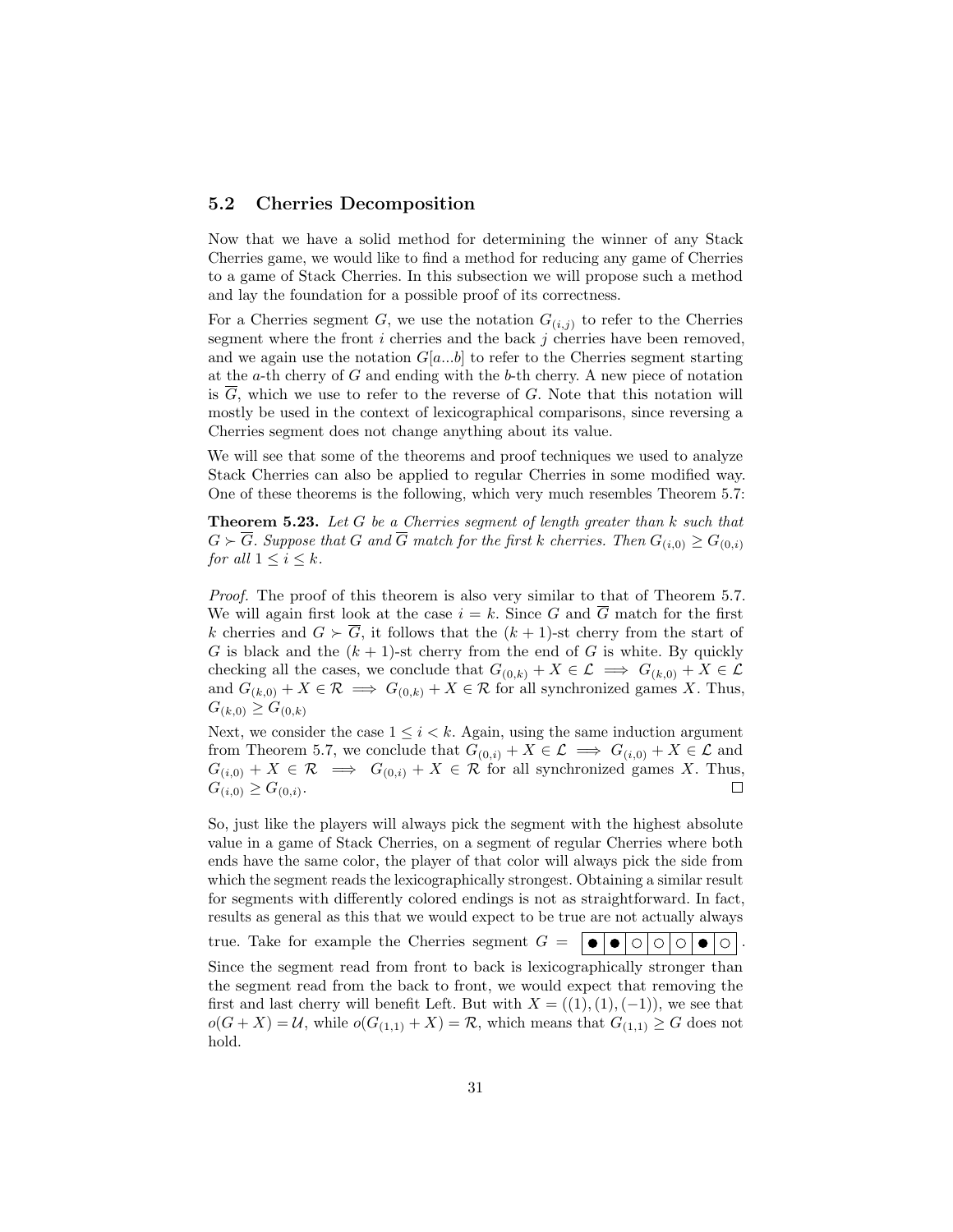## 5.2 Cherries Decomposition

Now that we have a solid method for determining the winner of any Stack Cherries game, we would like to find a method for reducing any game of Cherries to a game of Stack Cherries. In this subsection we will propose such a method and lay the foundation for a possible proof of its correctness.

For a Cherries segment $G$, we use the notation $G_{(i,j)}$ to refer to the Cherries segment where the front $i$ cherries and the back $j$ cherries have been removed, and we again use the notation $G[a...b]$ to refer to the Cherries segment starting at the $a$-th cherry of $G$ and ending with the $b$-th cherry. A new piece of notation is $\overline{G}$, which we use to refer to the reverse of $G$. Note that this notation will mostly be used in the context of lexicographical comparisons, since reversing a Cherries segment does not change anything about its value.

We will see that some of the theorems and proof techniques we used to analyze Stack Cherries can also be applied to regular Cherries in some modified way. One of these theorems is the following, which very much resembles Theorem 5.7:

**Theorem 5.23.** *Let $G$ be a Cherries segment of length greater than $k$ such that $G \succ \overline{G}$. Suppose that $G$ and $\overline{G}$ match for the first $k$ cherries. Then $G_{(i,0)} \geq G_{(0,i)}$ for all $1 \leq i \leq k$.*

*Proof.* The proof of this theorem is also very similar to that of Theorem 5.7. We will again first look at the case $i = k$. Since $G$ and $\overline{G}$ match for the first $k$ cherries and $G \succ \overline{G}$, it follows that the $(k+1)$-st cherry from the start of $G$ is black and the $(k+1)$-st cherry from the end of $G$ is white. By quickly checking all the cases, we conclude that $G_{(0,k)} + X \in \mathcal{L} \implies G_{(k,0)} + X \in \mathcal{L}$ and $G_{(k,0)} + X \in \mathcal{R} \implies G_{(0,k)} + X \in \mathcal{R}$ for all synchronized games $X$. Thus, $G_{(k,0)} \geq G_{(0,k)}$

Next, we consider the case $1 \leq i < k$. Again, using the same induction argument from Theorem 5.7, we conclude that $G_{(0,i)} + X \in \mathcal{L} \implies G_{(i,0)} + X \in \mathcal{L}$ and $G_{(i,0)} + X \in \mathcal{R} \implies G_{(0,i)} + X \in \mathcal{R}$ for all synchronized games $X$. Thus, $G_{(i,0)} \geq G_{(0,i)}$. ◻

So, just like the players will always pick the segment with the highest absolute value in a game of Stack Cherries, on a segment of regular Cherries where both ends have the same color, the player of that color will always pick the side from which the segment reads the lexicographically strongest. Obtaining a similar result for segments with differently colored endings is not as straightforward. In fact, results as general as this that we would expect to be true are not actually always true. Take for example the Cherries segment $G =$ | ● | ● | ○ | ○ | ○ | ● | ○ |. Since the segment read from front to back is lexicographically stronger than the segment read from the back to front, we would expect that removing the first and last cherry will benefit Left. But with $X = ((1), (1), (-1))$, we see that $o(G + X) = \mathcal{U}$, while $o(G_{(1,1)} + X) = \mathcal{R}$, which means that $G_{(1,1)} \geq G$ does not hold.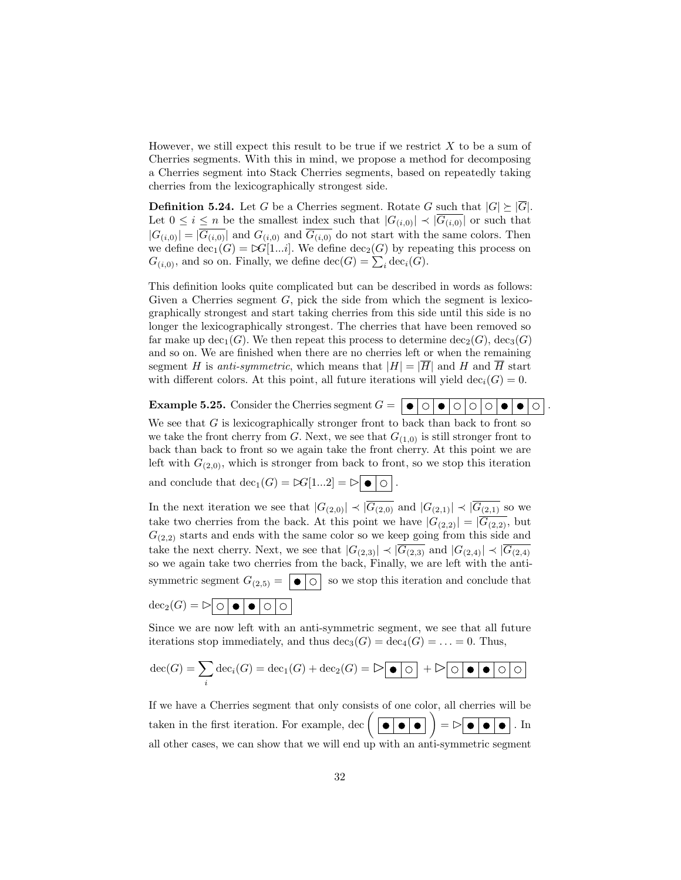However, we still expect this result to be true if we restrict $X$ to be a sum of Cherries segments. With this in mind, we propose a method for decomposing a Cherries segment into Stack Cherries segments, based on repeatedly taking cherries from the lexicographically strongest side.

**Definition 5.24.** Let $G$ be a Cherries segment. Rotate $G$ such that $|G| \succeq |\overline{G}|$. Let $0 \leq i \leq n$ be the smallest index such that $|G_{(i,0)}| \prec |\overline{G_{(i,0)}}|$ or such that $|G_{(i,0)}| = |\overline{G_{(i,0)}}|$ and $G_{(i,0)}$ and $\overline{G_{(i,0)}}$ do not start with the same colors. Then we define $\text{dec}_1(G) = \triangleright G[1...i]$. We define $\text{dec}_2(G)$ by repeating this process on $G_{(i,0)}$, and so on. Finally, we define $\text{dec}(G) = \sum_i \text{dec}_i(G)$.

This definition looks quite complicated but can be described in words as follows: Given a Cherries segment $G$, pick the side from which the segment is lexicographically strongest and start taking cherries from this side until this side is no longer the lexicographically strongest. The cherries that have been removed so far make up $\text{dec}_1(G)$. We then repeat this process to determine $\text{dec}_2(G)$, $\text{dec}_3(G)$ and so on. We are finished when there are no cherries left or when the remaining segment $H$ is *anti-symmetric*, which means that $|H| = |\overline{H}|$ and $H$ and $\overline{H}$ start with different colors. At this point, all future iterations will yield $\text{dec}_i(G) = 0$.

**Example 5.25.** Consider the Cherries segment $G =$ ●○●○○○●●○.

We see that $G$ is lexicographically stronger front to back than back to front so we take the front cherry from $G$. Next, we see that $G_{(1,0)}$ is still stronger front to back than back to front so we again take the front cherry. At this point we are left with $G_{(2,0)}$, which is stronger from back to front, so we stop this iteration and conclude that $\text{dec}_1(G) = \triangleright G[1...2] = \triangleright$ ●○.

In the next iteration we see that $|G_{(2,0)}| \prec |\overline{G_{(2,0)}}|$ and $|G_{(2,1)}| \prec |\overline{G_{(2,1)}}|$ so we take two cherries from the back. At this point we have $|G_{(2,2)}| = |\overline{G_{(2,2)}}|$, but $G_{(2,2)}$ starts and ends with the same color so we keep going from this side and take the next cherry. Next, we see that $|G_{(2,3)}| \prec |\overline{G_{(2,3)}}|$ and $|G_{(2,4)}| \prec |\overline{G_{(2,4)}}|$ so we again take two cherries from the back, Finally, we are left with the anti-symmetric segment $G_{(2,5)} =$ ●○ so we stop this iteration and conclude that

$\text{dec}_2(G) = \triangleright$ ○●●○○

Since we are now left with an anti-symmetric segment, we see that all future iterations stop immediately, and thus $\text{dec}_3(G) = \text{dec}_4(G) = \ldots = 0$. Thus,

$$\text{dec}(G) = \sum_i \text{dec}_i(G) = \text{dec}_1(G) + \text{dec}_2(G) = \triangleright \text{●○} + \triangleright \text{○●●○○}$$

If we have a Cherries segment that only consists of one color, all cherries will be taken in the first iteration. For example, $\text{dec}\left(\text{●●●}\right) = \triangleright$ ●●●. In all other cases, we can show that we will end up with an anti-symmetric segment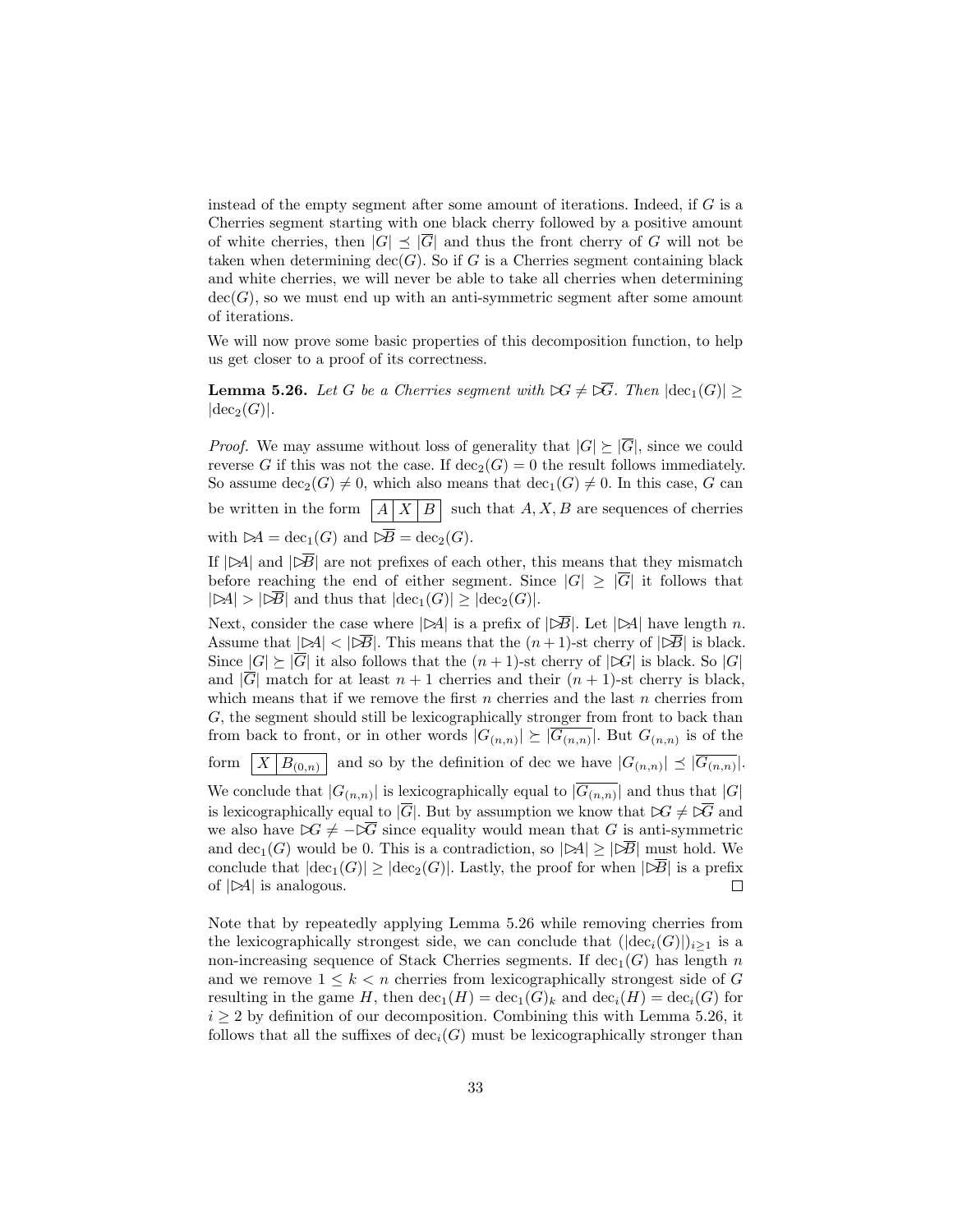instead of the empty segment after some amount of iterations. Indeed, if $G$ is a Cherries segment starting with one black cherry followed by a positive amount of white cherries, then $|G| \preceq |\overline{G}|$ and thus the front cherry of $G$ will not be taken when determining $\text{dec}(G)$. So if $G$ is a Cherries segment containing black and white cherries, we will never be able to take all cherries when determining $\text{dec}(G)$, so we must end up with an anti-symmetric segment after some amount of iterations.

We will now prove some basic properties of this decomposition function, to help us get closer to a proof of its correctness.

**Lemma 5.26.** *Let $G$ be a Cherries segment with $\rhd G \neq \rhd \overline{G}$. Then $|\text{dec}_1(G)| \geq |\text{dec}_2(G)|$.*

*Proof.* We may assume without loss of generality that $|G| \succeq |\overline{G}|$, since we could reverse $G$ if this was not the case. If $\text{dec}_2(G) = 0$ the result follows immediately. So assume $\text{dec}_2(G) \neq 0$, which also means that $\text{dec}_1(G) \neq 0$. In this case, $G$ can be written in the form $\boxed{A \mid X \mid B}$ such that $A, X, B$ are sequences of cherries with $\rhd A = \text{dec}_1(G)$ and $\rhd \overline{B} = \text{dec}_2(G)$.

If $|\rhd A|$ and $|\rhd \overline{B}|$ are not prefixes of each other, this means that they mismatch before reaching the end of either segment. Since $|G| \geq |\overline{G}|$ it follows that $|\rhd A| > |\rhd \overline{B}|$ and thus that $|\text{dec}_1(G)| \geq |\text{dec}_2(G)|$.

Next, consider the case where $|\rhd A|$ is a prefix of $|\rhd \overline{B}|$. Let $|\rhd A|$ have length $n$. Assume that $|\rhd A| < |\rhd \overline{B}|$. This means that the $(n+1)$-st cherry of $|\rhd \overline{B}|$ is black. Since $|G| \succeq |\overline{G}|$ it also follows that the $(n+1)$-st cherry of $|\rhd G|$ is black. So $|G|$ and $|\overline{G}|$ match for at least $n+1$ cherries and their $(n+1)$-st cherry is black, which means that if we remove the first $n$ cherries and the last $n$ cherries from $G$, the segment should still be lexicographically stronger from front to back than from back to front, or in other words $|G_{(n,n)}| \succeq |\overline{G_{(n,n)}}|$. But $G_{(n,n)}$ is of the form $\boxed{X \mid B_{(0,n)}}$ and so by the definition of dec we have $|G_{(n,n)}| \preceq |\overline{G_{(n,n)}}|$. We conclude that $|G_{(n,n)}|$ is lexicographically equal to $|\overline{G_{(n,n)}}|$ and thus that $|G|$ is lexicographically equal to $|\overline{G}|$. But by assumption we know that $\rhd G \neq \rhd \overline{G}$ and we also have $\rhd G \neq -\rhd \overline{G}$ since equality would mean that $G$ is anti-symmetric and $\text{dec}_1(G)$ would be 0. This is a contradiction, so $|\rhd A| \geq |\rhd \overline{B}|$ must hold. We conclude that $|\text{dec}_1(G)| \geq |\text{dec}_2(G)|$. Lastly, the proof for when $|\rhd \overline{B}|$ is a prefix of $|\rhd A|$ is analogous. $\square$

Note that by repeatedly applying Lemma 5.26 while removing cherries from the lexicographically strongest side, we can conclude that $(|\text{dec}_i(G)|)_{i \geq 1}$ is a non-increasing sequence of Stack Cherries segments. If $\text{dec}_1(G)$ has length $n$ and we remove $1 \leq k < n$ cherries from lexicographically strongest side of $G$ resulting in the game $H$, then $\text{dec}_1(H) = \text{dec}_1(G)_k$ and $\text{dec}_i(H) = \text{dec}_i(G)$ for $i \geq 2$ by definition of our decomposition. Combining this with Lemma 5.26, it follows that all the suffixes of $\text{dec}_i(G)$ must be lexicographically stronger than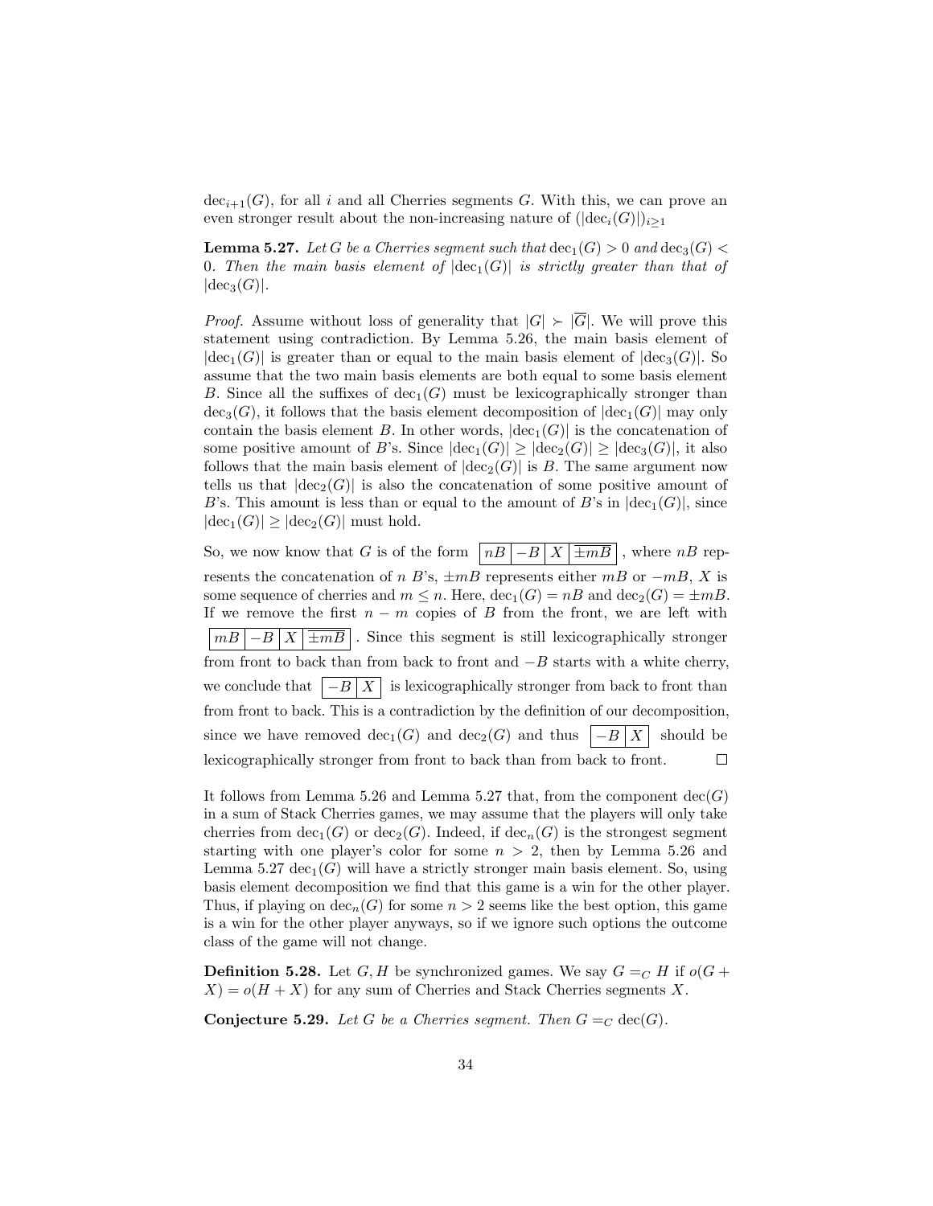$\text{dec}_{i+1}(G)$, for all $i$ and all Cherries segments $G$. With this, we can prove an even stronger result about the non-increasing nature of $(|\text{dec}_i(G)|)_{i\geq 1}$

**Lemma 5.27.** *Let $G$ be a Cherries segment such that $\text{dec}_1(G) > 0$ and $\text{dec}_3(G) < 0$. Then the main basis element of $|\text{dec}_1(G)|$ is strictly greater than that of $|\text{dec}_3(G)|$.*

*Proof.* Assume without loss of generality that $|G| \succ |\overline{G}|$. We will prove this statement using contradiction. By Lemma 5.26, the main basis element of $|\text{dec}_1(G)|$ is greater than or equal to the main basis element of $|\text{dec}_3(G)|$. So assume that the two main basis elements are both equal to some basis element $B$. Since all the suffixes of $\text{dec}_1(G)$ must be lexicographically stronger than $\text{dec}_3(G)$, it follows that the basis element decomposition of $|\text{dec}_1(G)|$ may only contain the basis element $B$. In other words, $|\text{dec}_1(G)|$ is the concatenation of some positive amount of $B$'s. Since $|\text{dec}_1(G)| \geq |\text{dec}_2(G)| \geq |\text{dec}_3(G)|$, it also follows that the main basis element of $|\text{dec}_2(G)|$ is $B$. The same argument now tells us that $|\text{dec}_2(G)|$ is also the concatenation of some positive amount of $B$'s. This amount is less than or equal to the amount of $B$'s in $|\text{dec}_1(G)|$, since $|\text{dec}_1(G)| \geq |\text{dec}_2(G)|$ must hold.

So, we now know that $G$ is of the form $\boxed{nB \mid -B \mid X \mid \pm mB}$, where $nB$ represents the concatenation of $n$ $B$'s, $\pm mB$ represents either $mB$ or $-mB$, $X$ is some sequence of cherries and $m \leq n$. Here, $\text{dec}_1(G) = nB$ and $\text{dec}_2(G) = \pm mB$. If we remove the first $n - m$ copies of $B$ from the front, we are left with $\boxed{mB \mid -B \mid X \mid \pm mB}$. Since this segment is still lexicographically stronger from front to back than from back to front and $-B$ starts with a white cherry, we conclude that $\boxed{-B \mid X}$ is lexicographically stronger from back to front than from front to back. This is a contradiction by the definition of our decomposition, since we have removed $\text{dec}_1(G)$ and $\text{dec}_2(G)$ and thus $\boxed{-B \mid X}$ should be lexicographically stronger from front to back than from back to front. $\square$

It follows from Lemma 5.26 and Lemma 5.27 that, from the component $\text{dec}(G)$ in a sum of Stack Cherries games, we may assume that the players will only take cherries from $\text{dec}_1(G)$ or $\text{dec}_2(G)$. Indeed, if $\text{dec}_n(G)$ is the strongest segment starting with one player's color for some $n > 2$, then by Lemma 5.26 and Lemma 5.27 $\text{dec}_1(G)$ will have a strictly stronger main basis element. So, using basis element decomposition we find that this game is a win for the other player. Thus, if playing on $\text{dec}_n(G)$ for some $n > 2$ seems like the best option, this game is a win for the other player anyways, so if we ignore such options the outcome class of the game will not change.

**Definition 5.28.** Let $G, H$ be synchronized games. We say $G =_C H$ if $o(G + X) = o(H + X)$ for any sum of Cherries and Stack Cherries segments $X$.

**Conjecture 5.29.** *Let $G$ be a Cherries segment. Then $G =_C \text{dec}(G)$.*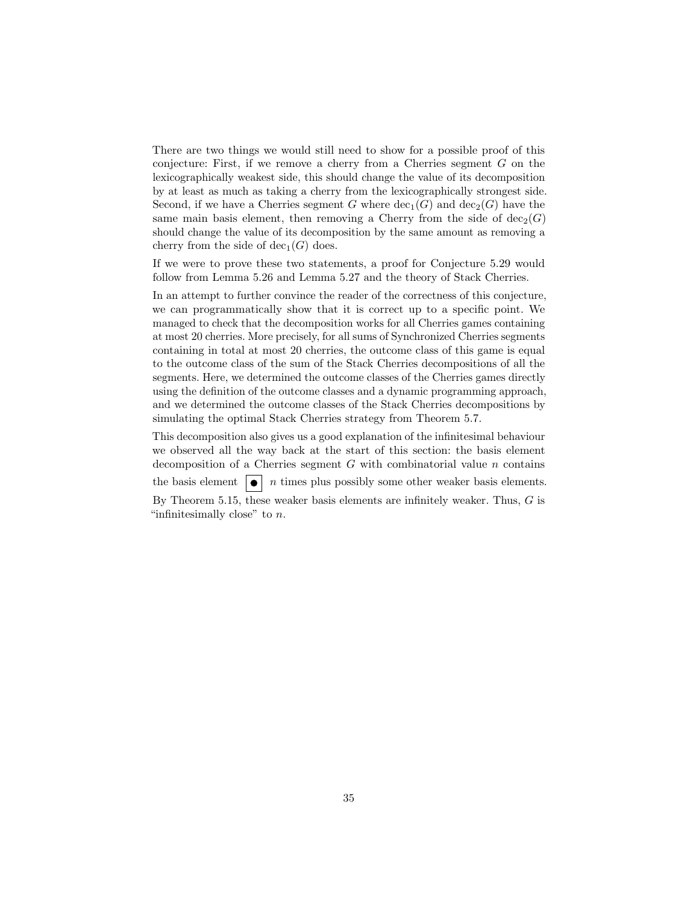There are two things we would still need to show for a possible proof of this conjecture: First, if we remove a cherry from a Cherries segment $G$ on the lexicographically weakest side, this should change the value of its decomposition by at least as much as taking a cherry from the lexicographically strongest side. Second, if we have a Cherries segment $G$ where $\text{dec}_1(G)$ and $\text{dec}_2(G)$ have the same main basis element, then removing a Cherry from the side of $\text{dec}_2(G)$ should change the value of its decomposition by the same amount as removing a cherry from the side of $\text{dec}_1(G)$ does.

If we were to prove these two statements, a proof for Conjecture 5.29 would follow from Lemma 5.26 and Lemma 5.27 and the theory of Stack Cherries.

In an attempt to further convince the reader of the correctness of this conjecture, we can programmatically show that it is correct up to a specific point. We managed to check that the decomposition works for all Cherries games containing at most 20 cherries. More precisely, for all sums of Synchronized Cherries segments containing in total at most 20 cherries, the outcome class of this game is equal to the outcome class of the sum of the Stack Cherries decompositions of all the segments. Here, we determined the outcome classes of the Cherries games directly using the definition of the outcome classes and a dynamic programming approach, and we determined the outcome classes of the Stack Cherries decompositions by simulating the optimal Stack Cherries strategy from Theorem 5.7.

This decomposition also gives us a good explanation of the infinitesimal behaviour we observed all the way back at the start of this section: the basis element decomposition of a Cherries segment $G$ with combinatorial value $n$ contains the basis element $\boxed{\bullet}$ $n$ times plus possibly some other weaker basis elements. By Theorem 5.15, these weaker basis elements are infinitely weaker. Thus, $G$ is "infinitesimally close" to $n$.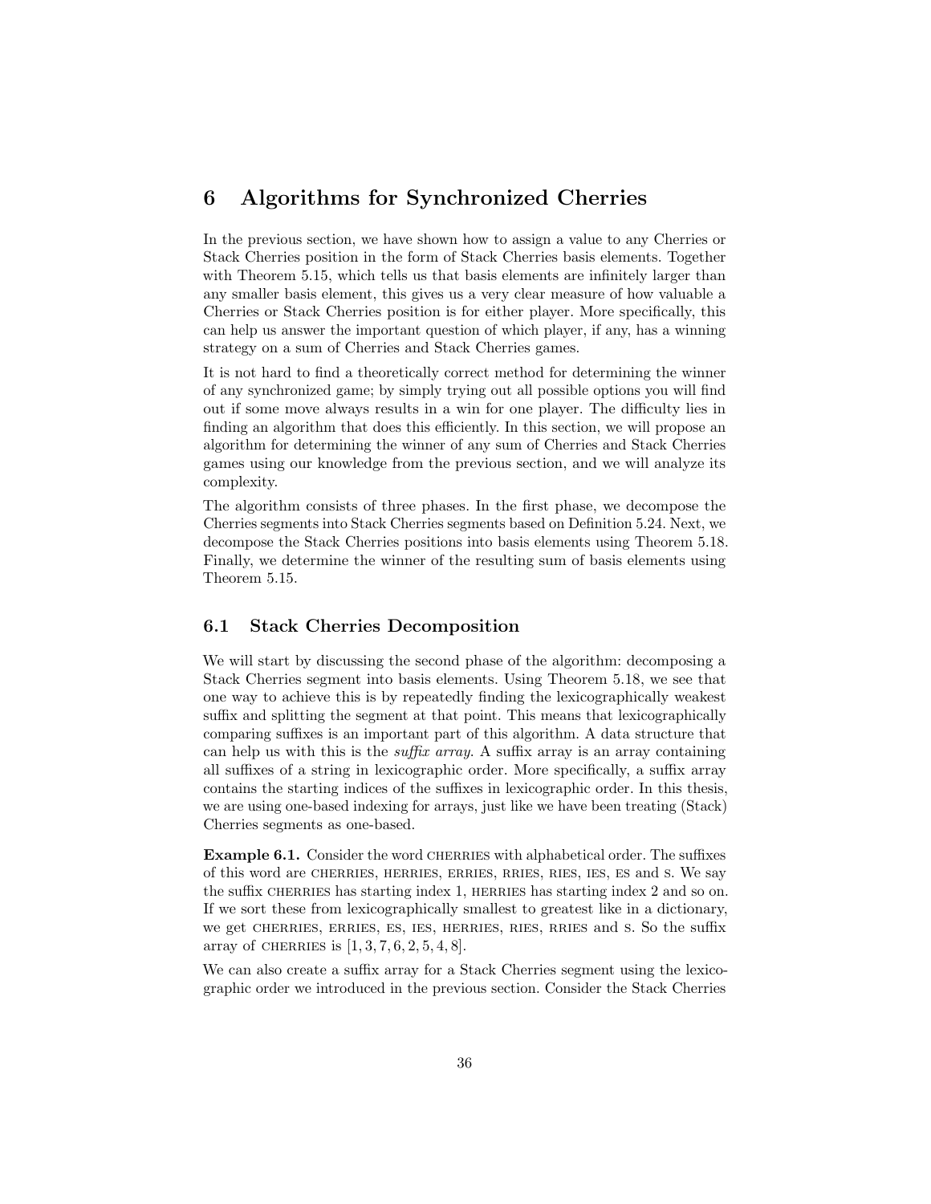# 6 Algorithms for Synchronized Cherries

In the previous section, we have shown how to assign a value to any Cherries or Stack Cherries position in the form of Stack Cherries basis elements. Together with Theorem 5.15, which tells us that basis elements are infinitely larger than any smaller basis element, this gives us a very clear measure of how valuable a Cherries or Stack Cherries position is for either player. More specifically, this can help us answer the important question of which player, if any, has a winning strategy on a sum of Cherries and Stack Cherries games.

It is not hard to find a theoretically correct method for determining the winner of any synchronized game; by simply trying out all possible options you will find out if some move always results in a win for one player. The difficulty lies in finding an algorithm that does this efficiently. In this section, we will propose an algorithm for determining the winner of any sum of Cherries and Stack Cherries games using our knowledge from the previous section, and we will analyze its complexity.

The algorithm consists of three phases. In the first phase, we decompose the Cherries segments into Stack Cherries segments based on Definition 5.24. Next, we decompose the Stack Cherries positions into basis elements using Theorem 5.18. Finally, we determine the winner of the resulting sum of basis elements using Theorem 5.15.

## 6.1 Stack Cherries Decomposition

We will start by discussing the second phase of the algorithm: decomposing a Stack Cherries segment into basis elements. Using Theorem 5.18, we see that one way to achieve this is by repeatedly finding the lexicographically weakest suffix and splitting the segment at that point. This means that lexicographically comparing suffixes is an important part of this algorithm. A data structure that can help us with this is the *suffix array*. A suffix array is an array containing all suffixes of a string in lexicographic order. More specifically, a suffix array contains the starting indices of the suffixes in lexicographic order. In this thesis, we are using one-based indexing for arrays, just like we have been treating (Stack) Cherries segments as one-based.

**Example 6.1.** Consider the word CHERRIES with alphabetical order. The suffixes of this word are CHERRIES, HERRIES, ERRIES, RRIES, RIES, IES, ES and S. We say the suffix CHERRIES has starting index 1, HERRIES has starting index 2 and so on. If we sort these from lexicographically smallest to greatest like in a dictionary, we get CHERRIES, ERRIES, ES, IES, HERRIES, RIES, RRIES and S. So the suffix array of CHERRIES is $[1, 3, 7, 6, 2, 5, 4, 8]$.

We can also create a suffix array for a Stack Cherries segment using the lexicographic order we introduced in the previous section. Consider the Stack Cherries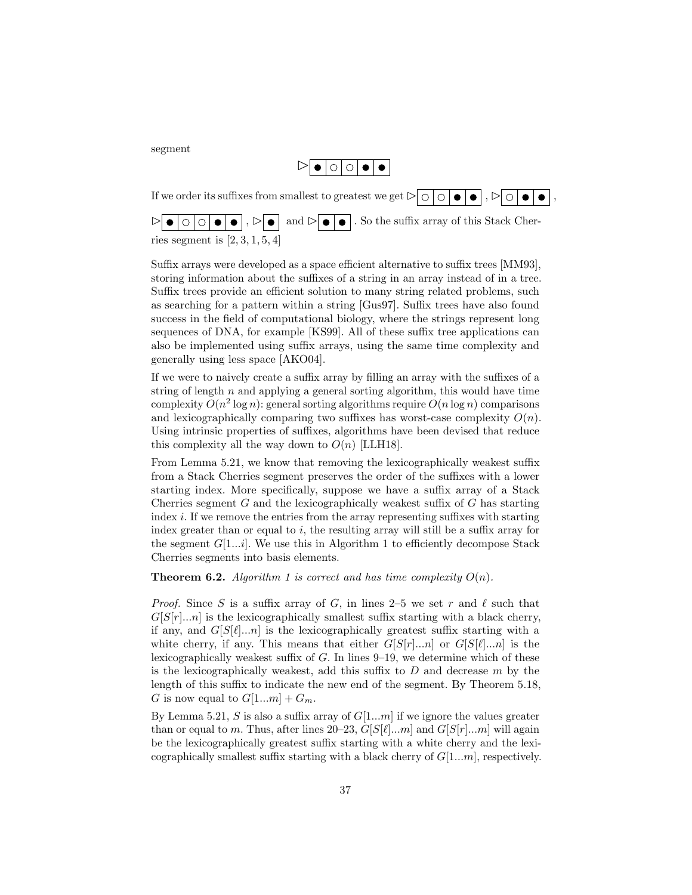segment

$$\triangleright \boxed{\bullet} \boxed{\circ} \boxed{\circ} \boxed{\bullet} \boxed{\bullet}$$

If we order its suffixes from smallest to greatest we get $\triangleright \boxed{\circ}\boxed{\circ}\boxed{\bullet}\boxed{\bullet}$ , $\triangleright \boxed{\circ}\boxed{\bullet}\boxed{\bullet}$ , $\triangleright \boxed{\bullet}\boxed{\circ}\boxed{\circ}\boxed{\bullet}\boxed{\bullet}$ , $\triangleright \boxed{\bullet}$ and $\triangleright \boxed{\bullet}\boxed{\bullet}$ . So the suffix array of this Stack Cherries segment is $[2, 3, 1, 5, 4]$

Suffix arrays were developed as a space efficient alternative to suffix trees [MM93], storing information about the suffixes of a string in an array instead of in a tree. Suffix trees provide an efficient solution to many string related problems, such as searching for a pattern within a string [Gus97]. Suffix trees have also found success in the field of computational biology, where the strings represent long sequences of DNA, for example [KS99]. All of these suffix tree applications can also be implemented using suffix arrays, using the same time complexity and generally using less space [AKO04].

If we were to naively create a suffix array by filling an array with the suffixes of a string of length $n$ and applying a general sorting algorithm, this would have time complexity $O(n^2 \log n)$: general sorting algorithms require $O(n \log n)$ comparisons and lexicographically comparing two suffixes has worst-case complexity $O(n)$. Using intrinsic properties of suffixes, algorithms have been devised that reduce this complexity all the way down to $O(n)$ [LLH18].

From Lemma 5.21, we know that removing the lexicographically weakest suffix from a Stack Cherries segment preserves the order of the suffixes with a lower starting index. More specifically, suppose we have a suffix array of a Stack Cherries segment $G$ and the lexicographically weakest suffix of $G$ has starting index $i$. If we remove the entries from the array representing suffixes with starting index greater than or equal to $i$, the resulting array will still be a suffix array for the segment $G[1...i]$. We use this in Algorithm 1 to efficiently decompose Stack Cherries segments into basis elements.

**Theorem 6.2.** *Algorithm 1 is correct and has time complexity $O(n)$.*

*Proof.* Since $S$ is a suffix array of $G$, in lines 2–5 we set $r$ and $\ell$ such that $G[S[r]...n]$ is the lexicographically smallest suffix starting with a black cherry, if any, and $G[S[\ell]...n]$ is the lexicographically greatest suffix starting with a white cherry, if any. This means that either $G[S[r]...n]$ or $G[S[\ell]...n]$ is the lexicographically weakest suffix of $G$. In lines 9–19, we determine which of these is the lexicographically weakest, add this suffix to $D$ and decrease $m$ by the length of this suffix to indicate the new end of the segment. By Theorem 5.18, $G$ is now equal to $G[1...m] + G_m$.

By Lemma 5.21, $S$ is also a suffix array of $G[1...m]$ if we ignore the values greater than or equal to $m$. Thus, after lines 20–23, $G[S[\ell]...m]$ and $G[S[r]...m]$ will again be the lexicographically greatest suffix starting with a white cherry and the lexicographically smallest suffix starting with a black cherry of $G[1...m]$, respectively.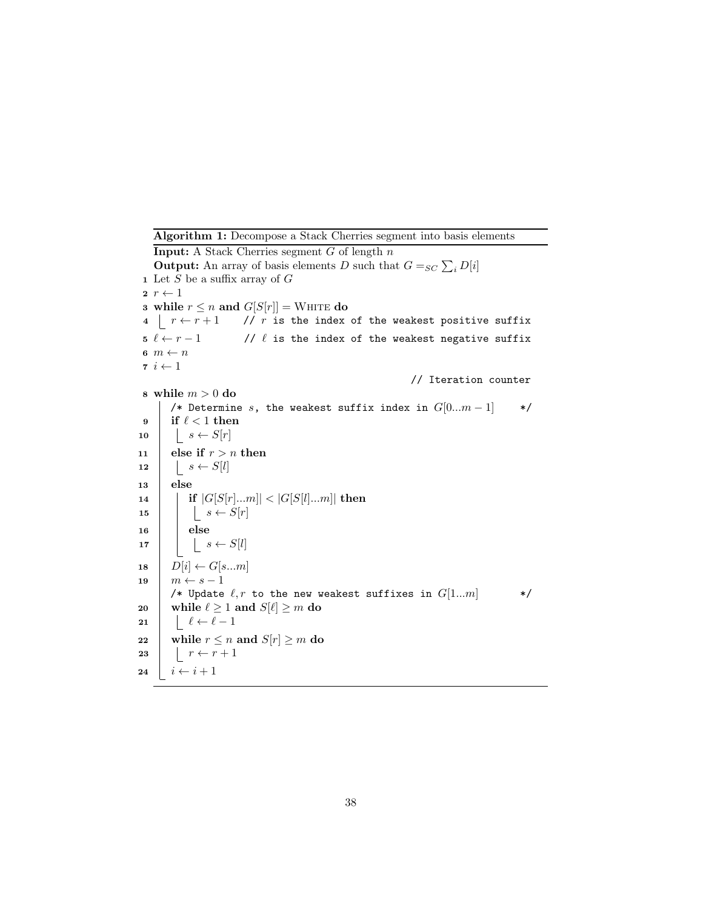**Algorithm 1:** Decompose a Stack Cherries segment into basis elements

**Input:** A Stack Cherries segment $G$ of length $n$

**Output:** An array of basis elements $D$ such that $G =_{SC} \sum_i D[i]$

```
1  Let S be a suffix array of G
2  r ← 1
3  while r ≤ n and G[S[r]] = WHITE do
4      r ← r + 1      // r is the index of the weakest positive suffix
5  ℓ ← r − 1          // ℓ is the index of the weakest negative suffix
6  m ← n
7  i ← 1
                                                      // Iteration counter
8  while m > 0 do
       /* Determine s, the weakest suffix index in G[0...m − 1]       */
9      if ℓ < 1 then
10         s ← S[r]
11     else if r > n then
12         s ← S[l]
13     else
14         if |G[S[r]...m]| < |G[S[l]...m]| then
15             s ← S[r]
16         else
17             s ← S[l]
18     D[i] ← G[s...m]
19     m ← s − 1
       /* Update ℓ, r to the new weakest suffixes in G[1...m]         */
20     while ℓ ≥ 1 and S[ℓ] ≥ m do
21         ℓ ← ℓ − 1
22     while r ≤ n and S[r] ≥ m do
23         r ← r + 1
24     i ← i + 1
```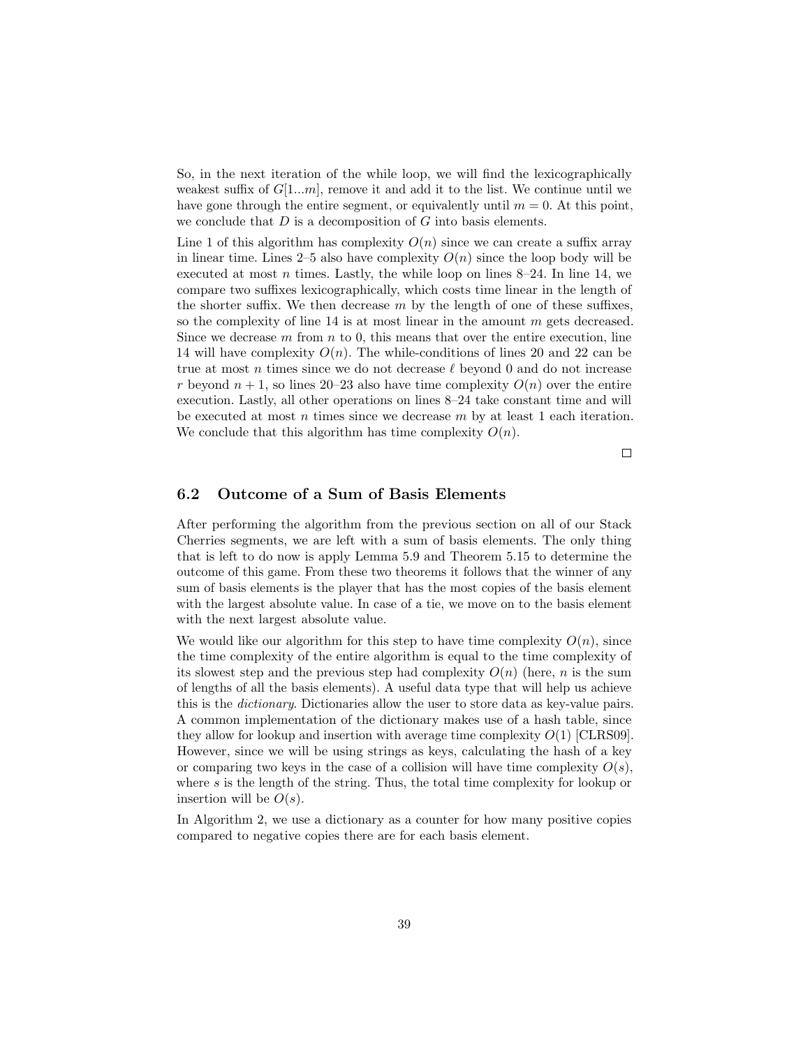So, in the next iteration of the while loop, we will find the lexicographically weakest suffix of $G[1...m]$, remove it and add it to the list. We continue until we have gone through the entire segment, or equivalently until $m = 0$. At this point, we conclude that $D$ is a decomposition of $G$ into basis elements.

Line 1 of this algorithm has complexity $O(n)$ since we can create a suffix array in linear time. Lines 2–5 also have complexity $O(n)$ since the loop body will be executed at most $n$ times. Lastly, the while loop on lines 8–24. In line 14, we compare two suffixes lexicographically, which costs time linear in the length of the shorter suffix. We then decrease $m$ by the length of one of these suffixes, so the complexity of line 14 is at most linear in the amount $m$ gets decreased. Since we decrease $m$ from $n$ to 0, this means that over the entire execution, line 14 will have complexity $O(n)$. The while-conditions of lines 20 and 22 can be true at most $n$ times since we do not decrease $\ell$ beyond 0 and do not increase $r$ beyond $n + 1$, so lines 20–23 also have time complexity $O(n)$ over the entire execution. Lastly, all other operations on lines 8–24 take constant time and will be executed at most $n$ times since we decrease $m$ by at least 1 each iteration. We conclude that this algorithm has time complexity $O(n)$.

□

## 6.2 Outcome of a Sum of Basis Elements

After performing the algorithm from the previous section on all of our Stack Cherries segments, we are left with a sum of basis elements. The only thing that is left to do now is apply Lemma 5.9 and Theorem 5.15 to determine the outcome of this game. From these two theorems it follows that the winner of any sum of basis elements is the player that has the most copies of the basis element with the largest absolute value. In case of a tie, we move on to the basis element with the next largest absolute value.

We would like our algorithm for this step to have time complexity $O(n)$, since the time complexity of the entire algorithm is equal to the time complexity of its slowest step and the previous step had complexity $O(n)$ (here, $n$ is the sum of lengths of all the basis elements). A useful data type that will help us achieve this is the *dictionary*. Dictionaries allow the user to store data as key-value pairs. A common implementation of the dictionary makes use of a hash table, since they allow for lookup and insertion with average time complexity $O(1)$ [CLRS09]. However, since we will be using strings as keys, calculating the hash of a key or comparing two keys in the case of a collision will have time complexity $O(s)$, where $s$ is the length of the string. Thus, the total time complexity for lookup or insertion will be $O(s)$.

In Algorithm 2, we use a dictionary as a counter for how many positive copies compared to negative copies there are for each basis element.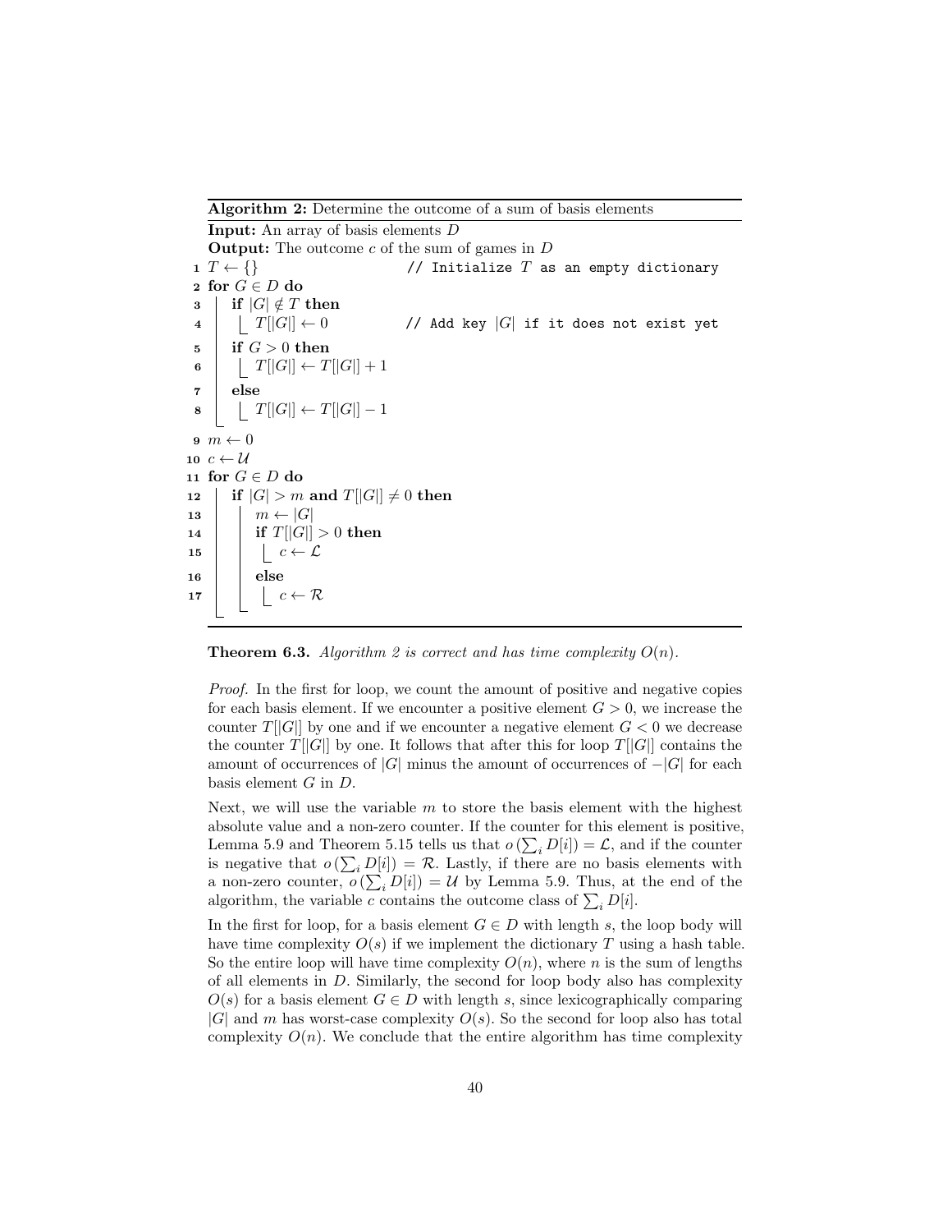**Algorithm 2:** Determine the outcome of a sum of basis elements

**Input:** An array of basis elements $D$
**Output:** The outcome $c$ of the sum of games in $D$

```
 1  T ← {}                          // Initialize T as an empty dictionary
 2  for G ∈ D do
 3      if |G| ∉ T then
 4          T[|G|] ← 0              // Add key |G| if it does not exist yet
 5      if G > 0 then
 6          T[|G|] ← T[|G|] + 1
 7      else
 8          T[|G|] ← T[|G|] − 1
 9  m ← 0
10  c ← 𝒰
11  for G ∈ D do
12      if |G| > m and T[|G|] ≠ 0 then
13          m ← |G|
14          if T[|G|] > 0 then
15              c ← ℒ
16          else
17              c ← ℛ
```

**Theorem 6.3.** *Algorithm 2 is correct and has time complexity $O(n)$.*

*Proof.* In the first for loop, we count the amount of positive and negative copies for each basis element. If we encounter a positive element $G > 0$, we increase the counter $T[|G|]$ by one and if we encounter a negative element $G < 0$ we decrease the counter $T[|G|]$ by one. It follows that after this for loop $T[|G|]$ contains the amount of occurrences of $|G|$ minus the amount of occurrences of $-|G|$ for each basis element $G$ in $D$.

Next, we will use the variable $m$ to store the basis element with the highest absolute value and a non-zero counter. If the counter for this element is positive, Lemma 5.9 and Theorem 5.15 tells us that $o\left(\sum_i D[i]\right) = \mathcal{L}$, and if the counter is negative that $o\left(\sum_i D[i]\right) = \mathcal{R}$. Lastly, if there are no basis elements with a non-zero counter, $o\left(\sum_i D[i]\right) = \mathcal{U}$ by Lemma 5.9. Thus, at the end of the algorithm, the variable $c$ contains the outcome class of $\sum_i D[i]$.

In the first for loop, for a basis element $G \in D$ with length $s$, the loop body will have time complexity $O(s)$ if we implement the dictionary $T$ using a hash table. So the entire loop will have time complexity $O(n)$, where $n$ is the sum of lengths of all elements in $D$. Similarly, the second for loop body also has complexity $O(s)$ for a basis element $G \in D$ with length $s$, since lexicographically comparing $|G|$ and $m$ has worst-case complexity $O(s)$. So the second for loop also has total complexity $O(n)$. We conclude that the entire algorithm has time complexity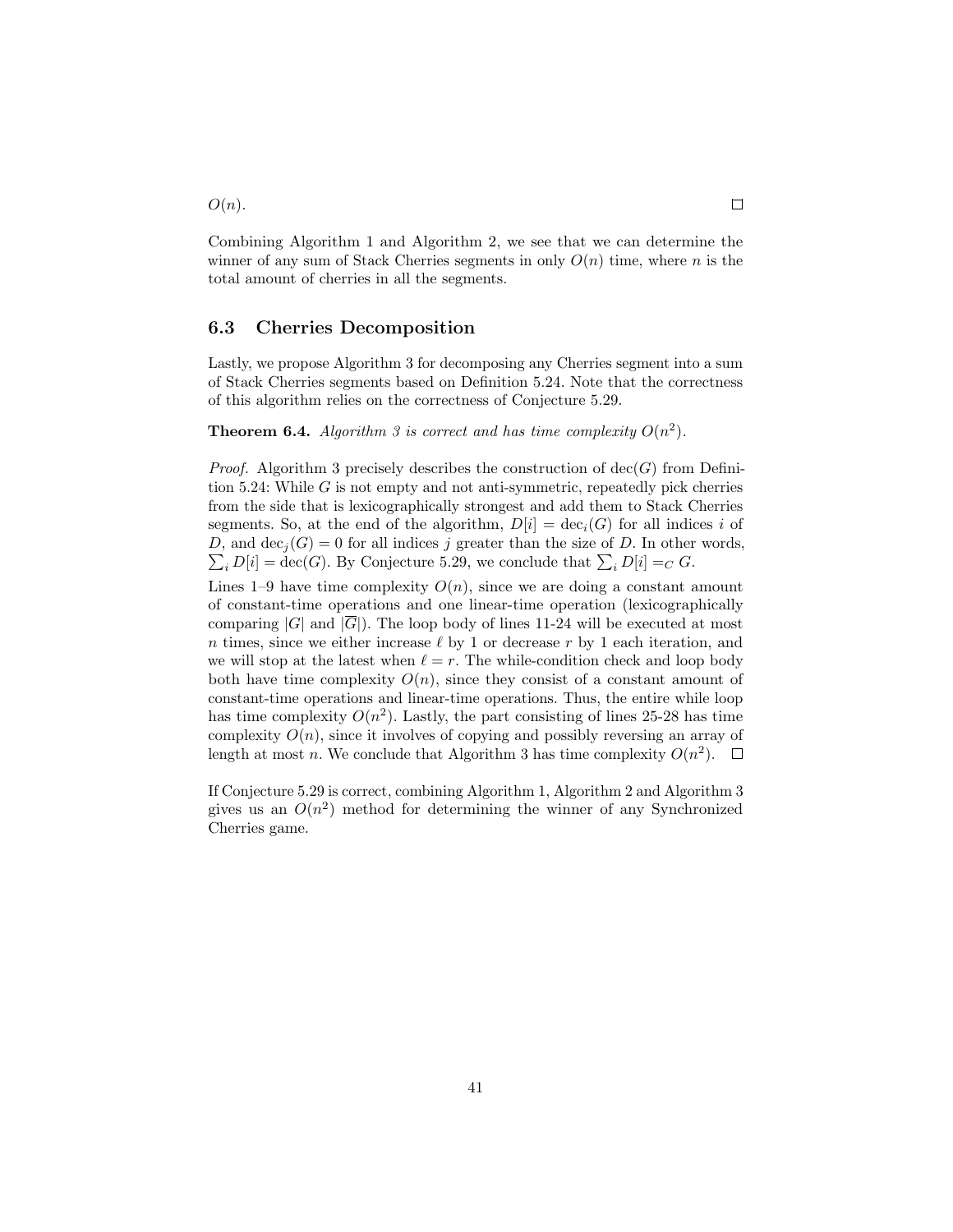$O(n)$. □

Combining Algorithm 1 and Algorithm 2, we see that we can determine the winner of any sum of Stack Cherries segments in only $O(n)$ time, where $n$ is the total amount of cherries in all the segments.

### 6.3 Cherries Decomposition

Lastly, we propose Algorithm 3 for decomposing any Cherries segment into a sum of Stack Cherries segments based on Definition 5.24. Note that the correctness of this algorithm relies on the correctness of Conjecture 5.29.

**Theorem 6.4.** *Algorithm 3 is correct and has time complexity $O(n^2)$.*

*Proof.* Algorithm 3 precisely describes the construction of $\operatorname{dec}(G)$ from Definition 5.24: While $G$ is not empty and not anti-symmetric, repeatedly pick cherries from the side that is lexicographically strongest and add them to Stack Cherries segments. So, at the end of the algorithm, $D[i] = \operatorname{dec}_i(G)$ for all indices $i$ of $D$, and $\operatorname{dec}_j(G) = 0$ for all indices $j$ greater than the size of $D$. In other words, $\sum_i D[i] = \operatorname{dec}(G)$. By Conjecture 5.29, we conclude that $\sum_i D[i] =_C G$.

Lines 1–9 have time complexity $O(n)$, since we are doing a constant amount of constant-time operations and one linear-time operation (lexicographically comparing $|G|$ and $|\overline{G}|$). The loop body of lines 11-24 will be executed at most $n$ times, since we either increase $\ell$ by 1 or decrease $r$ by 1 each iteration, and we will stop at the latest when $\ell = r$. The while-condition check and loop body both have time complexity $O(n)$, since they consist of a constant amount of constant-time operations and linear-time operations. Thus, the entire while loop has time complexity $O(n^2)$. Lastly, the part consisting of lines 25-28 has time complexity $O(n)$, since it involves of copying and possibly reversing an array of length at most $n$. We conclude that Algorithm 3 has time complexity $O(n^2)$. □

If Conjecture 5.29 is correct, combining Algorithm 1, Algorithm 2 and Algorithm 3 gives us an $O(n^2)$ method for determining the winner of any Synchronized Cherries game.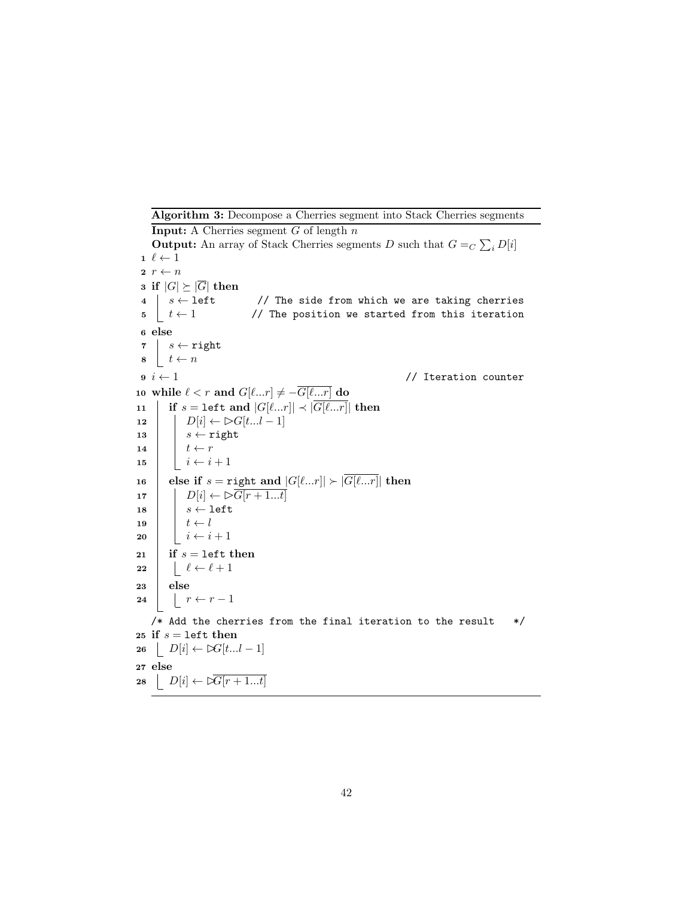**Algorithm 3:** Decompose a Cherries segment into Stack Cherries segments

**Input:** A Cherries segment $G$ of length $n$

**Output:** An array of Stack Cherries segments $D$ such that $G =_C \sum_i D[i]$

```
1  ℓ ← 1
2  r ← n
3  if |G| ⪰ |Ḡ| then
4  |   s ← left        // The side from which we are taking cherries
5  |   t ← 1           // The position we started from this iteration
6  else
7  |   s ← right
8  |   t ← n
9  i ← 1                                               // Iteration counter
10 while ℓ < r and G[ℓ...r] ≠ −Ḡ[ℓ...r] do
11 |   if s = left and |G[ℓ...r]| ≺ |Ḡ[ℓ...r]| then
12 |   |   D[i] ← ▷G[t...l − 1]
13 |   |   s ← right
14 |   |   t ← r
15 |   |   i ← i + 1
16 |   else if s = right and |G[ℓ...r]| ≻ |Ḡ[ℓ...r]| then
17 |   |   D[i] ← ▷Ḡ[r + 1...t]
18 |   |   s ← left
19 |   |   t ← l
20 |   |   i ← i + 1
21 |   if s = left then
22 |   |   ℓ ← ℓ + 1
23 |   else
24 |   |   r ← r − 1
   /* Add the cherries from the final iteration to the result    */
25 if s = left then
26 |   D[i] ← ⧐G[t...l − 1]
27 else
28 |   D[i] ← ⧐Ḡ[r + 1...t]
```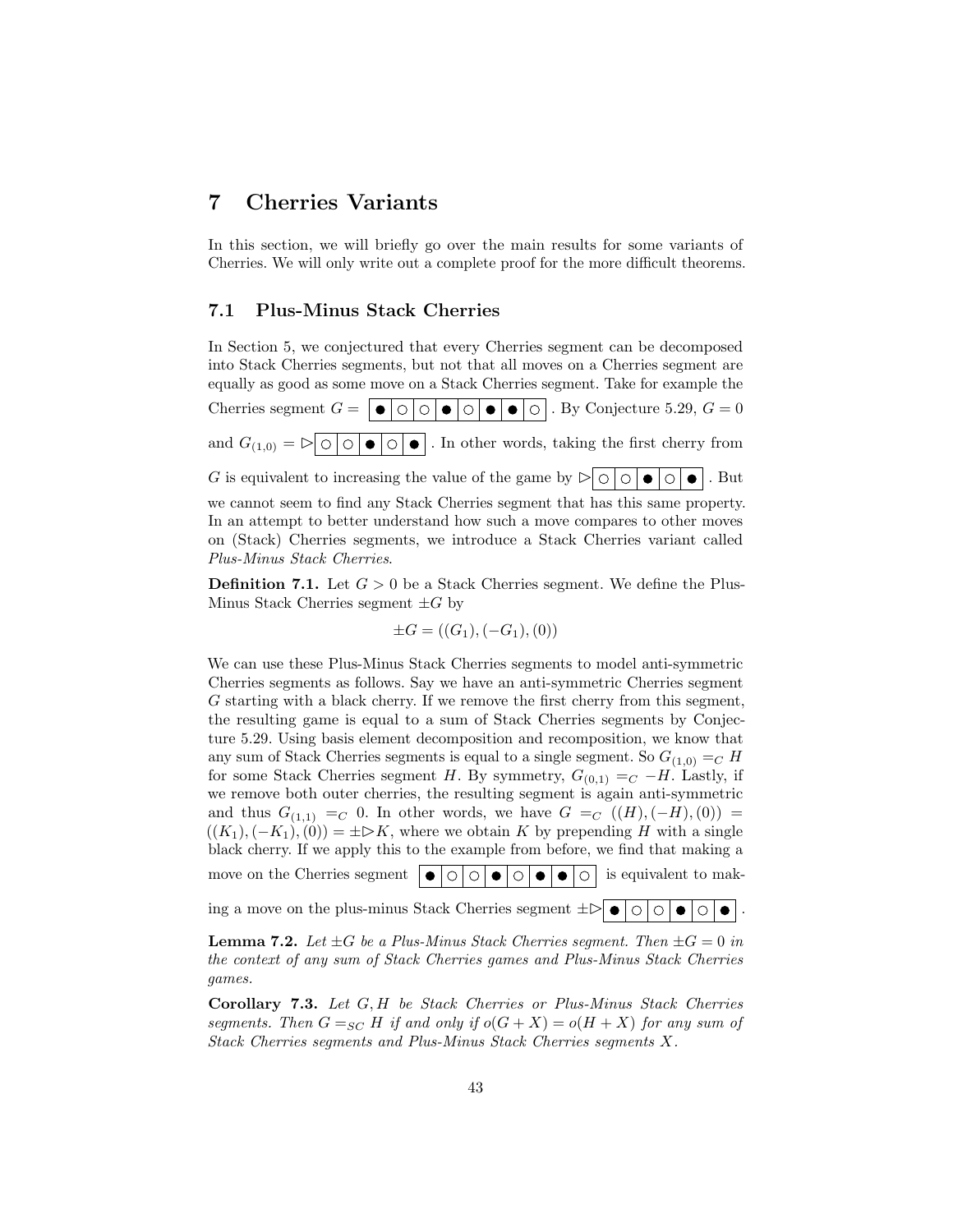# 7 Cherries Variants

In this section, we will briefly go over the main results for some variants of Cherries. We will only write out a complete proof for the more difficult theorems.

## 7.1 Plus-Minus Stack Cherries

In Section 5, we conjectured that every Cherries segment can be decomposed into Stack Cherries segments, but not that all moves on a Cherries segment are equally as good as some move on a Stack Cherries segment. Take for example the Cherries segment $G =$ ●○○●○●●○. By Conjecture 5.29, $G = 0$ and $G_{(1,0)} = \rhd$○○●○●. In other words, taking the first cherry from $G$ is equivalent to increasing the value of the game by $\rhd$○○●○●. But we cannot seem to find any Stack Cherries segment that has this same property. In an attempt to better understand how such a move compares to other moves on (Stack) Cherries segments, we introduce a Stack Cherries variant called *Plus-Minus Stack Cherries*.

**Definition 7.1.** Let $G > 0$ be a Stack Cherries segment. We define the Plus-Minus Stack Cherries segment $\pm G$ by

$$\pm G = ((G_1), (-G_1), (0))$$

We can use these Plus-Minus Stack Cherries segments to model anti-symmetric Cherries segments as follows. Say we have an anti-symmetric Cherries segment $G$ starting with a black cherry. If we remove the first cherry from this segment, the resulting game is equal to a sum of Stack Cherries segments by Conjecture 5.29. Using basis element decomposition and recomposition, we know that any sum of Stack Cherries segments is equal to a single segment. So $G_{(1,0)} =_C H$ for some Stack Cherries segment $H$. By symmetry, $G_{(0,1)} =_C -H$. Lastly, if we remove both outer cherries, the resulting segment is again anti-symmetric and thus $G_{(1,1)} =_C 0$. In other words, we have $G =_C ((H), (-H), (0)) = ((K_1), (-K_1), (0)) = \pm\rhd K$, where we obtain $K$ by prepending $H$ with a single black cherry. If we apply this to the example from before, we find that making a move on the Cherries segment ●○○●○●●○ is equivalent to making a move on the plus-minus Stack Cherries segment $\pm\rhd$●○○●○●.

**Lemma 7.2.** *Let $\pm G$ be a Plus-Minus Stack Cherries segment. Then $\pm G = 0$ in the context of any sum of Stack Cherries games and Plus-Minus Stack Cherries games.*

**Corollary 7.3.** *Let $G, H$ be Stack Cherries or Plus-Minus Stack Cherries segments. Then $G =_{SC} H$ if and only if $o(G + X) = o(H + X)$ for any sum of Stack Cherries segments and Plus-Minus Stack Cherries segments $X$.*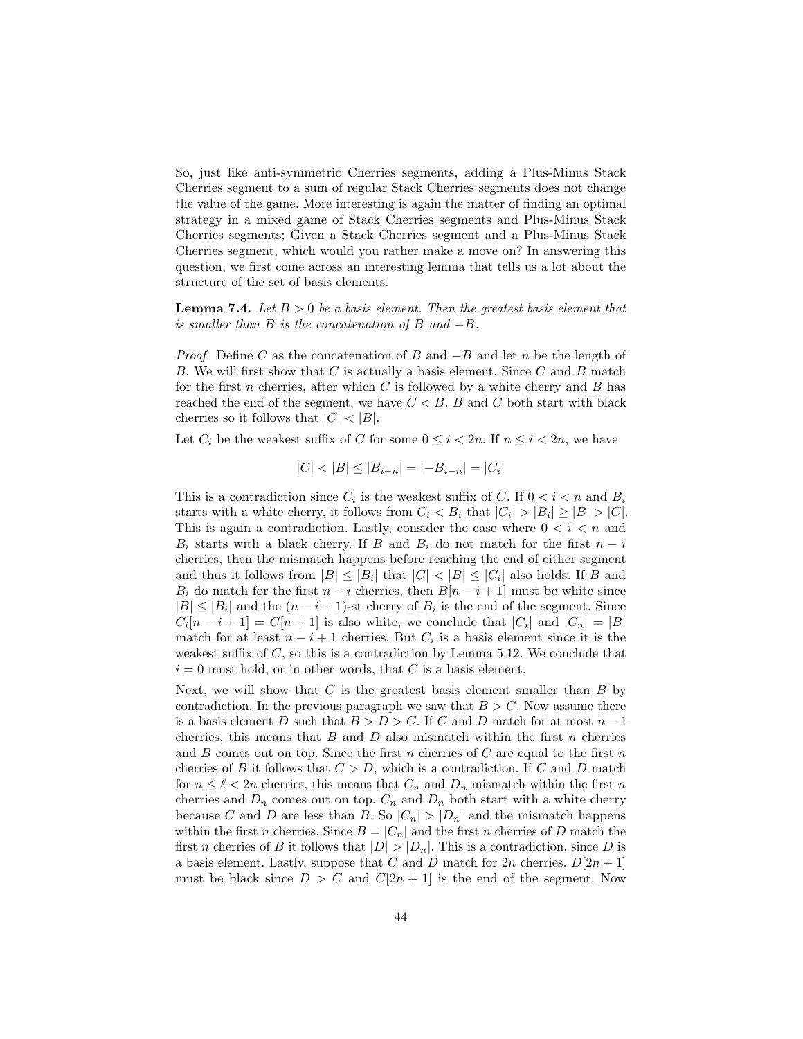So, just like anti-symmetric Cherries segments, adding a Plus-Minus Stack Cherries segment to a sum of regular Stack Cherries segments does not change the value of the game. More interesting is again the matter of finding an optimal strategy in a mixed game of Stack Cherries segments and Plus-Minus Stack Cherries segments; Given a Stack Cherries segment and a Plus-Minus Stack Cherries segment, which would you rather make a move on? In answering this question, we first come across an interesting lemma that tells us a lot about the structure of the set of basis elements.

**Lemma 7.4.** *Let $B > 0$ be a basis element. Then the greatest basis element that is smaller than $B$ is the concatenation of $B$ and $-B$.*

*Proof.* Define $C$ as the concatenation of $B$ and $-B$ and let $n$ be the length of $B$. We will first show that $C$ is actually a basis element. Since $C$ and $B$ match for the first $n$ cherries, after which $C$ is followed by a white cherry and $B$ has reached the end of the segment, we have $C < B$. $B$ and $C$ both start with black cherries so it follows that $|C| < |B|$.

Let $C_i$ be the weakest suffix of $C$ for some $0 \leq i < 2n$. If $n \leq i < 2n$, we have

$$|C| < |B| \leq |B_{i-n}| = |-B_{i-n}| = |C_i|$$

This is a contradiction since $C_i$ is the weakest suffix of $C$. If $0 < i < n$ and $B_i$ starts with a white cherry, it follows from $C_i < B_i$ that $|C_i| > |B_i| \geq |B| > |C|$. This is again a contradiction. Lastly, consider the case where $0 < i < n$ and $B_i$ starts with a black cherry. If $B$ and $B_i$ do not match for the first $n - i$ cherries, then the mismatch happens before reaching the end of either segment and thus it follows from $|B| \leq |B_i|$ that $|C| < |B| \leq |C_i|$ also holds. If $B$ and $B_i$ do match for the first $n - i$ cherries, then $B[n - i + 1]$ must be white since $|B| \leq |B_i|$ and the $(n - i + 1)$-st cherry of $B_i$ is the end of the segment. Since $C_i[n - i + 1] = C[n + 1]$ is also white, we conclude that $|C_i|$ and $|C_n| = |B|$ match for at least $n - i + 1$ cherries. But $C_i$ is a basis element since it is the weakest suffix of $C$, so this is a contradiction by Lemma 5.12. We conclude that $i = 0$ must hold, or in other words, that $C$ is a basis element.

Next, we will show that $C$ is the greatest basis element smaller than $B$ by contradiction. In the previous paragraph we saw that $B > C$. Now assume there is a basis element $D$ such that $B > D > C$. If $C$ and $D$ match for at most $n - 1$ cherries, this means that $B$ and $D$ also mismatch within the first $n$ cherries and $B$ comes out on top. Since the first $n$ cherries of $C$ are equal to the first $n$ cherries of $B$ it follows that $C > D$, which is a contradiction. If $C$ and $D$ match for $n \leq \ell < 2n$ cherries, this means that $C_n$ and $D_n$ mismatch within the first $n$ cherries and $D_n$ comes out on top. $C_n$ and $D_n$ both start with a white cherry because $C$ and $D$ are less than $B$. So $|C_n| > |D_n|$ and the mismatch happens within the first $n$ cherries. Since $B = |C_n|$ and the first $n$ cherries of $D$ match the first $n$ cherries of $B$ it follows that $|D| > |D_n|$. This is a contradiction, since $D$ is a basis element. Lastly, suppose that $C$ and $D$ match for $2n$ cherries. $D[2n + 1]$ must be black since $D > C$ and $C[2n + 1]$ is the end of the segment. Now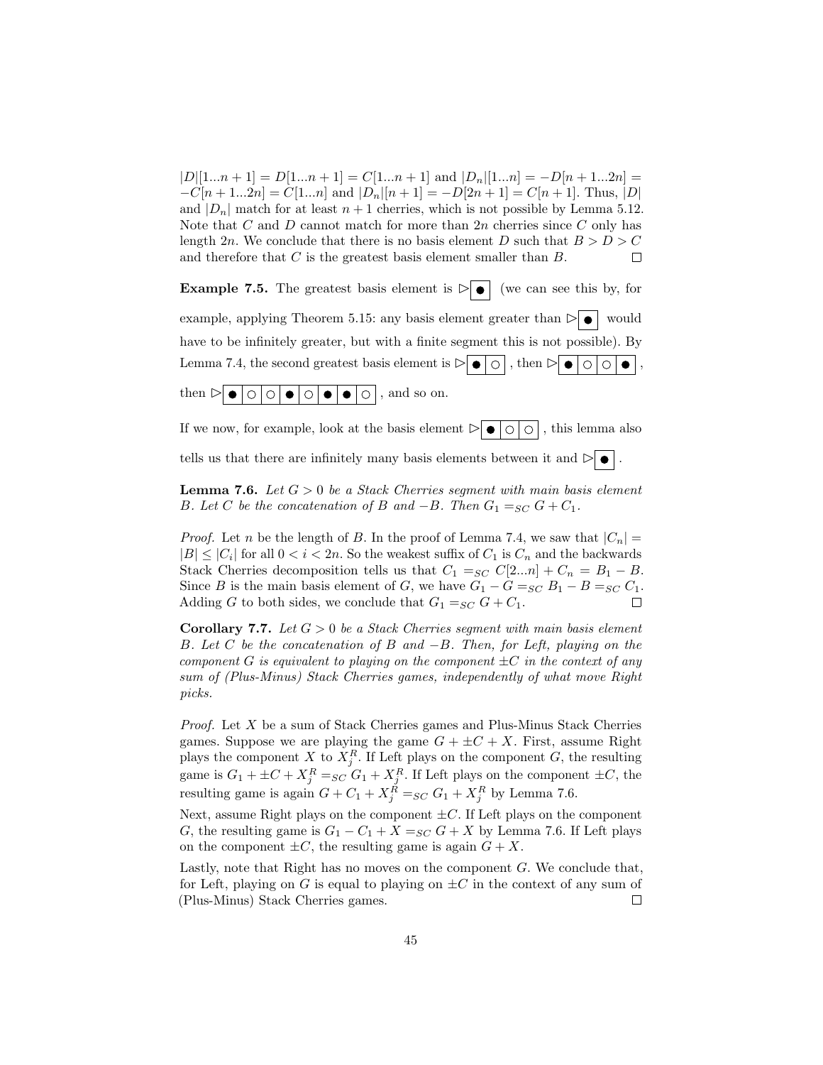$|D|[1...n+1] = D[1...n+1] = C[1...n+1]$ and $|D_n|[1...n] = -D[n+1...2n] = -C[n+1...2n] = C[1...n]$ and $|D_n|[n+1] = -D[2n+1] = C[n+1]$. Thus, $|D|$ and $|D_n|$ match for at least $n+1$ cherries, which is not possible by Lemma 5.12. Note that $C$ and $D$ cannot match for more than $2n$ cherries since $C$ only has length $2n$. We conclude that there is no basis element $D$ such that $B > D > C$ and therefore that $C$ is the greatest basis element smaller than $B$. □

**Example 7.5.** The greatest basis element is $\triangleright$ [●] (we can see this by, for example, applying Theorem 5.15: any basis element greater than $\triangleright$ [●] would have to be infinitely greater, but with a finite segment this is not possible). By Lemma 7.4, the second greatest basis element is $\triangleright$ [● ○], then $\triangleright$ [● ○ ○ ●], then $\triangleright$ [● ○ ○ ● ○ ● ● ○], and so on.

If we now, for example, look at the basis element $\triangleright$ [● ○ ○], this lemma also tells us that there are infinitely many basis elements between it and $\triangleright$ [●].

**Lemma 7.6.** *Let $G > 0$ be a Stack Cherries segment with main basis element $B$. Let $C$ be the concatenation of $B$ and $-B$. Then $G_1 =_{SC} G + C_1$.*

*Proof.* Let $n$ be the length of $B$. In the proof of Lemma 7.4, we saw that $|C_n| = |B| \leq |C_i|$ for all $0 < i < 2n$. So the weakest suffix of $C_1$ is $C_n$ and the backwards Stack Cherries decomposition tells us that $C_1 =_{SC} C[2...n] + C_n = B_1 - B$. Since $B$ is the main basis element of $G$, we have $G_1 - G =_{SC} B_1 - B =_{SC} C_1$. Adding $G$ to both sides, we conclude that $G_1 =_{SC} G + C_1$. □

**Corollary 7.7.** *Let $G > 0$ be a Stack Cherries segment with main basis element $B$. Let $C$ be the concatenation of $B$ and $-B$. Then, for Left, playing on the component $G$ is equivalent to playing on the component $\pm C$ in the context of any sum of (Plus-Minus) Stack Cherries games, independently of what move Right picks.*

*Proof.* Let $X$ be a sum of Stack Cherries games and Plus-Minus Stack Cherries games. Suppose we are playing the game $G + \pm C + X$. First, assume Right plays the component $X$ to $X_j^R$. If Left plays on the component $G$, the resulting game is $G_1 + \pm C + X_j^R =_{SC} G_1 + X_j^R$. If Left plays on the component $\pm C$, the resulting game is again $G + C_1 + X_j^R =_{SC} G_1 + X_j^R$ by Lemma 7.6.

Next, assume Right plays on the component $\pm C$. If Left plays on the component $G$, the resulting game is $G_1 - C_1 + X =_{SC} G + X$ by Lemma 7.6. If Left plays on the component $\pm C$, the resulting game is again $G + X$.

Lastly, note that Right has no moves on the component $G$. We conclude that, for Left, playing on $G$ is equal to playing on $\pm C$ in the context of any sum of (Plus-Minus) Stack Cherries games. □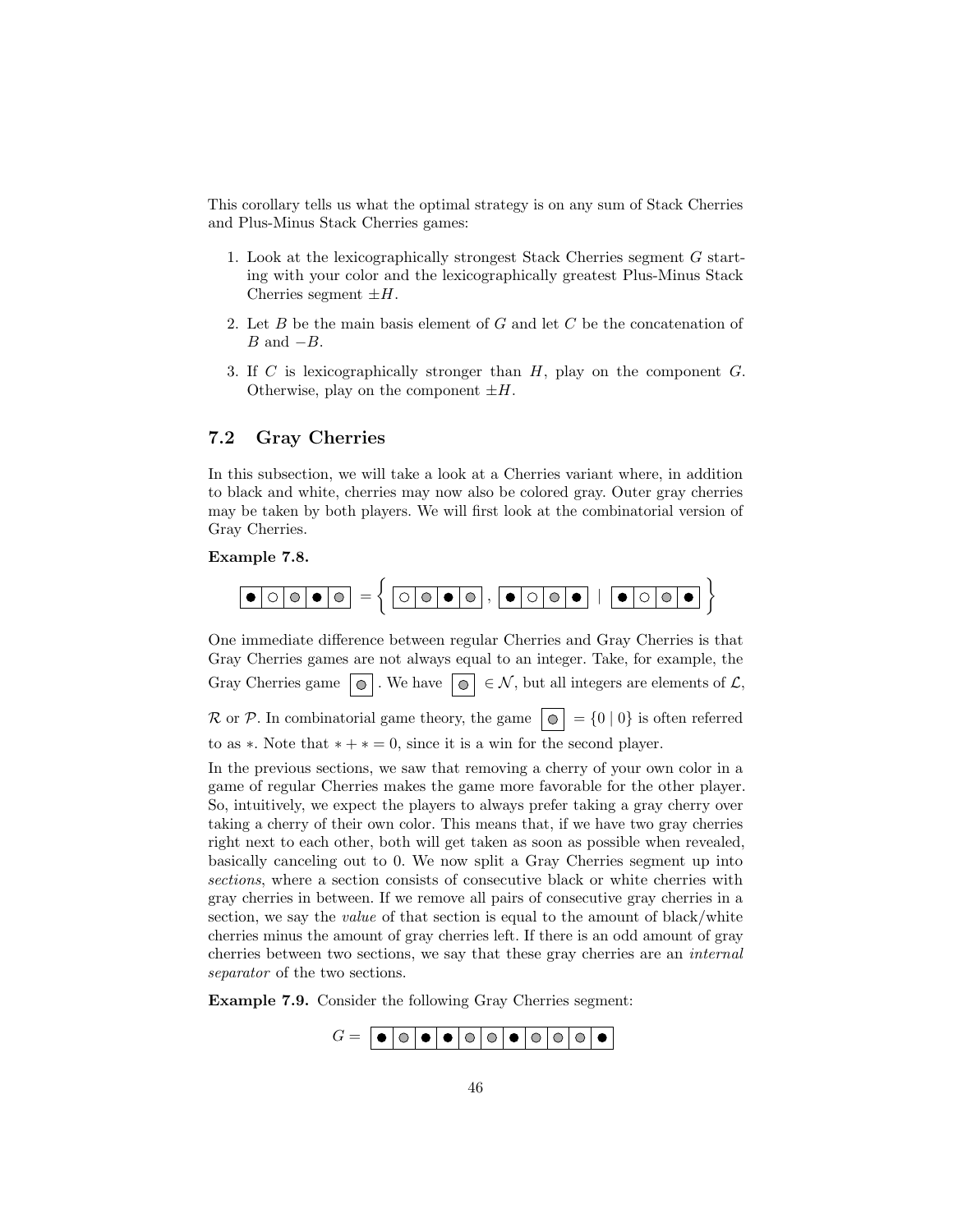This corollary tells us what the optimal strategy is on any sum of Stack Cherries and Plus-Minus Stack Cherries games:

1. Look at the lexicographically strongest Stack Cherries segment $G$ starting with your color and the lexicographically greatest Plus-Minus Stack Cherries segment $\pm H$.
2. Let $B$ be the main basis element of $G$ and let $C$ be the concatenation of $B$ and $-B$.
3. If $C$ is lexicographically stronger than $H$, play on the component $G$. Otherwise, play on the component $\pm H$.

## 7.2 Gray Cherries

In this subsection, we will take a look at a Cherries variant where, in addition to black and white, cherries may now also be colored gray. Outer gray cherries may be taken by both players. We will first look at the combinatorial version of Gray Cherries.

**Example 7.8.**

$$[\,● \mid ○ \mid ◎ \mid ● \mid ◎\,] = \left\{ [\,○ \mid ◎ \mid ● \mid ◎\,],\ [\,● \mid ○ \mid ◎ \mid ●\,] \;\middle|\; [\,● \mid ○ \mid ◎ \mid ●\,] \right\}$$

One immediate difference between regular Cherries and Gray Cherries is that Gray Cherries games are not always equal to an integer. Take, for example, the Gray Cherries game [◎]. We have [◎] $\in \mathcal{N}$, but all integers are elements of $\mathcal{L}$, $\mathcal{R}$ or $\mathcal{P}$. In combinatorial game theory, the game [◎] $= \{0 \mid 0\}$ is often referred to as $*$. Note that $* + * = 0$, since it is a win for the second player.

In the previous sections, we saw that removing a cherry of your own color in a game of regular Cherries makes the game more favorable for the other player. So, intuitively, we expect the players to always prefer taking a gray cherry over taking a cherry of their own color. This means that, if we have two gray cherries right next to each other, both will get taken as soon as possible when revealed, basically canceling out to 0. We now split a Gray Cherries segment up into *sections*, where a section consists of consecutive black or white cherries with gray cherries in between. If we remove all pairs of consecutive gray cherries in a section, we say the *value* of that section is equal to the amount of black/white cherries minus the amount of gray cherries left. If there is an odd amount of gray cherries between two sections, we say that these gray cherries are an *internal separator* of the two sections.

**Example 7.9.** Consider the following Gray Cherries segment:

$$G = [\,● \mid ◎ \mid ● \mid ● \mid ◎ \mid ◎ \mid ● \mid ◎ \mid ◎ \mid ◎ \mid ●\,]$$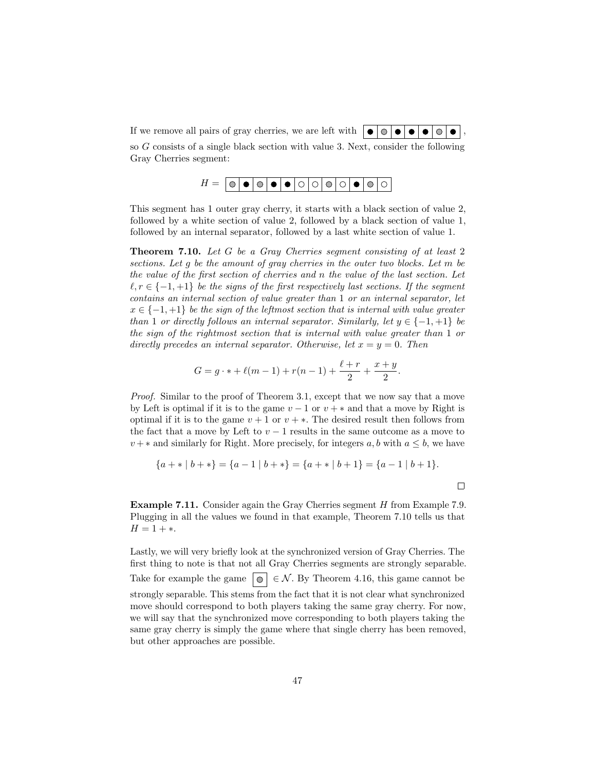If we remove all pairs of gray cherries, we are left with | ● | ◐ | ● | ● | ● | ◐ | ● |,

so $G$ consists of a single black section with value 3. Next, consider the following Gray Cherries segment:

$H =$ | ◐ | ● | ◐ | ● | ● | ○ | ○ | ◐ | ○ | ● | ◐ | ○ |

This segment has 1 outer gray cherry, it starts with a black section of value 2, followed by a white section of value 2, followed by a black section of value 1, followed by an internal separator, followed by a last white section of value 1.

**Theorem 7.10.** *Let $G$ be a Gray Cherries segment consisting of at least 2 sections. Let $g$ be the amount of gray cherries in the outer two blocks. Let $m$ be the value of the first section of cherries and $n$ the value of the last section. Let $\ell, r \in \{-1, +1\}$ be the signs of the first respectively last sections. If the segment contains an internal section of value greater than 1 or an internal separator, let $x \in \{-1, +1\}$ be the sign of the leftmost section that is internal with value greater than 1 or directly follows an internal separator. Similarly, let $y \in \{-1, +1\}$ be the sign of the rightmost section that is internal with value greater than 1 or directly precedes an internal separator. Otherwise, let $x = y = 0$. Then*

$$G = g \cdot * + \ell(m-1) + r(n-1) + \frac{\ell + r}{2} + \frac{x+y}{2}.$$

*Proof.* Similar to the proof of Theorem 3.1, except that we now say that a move by Left is optimal if it is to the game $v - 1$ or $v + *$ and that a move by Right is optimal if it is to the game $v + 1$ or $v + *$. The desired result then follows from the fact that a move by Left to $v - 1$ results in the same outcome as a move to $v + *$ and similarly for Right. More precisely, for integers $a, b$ with $a \leq b$, we have

$$\{a + * \mid b + *\} = \{a - 1 \mid b + *\} = \{a + * \mid b + 1\} = \{a - 1 \mid b + 1\}.$$

□

**Example 7.11.** Consider again the Gray Cherries segment $H$ from Example 7.9. Plugging in all the values we found in that example, Theorem 7.10 tells us that $H = 1 + *$.

Lastly, we will very briefly look at the synchronized version of Gray Cherries. The first thing to note is that not all Gray Cherries segments are strongly separable. Take for example the game | ◐ | $\in \mathcal{N}$. By Theorem 4.16, this game cannot be strongly separable. This stems from the fact that it is not clear what synchronized move should correspond to both players taking the same gray cherry. For now, we will say that the synchronized move corresponding to both players taking the same gray cherry is simply the game where that single cherry has been removed, but other approaches are possible.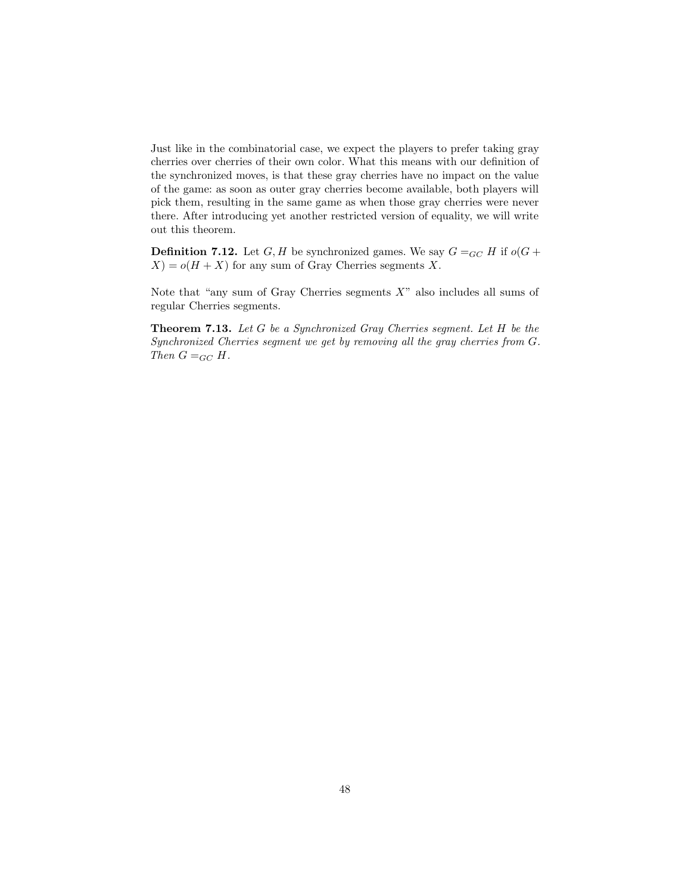Just like in the combinatorial case, we expect the players to prefer taking gray cherries over cherries of their own color. What this means with our definition of the synchronized moves, is that these gray cherries have no impact on the value of the game: as soon as outer gray cherries become available, both players will pick them, resulting in the same game as when those gray cherries were never there. After introducing yet another restricted version of equality, we will write out this theorem.

**Definition 7.12.** Let $G, H$ be synchronized games. We say $G =_{GC} H$ if $o(G + X) = o(H + X)$ for any sum of Gray Cherries segments $X$.

Note that "any sum of Gray Cherries segments $X$" also includes all sums of regular Cherries segments.

**Theorem 7.13.** *Let $G$ be a Synchronized Gray Cherries segment. Let $H$ be the Synchronized Cherries segment we get by removing all the gray cherries from $G$. Then $G =_{GC} H$.*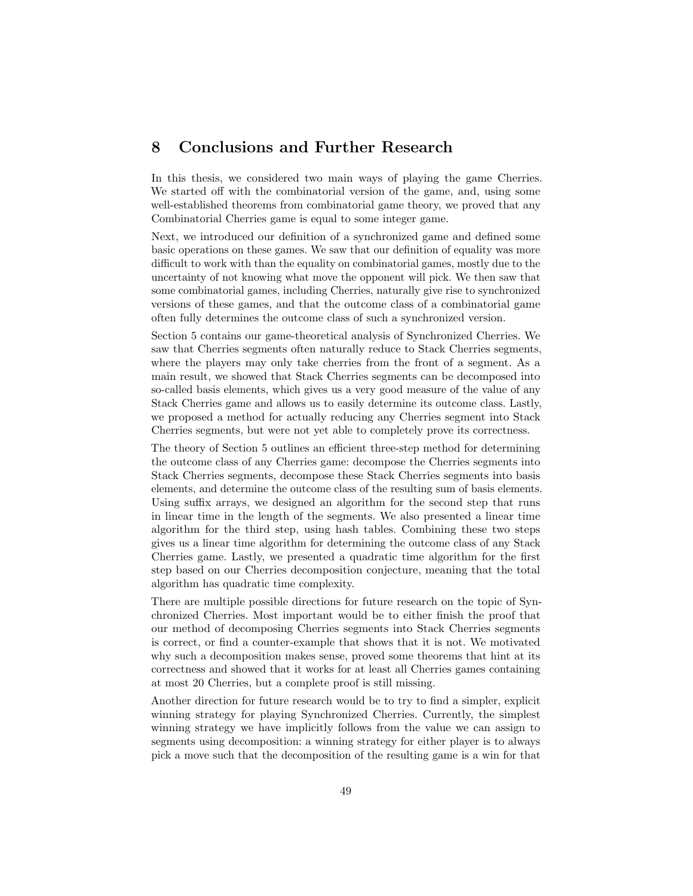# 8 Conclusions and Further Research

In this thesis, we considered two main ways of playing the game Cherries. We started off with the combinatorial version of the game, and, using some well-established theorems from combinatorial game theory, we proved that any Combinatorial Cherries game is equal to some integer game.

Next, we introduced our definition of a synchronized game and defined some basic operations on these games. We saw that our definition of equality was more difficult to work with than the equality on combinatorial games, mostly due to the uncertainty of not knowing what move the opponent will pick. We then saw that some combinatorial games, including Cherries, naturally give rise to synchronized versions of these games, and that the outcome class of a combinatorial game often fully determines the outcome class of such a synchronized version.

Section 5 contains our game-theoretical analysis of Synchronized Cherries. We saw that Cherries segments often naturally reduce to Stack Cherries segments, where the players may only take cherries from the front of a segment. As a main result, we showed that Stack Cherries segments can be decomposed into so-called basis elements, which gives us a very good measure of the value of any Stack Cherries game and allows us to easily determine its outcome class. Lastly, we proposed a method for actually reducing any Cherries segment into Stack Cherries segments, but were not yet able to completely prove its correctness.

The theory of Section 5 outlines an efficient three-step method for determining the outcome class of any Cherries game: decompose the Cherries segments into Stack Cherries segments, decompose these Stack Cherries segments into basis elements, and determine the outcome class of the resulting sum of basis elements. Using suffix arrays, we designed an algorithm for the second step that runs in linear time in the length of the segments. We also presented a linear time algorithm for the third step, using hash tables. Combining these two steps gives us a linear time algorithm for determining the outcome class of any Stack Cherries game. Lastly, we presented a quadratic time algorithm for the first step based on our Cherries decomposition conjecture, meaning that the total algorithm has quadratic time complexity.

There are multiple possible directions for future research on the topic of Synchronized Cherries. Most important would be to either finish the proof that our method of decomposing Cherries segments into Stack Cherries segments is correct, or find a counter-example that shows that it is not. We motivated why such a decomposition makes sense, proved some theorems that hint at its correctness and showed that it works for at least all Cherries games containing at most 20 Cherries, but a complete proof is still missing.

Another direction for future research would be to try to find a simpler, explicit winning strategy for playing Synchronized Cherries. Currently, the simplest winning strategy we have implicitly follows from the value we can assign to segments using decomposition: a winning strategy for either player is to always pick a move such that the decomposition of the resulting game is a win for that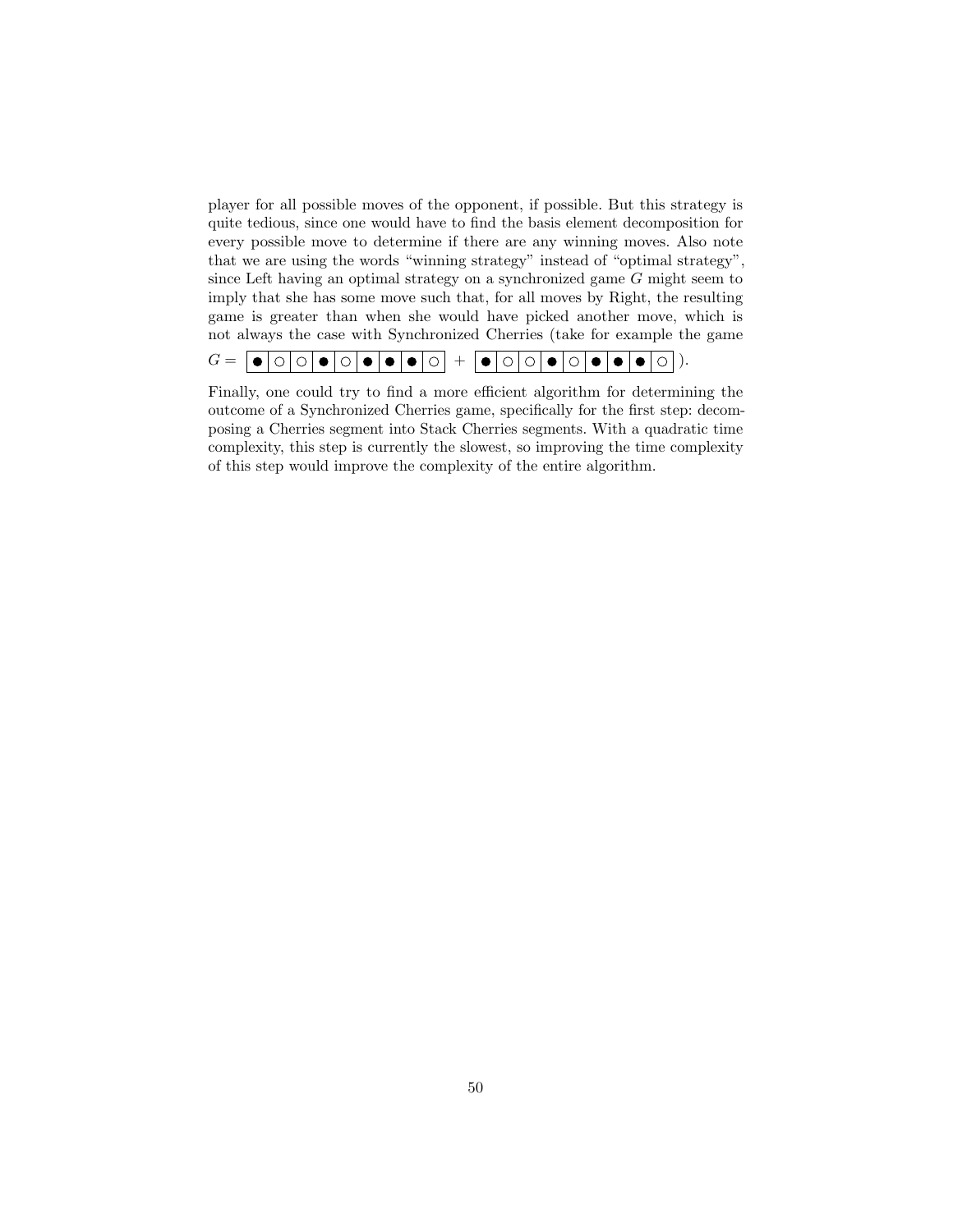player for all possible moves of the opponent, if possible. But this strategy is quite tedious, since one would have to find the basis element decomposition for every possible move to determine if there are any winning moves. Also note that we are using the words "winning strategy" instead of "optimal strategy", since Left having an optimal strategy on a synchronized game $G$ might seem to imply that she has some move such that, for all moves by Right, the resulting game is greater than when she would have picked another move, which is not always the case with Synchronized Cherries (take for example the game

$G =$ |●|○|○|●|○|●|●|●|○| + |●|○|○|●|○|●|●|●|○| ).

Finally, one could try to find a more efficient algorithm for determining the outcome of a Synchronized Cherries game, specifically for the first step: decomposing a Cherries segment into Stack Cherries segments. With a quadratic time complexity, this step is currently the slowest, so improving the time complexity of this step would improve the complexity of the entire algorithm.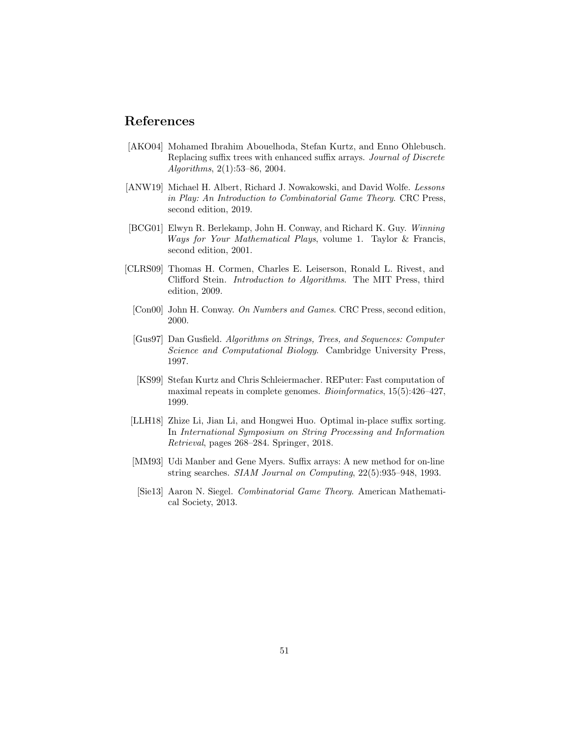## References

[AKO04] Mohamed Ibrahim Abouelhoda, Stefan Kurtz, and Enno Ohlebusch. Replacing suffix trees with enhanced suffix arrays. *Journal of Discrete Algorithms*, 2(1):53–86, 2004.

[ANW19] Michael H. Albert, Richard J. Nowakowski, and David Wolfe. *Lessons in Play: An Introduction to Combinatorial Game Theory*. CRC Press, second edition, 2019.

[BCG01] Elwyn R. Berlekamp, John H. Conway, and Richard K. Guy. *Winning Ways for Your Mathematical Plays*, volume 1. Taylor & Francis, second edition, 2001.

[CLRS09] Thomas H. Cormen, Charles E. Leiserson, Ronald L. Rivest, and Clifford Stein. *Introduction to Algorithms*. The MIT Press, third edition, 2009.

[Con00] John H. Conway. *On Numbers and Games*. CRC Press, second edition, 2000.

[Gus97] Dan Gusfield. *Algorithms on Strings, Trees, and Sequences: Computer Science and Computational Biology*. Cambridge University Press, 1997.

[KS99] Stefan Kurtz and Chris Schleiermacher. REPuter: Fast computation of maximal repeats in complete genomes. *Bioinformatics*, 15(5):426–427, 1999.

[LLH18] Zhize Li, Jian Li, and Hongwei Huo. Optimal in-place suffix sorting. In *International Symposium on String Processing and Information Retrieval*, pages 268–284. Springer, 2018.

[MM93] Udi Manber and Gene Myers. Suffix arrays: A new method for on-line string searches. *SIAM Journal on Computing*, 22(5):935–948, 1993.

[Sie13] Aaron N. Siegel. *Combinatorial Game Theory*. American Mathematical Society, 2013.